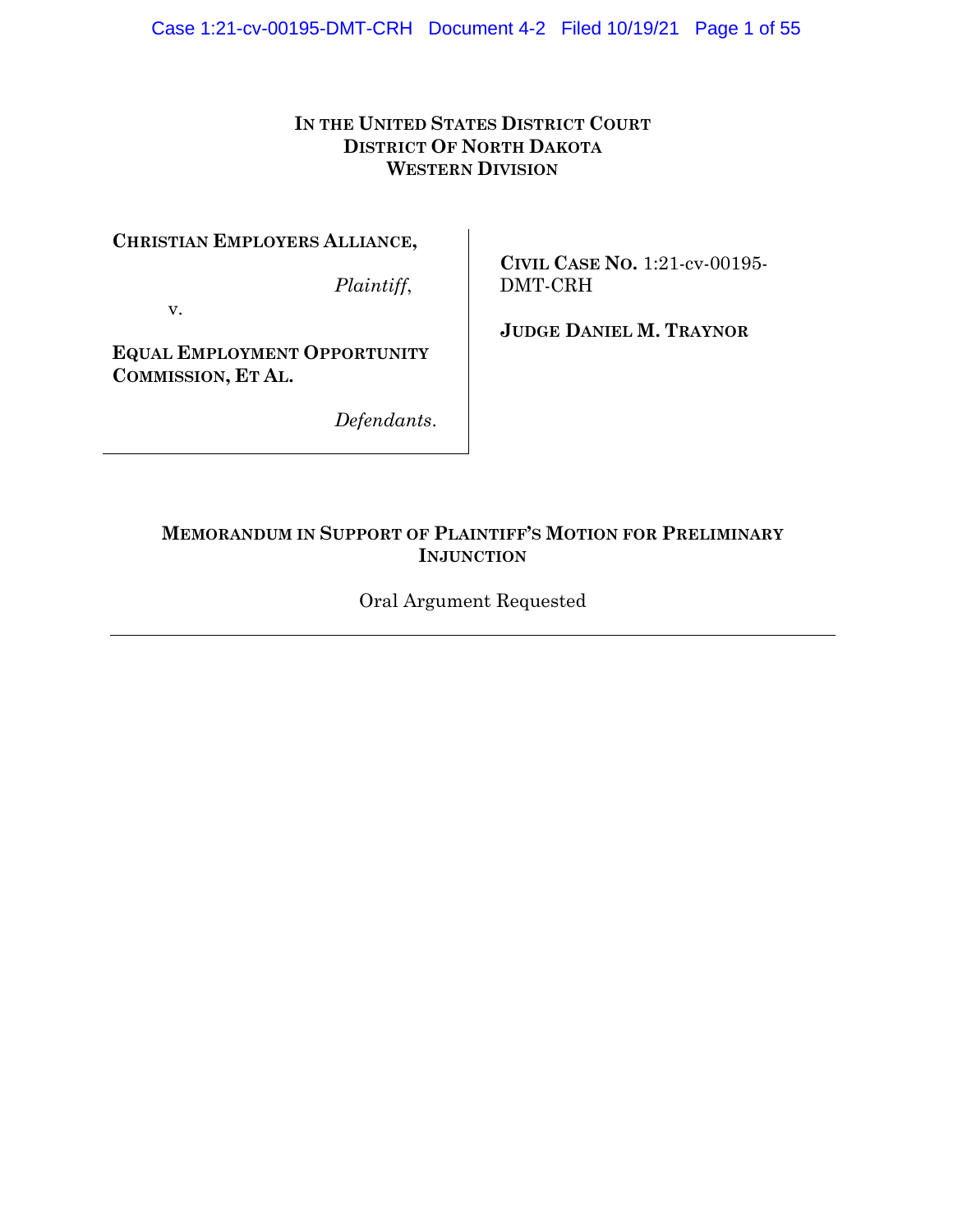**IN THE UNITED STATES DISTRICT COURT**
**DISTRICT OF NORTH DAKOTA**
**WESTERN DIVISION**

| | |
|---|---|
| **CHRISTIAN EMPLOYERS ALLIANCE,** *Plaintiff*, v. **EQUAL EMPLOYMENT OPPORTUNITY COMMISSION, ET AL.** *Defendants*. | **CIVIL CASE NO.** 1:21-cv-00195-DMT-CRH **JUDGE DANIEL M. TRAYNOR** |

**MEMORANDUM IN SUPPORT OF PLAINTIFF'S MOTION FOR PRELIMINARY INJUNCTION**

Oral Argument Requested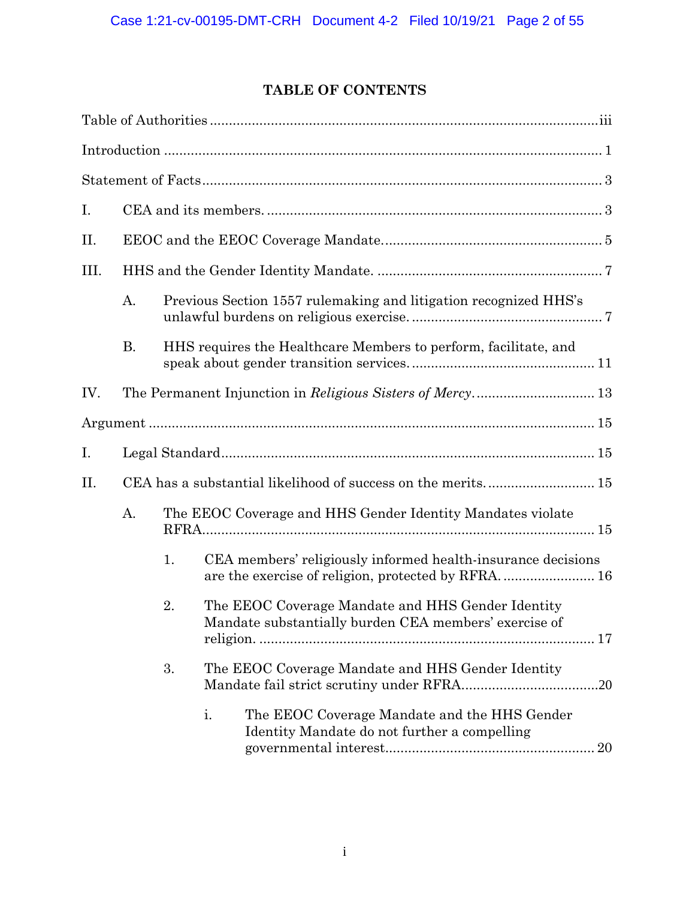## TABLE OF CONTENTS

Table of Authorities ..... iii

Introduction ..... 1

Statement of Facts ..... 3

I. CEA and its members. ..... 3

II. EEOC and the EEOC Coverage Mandate. ..... 5

III. HHS and the Gender Identity Mandate. ..... 7

- A. Previous Section 1557 rulemaking and litigation recognized HHS's unlawful burdens on religious exercise. ..... 7
- B. HHS requires the Healthcare Members to perform, facilitate, and speak about gender transition services. ..... 11

IV. The Permanent Injunction in *Religious Sisters of Mercy*. ..... 13

Argument ..... 15

I. Legal Standard ..... 15

II. CEA has a substantial likelihood of success on the merits. ..... 15

- A. The EEOC Coverage and HHS Gender Identity Mandates violate RFRA. ..... 15
  - 1. CEA members' religiously informed health-insurance decisions are the exercise of religion, protected by RFRA. ..... 16
  - 2. The EEOC Coverage Mandate and HHS Gender Identity Mandate substantially burden CEA members' exercise of religion. ..... 17
  - 3. The EEOC Coverage Mandate and HHS Gender Identity Mandate fail strict scrutiny under RFRA. ..... 20
    - i. The EEOC Coverage Mandate and the HHS Gender Identity Mandate do not further a compelling governmental interest. ..... 20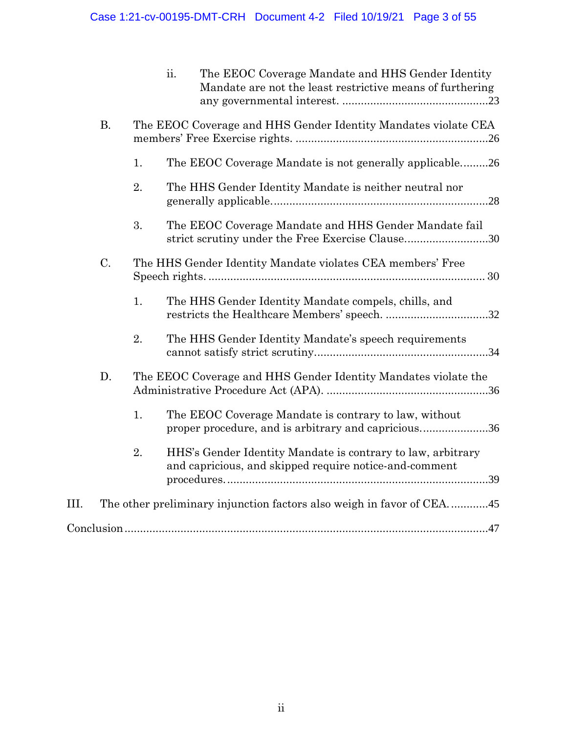ii. The EEOC Coverage Mandate and HHS Gender Identity Mandate are not the least restrictive means of furthering any governmental interest. ....23

B. The EEOC Coverage and HHS Gender Identity Mandates violate CEA members' Free Exercise rights. ....26

1. The EEOC Coverage Mandate is not generally applicable. ....26

2. The HHS Gender Identity Mandate is neither neutral nor generally applicable. ....28

3. The EEOC Coverage Mandate and HHS Gender Mandate fail strict scrutiny under the Free Exercise Clause. ....30

C. The HHS Gender Identity Mandate violates CEA members' Free Speech rights. ....30

1. The HHS Gender Identity Mandate compels, chills, and restricts the Healthcare Members' speech. ....32

2. The HHS Gender Identity Mandate's speech requirements cannot satisfy strict scrutiny. ....34

D. The EEOC Coverage and HHS Gender Identity Mandates violate the Administrative Procedure Act (APA). ....36

1. The EEOC Coverage Mandate is contrary to law, without proper procedure, and is arbitrary and capricious. ....36

2. HHS's Gender Identity Mandate is contrary to law, arbitrary and capricious, and skipped require notice-and-comment procedures. ....39

III. The other preliminary injunction factors also weigh in favor of CEA. ....45

Conclusion ....47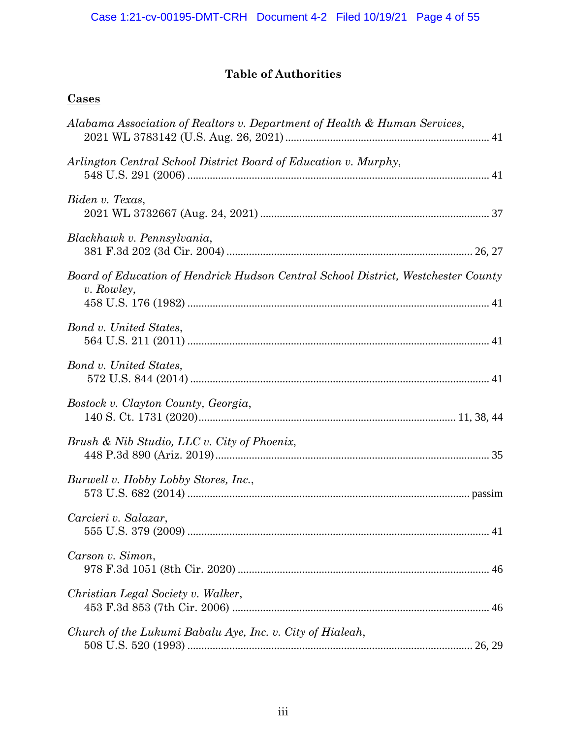## Table of Authorities

**Cases**

*Alabama Association of Realtors v. Department of Health & Human Services*,
2021 WL 3783142 (U.S. Aug. 26, 2021) .......... 41

*Arlington Central School District Board of Education v. Murphy*,
548 U.S. 291 (2006) .......... 41

*Biden v. Texas*,
2021 WL 3732667 (Aug. 24, 2021) .......... 37

*Blackhawk v. Pennsylvania*,
381 F.3d 202 (3d Cir. 2004) .......... 26, 27

*Board of Education of Hendrick Hudson Central School District, Westchester County v. Rowley*,
458 U.S. 176 (1982) .......... 41

*Bond v. United States*,
564 U.S. 211 (2011) .......... 41

*Bond v. United States,*
572 U.S. 844 (2014) .......... 41

*Bostock v. Clayton County, Georgia*,
140 S. Ct. 1731 (2020) .......... 11, 38, 44

*Brush & Nib Studio, LLC v. City of Phoenix*,
448 P.3d 890 (Ariz. 2019) .......... 35

*Burwell v. Hobby Lobby Stores, Inc.*,
573 U.S. 682 (2014) .......... passim

*Carcieri v. Salazar*,
555 U.S. 379 (2009) .......... 41

*Carson v. Simon*,
978 F.3d 1051 (8th Cir. 2020) .......... 46

*Christian Legal Society v. Walker*,
453 F.3d 853 (7th Cir. 2006) .......... 46

*Church of the Lukumi Babalu Aye, Inc. v. City of Hialeah*,
508 U.S. 520 (1993) .......... 26, 29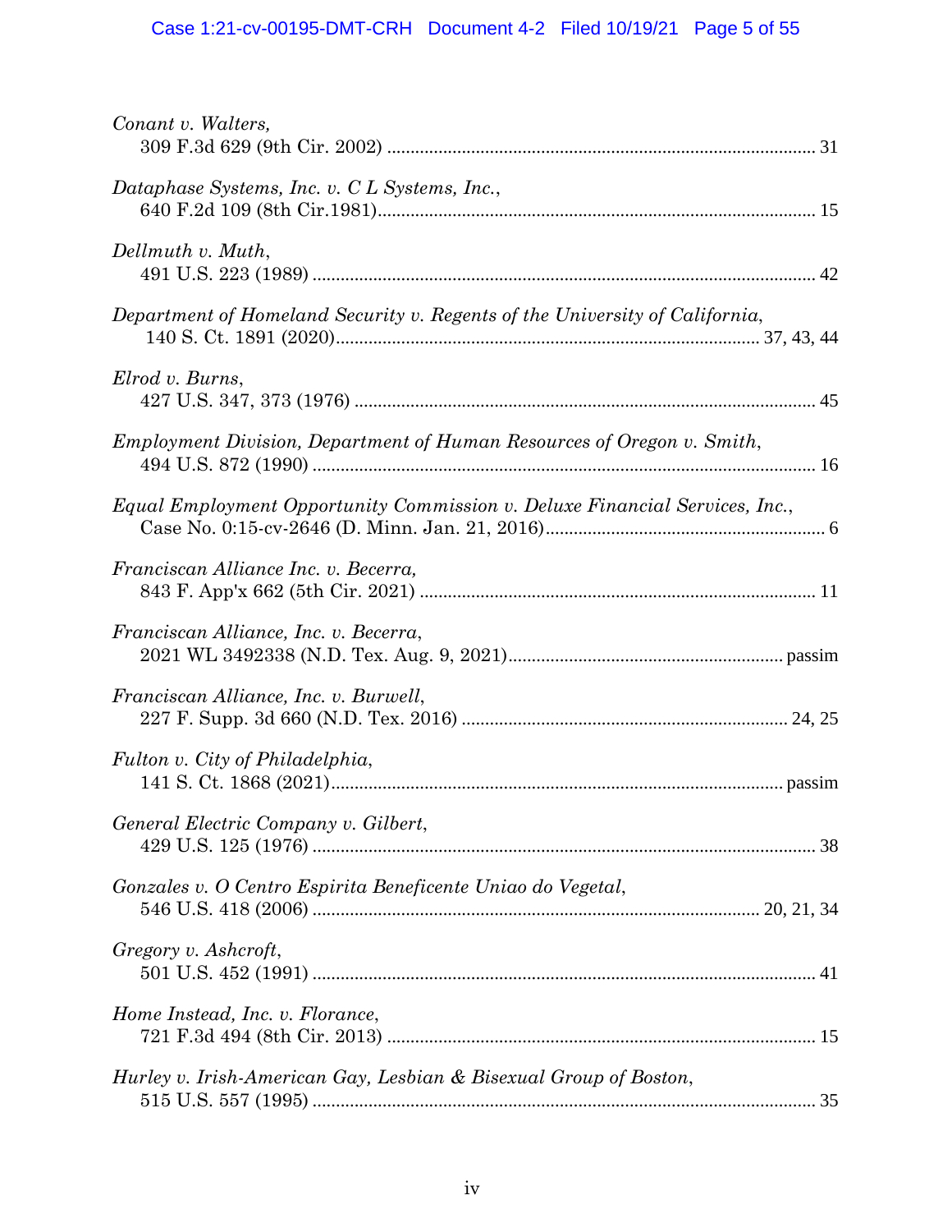*Conant v. Walters*,
309 F.3d 629 (9th Cir. 2002) .......... 31

*Dataphase Systems, Inc. v. C L Systems, Inc.*,
640 F.2d 109 (8th Cir.1981) .......... 15

*Dellmuth v. Muth*,
491 U.S. 223 (1989) .......... 42

*Department of Homeland Security v. Regents of the University of California*,
140 S. Ct. 1891 (2020) .......... 37, 43, 44

*Elrod v. Burns*,
427 U.S. 347, 373 (1976) .......... 45

*Employment Division, Department of Human Resources of Oregon v. Smith*,
494 U.S. 872 (1990) .......... 16

*Equal Employment Opportunity Commission v. Deluxe Financial Services, Inc.*,
Case No. 0:15-cv-2646 (D. Minn. Jan. 21, 2016) .......... 6

*Franciscan Alliance Inc. v. Becerra*,
843 F. App'x 662 (5th Cir. 2021) .......... 11

*Franciscan Alliance, Inc. v. Becerra*,
2021 WL 3492338 (N.D. Tex. Aug. 9, 2021) .......... passim

*Franciscan Alliance, Inc. v. Burwell*,
227 F. Supp. 3d 660 (N.D. Tex. 2016) .......... 24, 25

*Fulton v. City of Philadelphia*,
141 S. Ct. 1868 (2021) .......... passim

*General Electric Company v. Gilbert*,
429 U.S. 125 (1976) .......... 38

*Gonzales v. O Centro Espirita Beneficente Uniao do Vegetal*,
546 U.S. 418 (2006) .......... 20, 21, 34

*Gregory v. Ashcroft*,
501 U.S. 452 (1991) .......... 41

*Home Instead, Inc. v. Florance*,
721 F.3d 494 (8th Cir. 2013) .......... 15

*Hurley v. Irish-American Gay, Lesbian & Bisexual Group of Boston*,
515 U.S. 557 (1995) .......... 35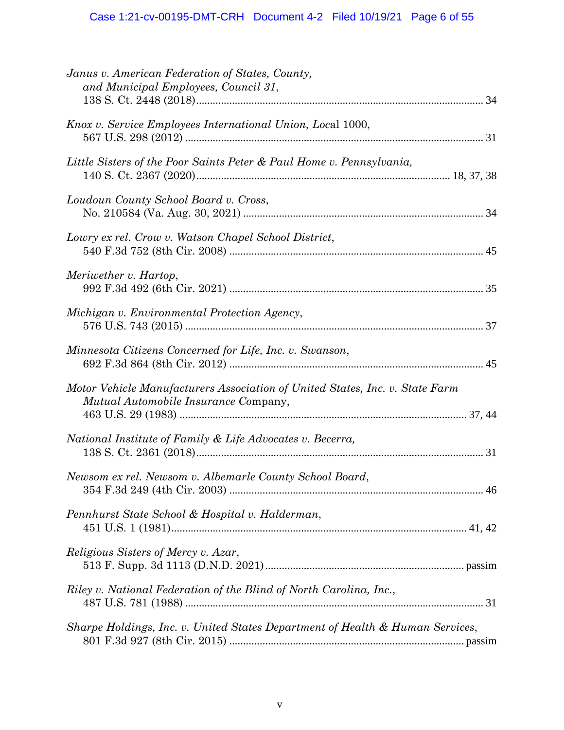*Janus v. American Federation of States, County, and Municipal Employees, Council 31*,
138 S. Ct. 2448 (2018)....................................................................................................... 34

*Knox v. Service Employees International Union, Loc*al 1000,
567 U.S. 298 (2012) ........................................................................................................... 31

*Little Sisters of the Poor Saints Peter & Paul Home v. Pennsylvania,*
140 S. Ct. 2367 (2020)........................................................................................... 18, 37, 38

*Loudoun County School Board v. Cross*,
No. 210584 (Va. Aug. 30, 2021) ...................................................................................... 34

*Lowry ex rel. Crow v. Watson Chapel School District*,
540 F.3d 752 (8th Cir. 2008) ........................................................................................... 45

*Meriwether v. Hartop*,
992 F.3d 492 (6th Cir. 2021) ........................................................................................... 35

*Michigan v. Environmental Protection Agency*,
576 U.S. 743 (2015) ........................................................................................................... 37

*Minnesota Citizens Concerned for Life, Inc. v. Swanson*,
692 F.3d 864 (8th Cir. 2012) ........................................................................................... 45

*Motor Vehicle Manufacturers Association of United States, Inc. v. State Farm Mutual Automobile Insurance* Company,
463 U.S. 29 (1983) ....................................................................................................... 37, 44

*National Institute of Family & Life Advocates v. Becerra,*
138 S. Ct. 2361 (2018)....................................................................................................... 31

*Newsom ex rel. Newsom v. Albemarle County School Board*,
354 F.3d 249 (4th Cir. 2003) ........................................................................................... 46

*Pennhurst State School & Hospital v. Halderman*,
451 U.S. 1 (1981)........................................................................................................ 41, 42

*Religious Sisters of Mercy v. Azar*,
513 F. Supp. 3d 1113 (D.N.D. 2021) ....................................................................... passim

*Riley v. National Federation of the Blind of North Carolina, Inc.*,
487 U.S. 781 (1988) ........................................................................................................... 31

*Sharpe Holdings, Inc. v. United States Department of Health & Human Services*,
801 F.3d 927 (8th Cir. 2015) .................................................................................... passim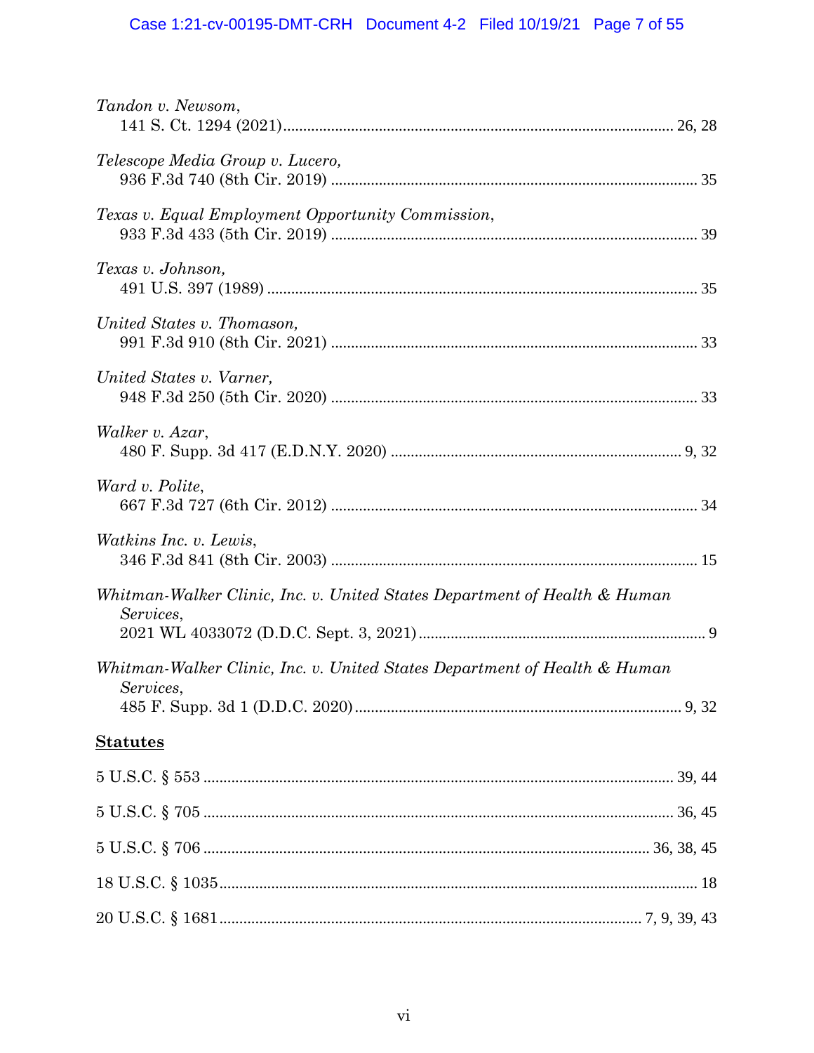*Tandon v. Newsom*,
141 S. Ct. 1294 (2021) ........................................................................................ 26, 28

*Telescope Media Group v. Lucero,*
936 F.3d 740 (8th Cir. 2019) ........................................................................................ 35

*Texas v. Equal Employment Opportunity Commission*,
933 F.3d 433 (5th Cir. 2019) ........................................................................................ 39

*Texas v. Johnson,*
491 U.S. 397 (1989) ........................................................................................ 35

*United States v. Thomason,*
991 F.3d 910 (8th Cir. 2021) ........................................................................................ 33

*United States v. Varner,*
948 F.3d 250 (5th Cir. 2020) ........................................................................................ 33

*Walker v. Azar*,
480 F. Supp. 3d 417 (E.D.N.Y. 2020) ........................................................................................ 9, 32

*Ward v. Polite*,
667 F.3d 727 (6th Cir. 2012) ........................................................................................ 34

*Watkins Inc. v. Lewis*,
346 F.3d 841 (8th Cir. 2003) ........................................................................................ 15

*Whitman-Walker Clinic, Inc. v. United States Department of Health & Human Services*,
2021 WL 4033072 (D.D.C. Sept. 3, 2021) ........................................................................................ 9

*Whitman-Walker Clinic, Inc. v. United States Department of Health & Human Services*,
485 F. Supp. 3d 1 (D.D.C. 2020) ........................................................................................ 9, 32

**Statutes**

5 U.S.C. § 553 ........................................................................................ 39, 44

5 U.S.C. § 705 ........................................................................................ 36, 45

5 U.S.C. § 706 ........................................................................................ 36, 38, 45

18 U.S.C. § 1035 ........................................................................................ 18

20 U.S.C. § 1681 ........................................................................................ 7, 9, 39, 43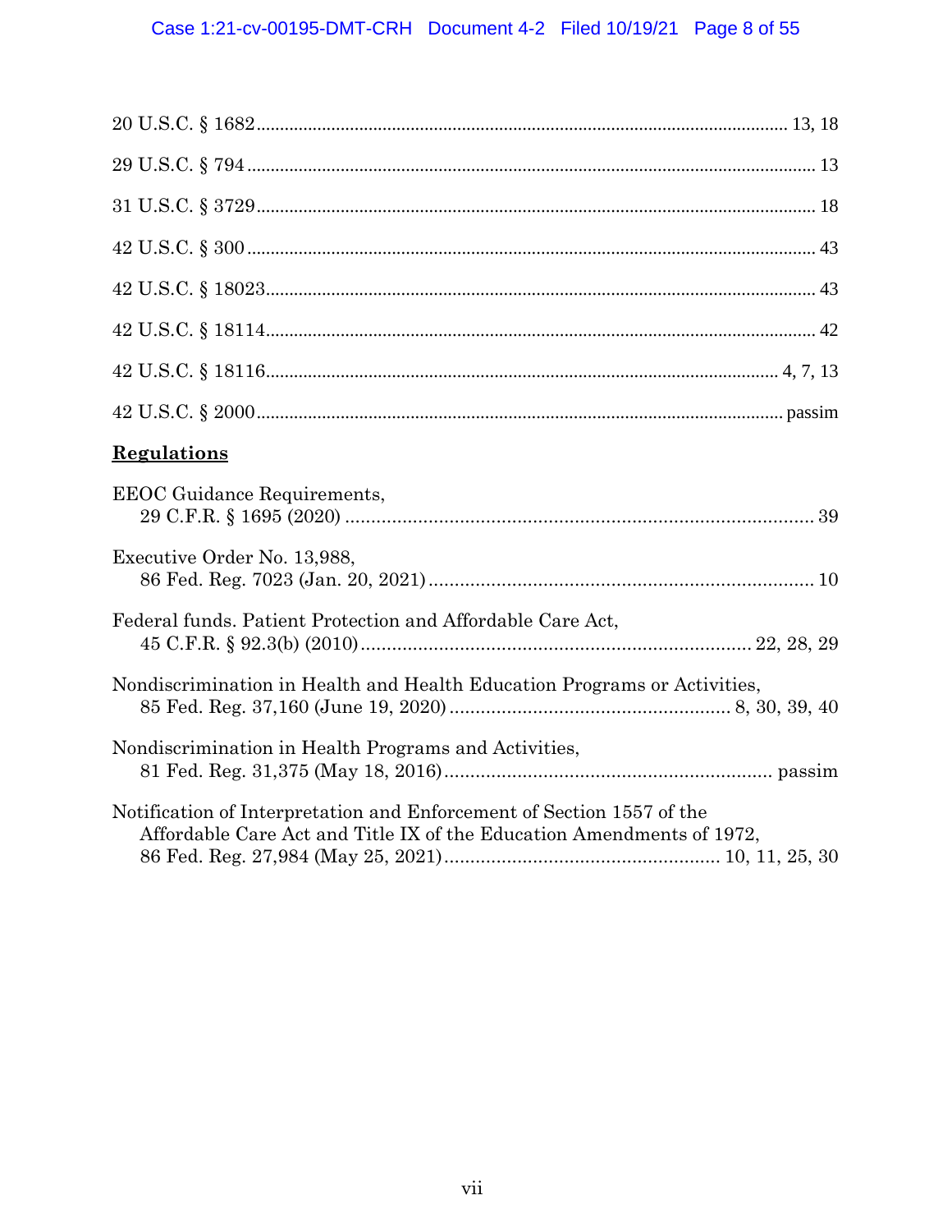20 U.S.C. § 1682 .......... 13, 18

29 U.S.C. § 794 .......... 13

31 U.S.C. § 3729 .......... 18

42 U.S.C. § 300 .......... 43

42 U.S.C. § 18023 .......... 43

42 U.S.C. § 18114 .......... 42

42 U.S.C. § 18116 .......... 4, 7, 13

42 U.S.C. § 2000 .......... passim

## Regulations

EEOC Guidance Requirements,
29 C.F.R. § 1695 (2020) .......... 39

Executive Order No. 13,988,
86 Fed. Reg. 7023 (Jan. 20, 2021) .......... 10

Federal funds. Patient Protection and Affordable Care Act,
45 C.F.R. § 92.3(b) (2010) .......... 22, 28, 29

Nondiscrimination in Health and Health Education Programs or Activities,
85 Fed. Reg. 37,160 (June 19, 2020) .......... 8, 30, 39, 40

Nondiscrimination in Health Programs and Activities,
81 Fed. Reg. 31,375 (May 18, 2016) .......... passim

Notification of Interpretation and Enforcement of Section 1557 of the Affordable Care Act and Title IX of the Education Amendments of 1972,
86 Fed. Reg. 27,984 (May 25, 2021) .......... 10, 11, 25, 30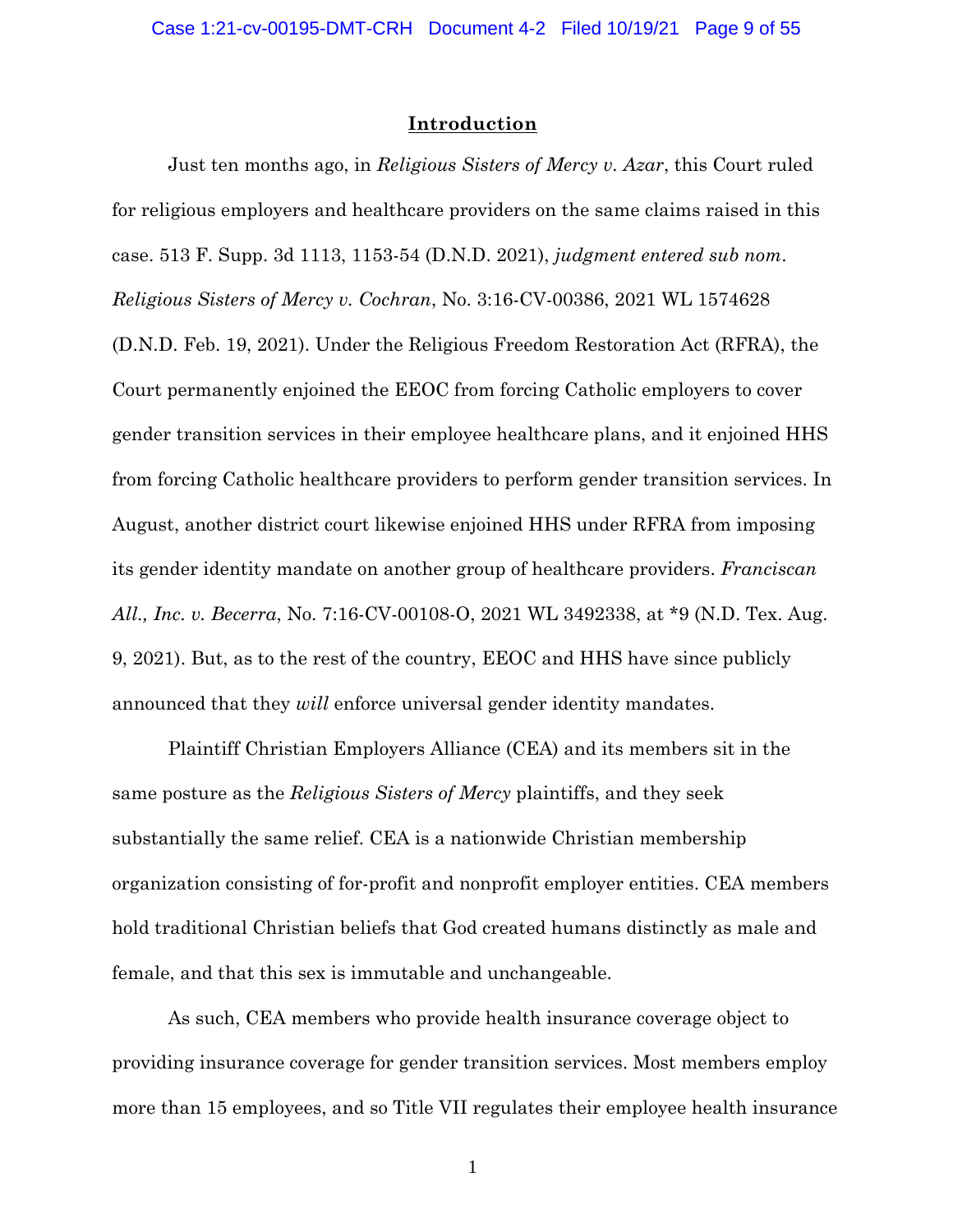## Introduction

Just ten months ago, in *Religious Sisters of Mercy v. Azar*, this Court ruled for religious employers and healthcare providers on the same claims raised in this case. 513 F. Supp. 3d 1113, 1153-54 (D.N.D. 2021), *judgment entered sub nom*. *Religious Sisters of Mercy v. Cochran*, No. 3:16-CV-00386, 2021 WL 1574628 (D.N.D. Feb. 19, 2021). Under the Religious Freedom Restoration Act (RFRA), the Court permanently enjoined the EEOC from forcing Catholic employers to cover gender transition services in their employee healthcare plans, and it enjoined HHS from forcing Catholic healthcare providers to perform gender transition services. In August, another district court likewise enjoined HHS under RFRA from imposing its gender identity mandate on another group of healthcare providers. *Franciscan All., Inc. v. Becerra*, No. 7:16-CV-00108-O, 2021 WL 3492338, at *9 (N.D. Tex. Aug. 9, 2021). But, as to the rest of the country, EEOC and HHS have since publicly announced that they *will* enforce universal gender identity mandates.

Plaintiff Christian Employers Alliance (CEA) and its members sit in the same posture as the *Religious Sisters of Mercy* plaintiffs, and they seek substantially the same relief. CEA is a nationwide Christian membership organization consisting of for-profit and nonprofit employer entities. CEA members hold traditional Christian beliefs that God created humans distinctly as male and female, and that this sex is immutable and unchangeable.

As such, CEA members who provide health insurance coverage object to providing insurance coverage for gender transition services. Most members employ more than 15 employees, and so Title VII regulates their employee health insurance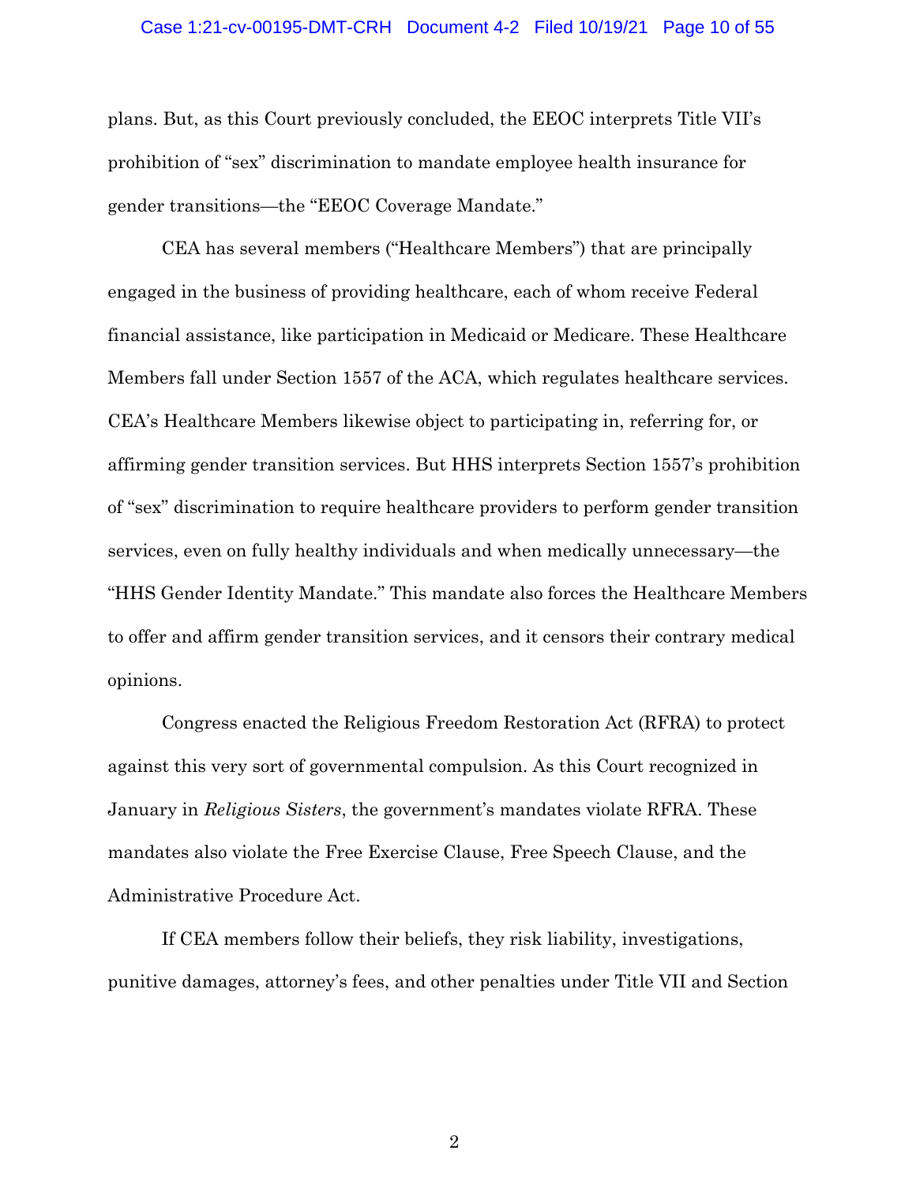plans. But, as this Court previously concluded, the EEOC interprets Title VII's prohibition of "sex" discrimination to mandate employee health insurance for gender transitions—the "EEOC Coverage Mandate."

CEA has several members ("Healthcare Members") that are principally engaged in the business of providing healthcare, each of whom receive Federal financial assistance, like participation in Medicaid or Medicare. These Healthcare Members fall under Section 1557 of the ACA, which regulates healthcare services. CEA's Healthcare Members likewise object to participating in, referring for, or affirming gender transition services. But HHS interprets Section 1557's prohibition of "sex" discrimination to require healthcare providers to perform gender transition services, even on fully healthy individuals and when medically unnecessary—the "HHS Gender Identity Mandate." This mandate also forces the Healthcare Members to offer and affirm gender transition services, and it censors their contrary medical opinions.

Congress enacted the Religious Freedom Restoration Act (RFRA) to protect against this very sort of governmental compulsion. As this Court recognized in January in *Religious Sisters*, the government's mandates violate RFRA. These mandates also violate the Free Exercise Clause, Free Speech Clause, and the Administrative Procedure Act.

If CEA members follow their beliefs, they risk liability, investigations, punitive damages, attorney's fees, and other penalties under Title VII and Section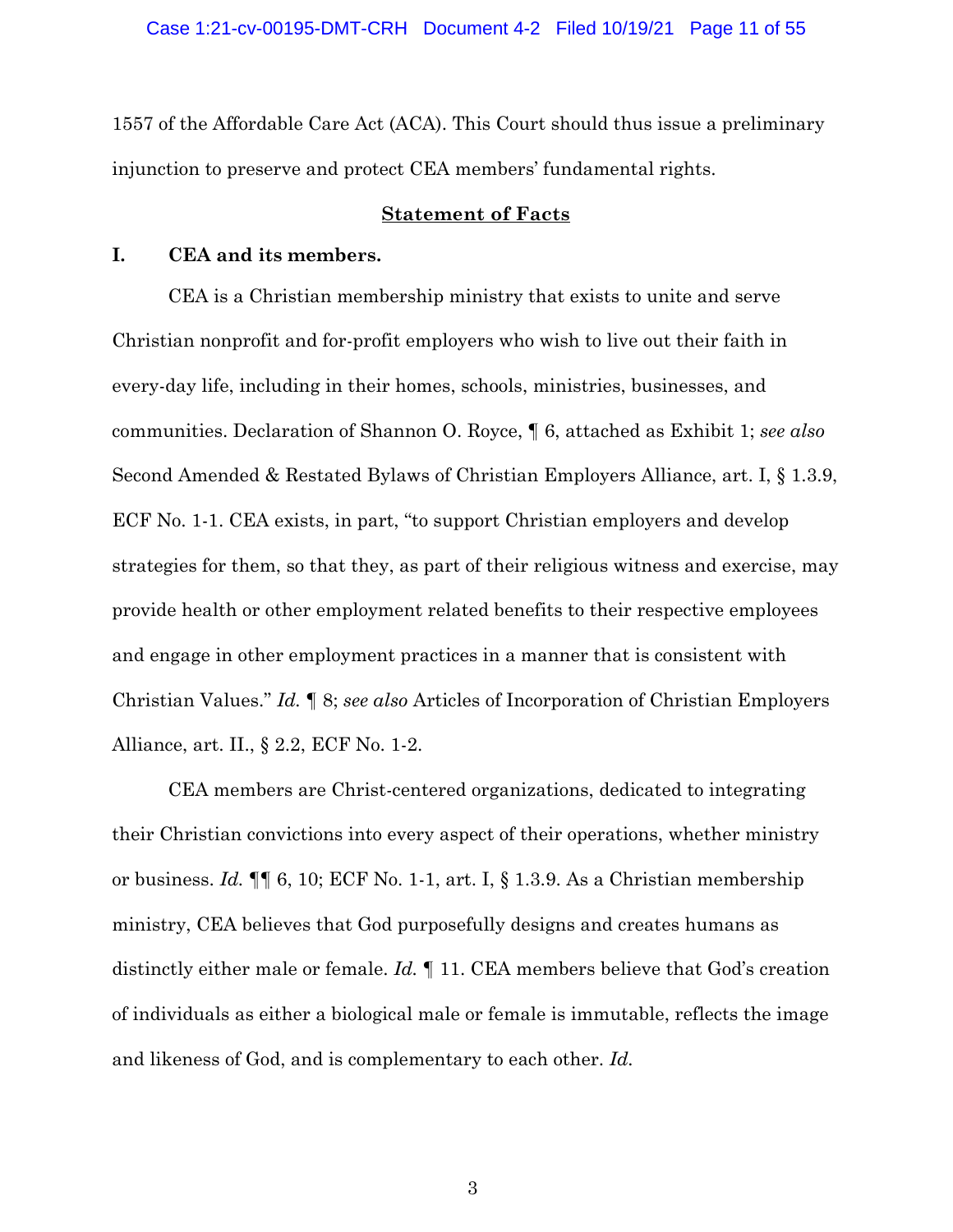1557 of the Affordable Care Act (ACA). This Court should thus issue a preliminary injunction to preserve and protect CEA members' fundamental rights.

## Statement of Facts

### I. CEA and its members.

CEA is a Christian membership ministry that exists to unite and serve Christian nonprofit and for-profit employers who wish to live out their faith in every-day life, including in their homes, schools, ministries, businesses, and communities. Declaration of Shannon O. Royce, ¶ 6, attached as Exhibit 1; *see also* Second Amended & Restated Bylaws of Christian Employers Alliance, art. I, § 1.3.9, ECF No. 1-1. CEA exists, in part, "to support Christian employers and develop strategies for them, so that they, as part of their religious witness and exercise, may provide health or other employment related benefits to their respective employees and engage in other employment practices in a manner that is consistent with Christian Values." *Id.* ¶ 8; *see also* Articles of Incorporation of Christian Employers Alliance, art. II., § 2.2, ECF No. 1-2.

CEA members are Christ-centered organizations, dedicated to integrating their Christian convictions into every aspect of their operations, whether ministry or business. *Id.* ¶¶ 6, 10; ECF No. 1-1, art. I, § 1.3.9. As a Christian membership ministry, CEA believes that God purposefully designs and creates humans as distinctly either male or female. *Id.* ¶ 11. CEA members believe that God's creation of individuals as either a biological male or female is immutable, reflects the image and likeness of God, and is complementary to each other. *Id.*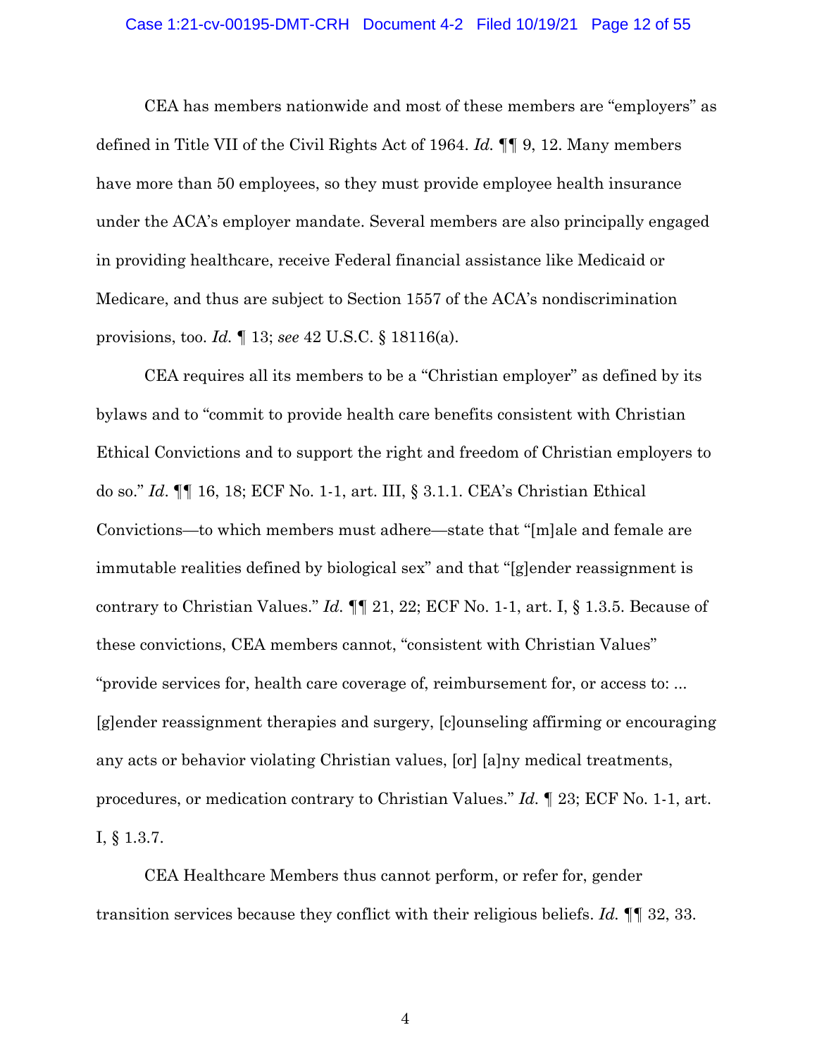CEA has members nationwide and most of these members are "employers" as defined in Title VII of the Civil Rights Act of 1964. *Id.* ¶¶ 9, 12. Many members have more than 50 employees, so they must provide employee health insurance under the ACA's employer mandate. Several members are also principally engaged in providing healthcare, receive Federal financial assistance like Medicaid or Medicare, and thus are subject to Section 1557 of the ACA's nondiscrimination provisions, too. *Id.* ¶ 13; *see* 42 U.S.C. § 18116(a).

CEA requires all its members to be a "Christian employer" as defined by its bylaws and to "commit to provide health care benefits consistent with Christian Ethical Convictions and to support the right and freedom of Christian employers to do so." *Id.* ¶¶ 16, 18; ECF No. 1-1, art. III, § 3.1.1. CEA's Christian Ethical Convictions—to which members must adhere—state that "[m]ale and female are immutable realities defined by biological sex" and that "[g]ender reassignment is contrary to Christian Values." *Id.* ¶¶ 21, 22; ECF No. 1-1, art. I, § 1.3.5. Because of these convictions, CEA members cannot, "consistent with Christian Values" "provide services for, health care coverage of, reimbursement for, or access to: ... [g]ender reassignment therapies and surgery, [c]ounseling affirming or encouraging any acts or behavior violating Christian values, [or] [a]ny medical treatments, procedures, or medication contrary to Christian Values." *Id.* ¶ 23; ECF No. 1-1, art. I, § 1.3.7.

CEA Healthcare Members thus cannot perform, or refer for, gender transition services because they conflict with their religious beliefs. *Id.* ¶¶ 32, 33.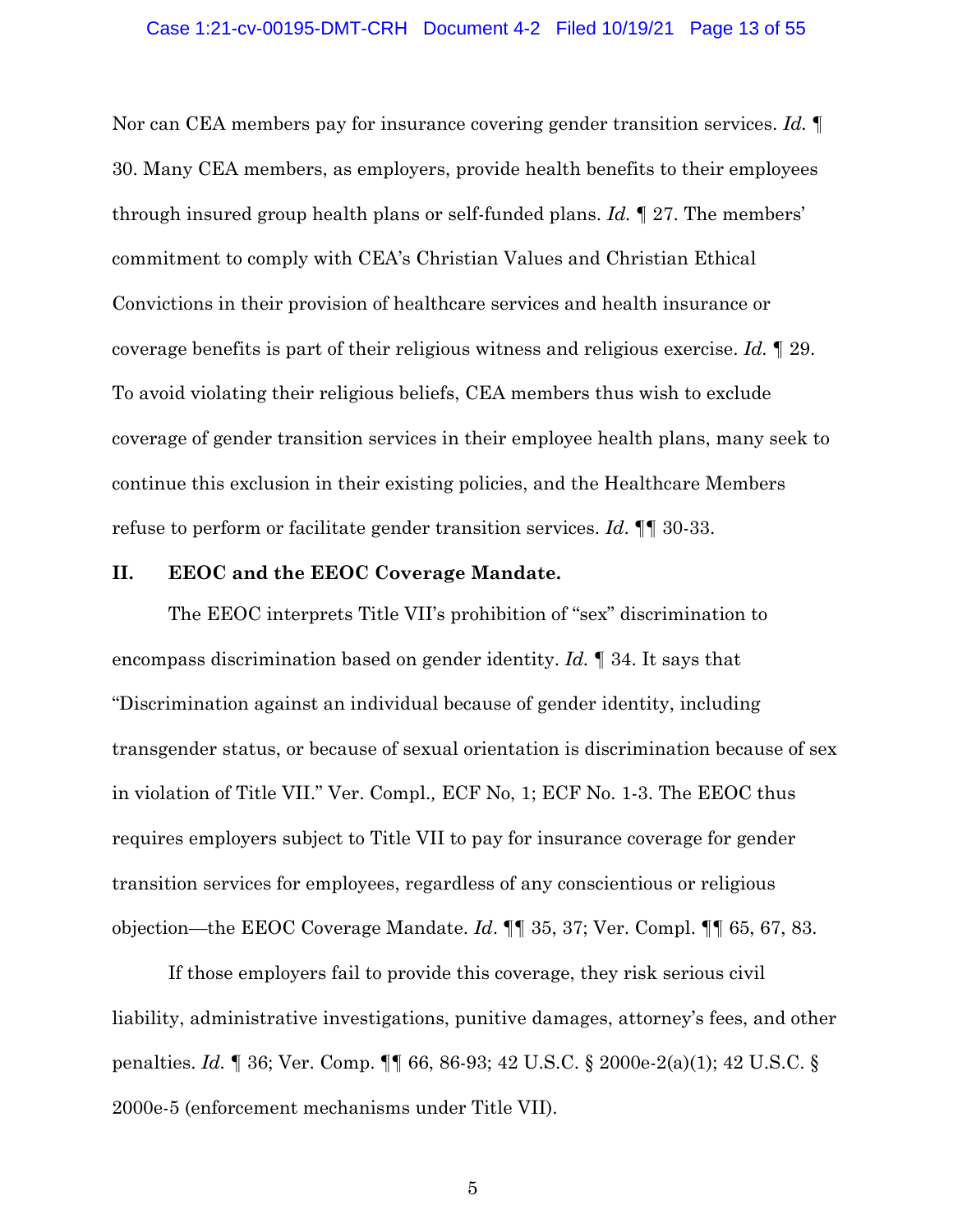Nor can CEA members pay for insurance covering gender transition services. *Id.* ¶ 30. Many CEA members, as employers, provide health benefits to their employees through insured group health plans or self-funded plans. *Id.* ¶ 27. The members' commitment to comply with CEA's Christian Values and Christian Ethical Convictions in their provision of healthcare services and health insurance or coverage benefits is part of their religious witness and religious exercise. *Id.* ¶ 29. To avoid violating their religious beliefs, CEA members thus wish to exclude coverage of gender transition services in their employee health plans, many seek to continue this exclusion in their existing policies, and the Healthcare Members refuse to perform or facilitate gender transition services. *Id*. ¶¶ 30-33.

## II. EEOC and the EEOC Coverage Mandate.

The EEOC interprets Title VII's prohibition of "sex" discrimination to encompass discrimination based on gender identity. *Id.* ¶ 34. It says that "Discrimination against an individual because of gender identity, including transgender status, or because of sexual orientation is discrimination because of sex in violation of Title VII." Ver. Compl.*,* ECF No, 1; ECF No. 1-3. The EEOC thus requires employers subject to Title VII to pay for insurance coverage for gender transition services for employees, regardless of any conscientious or religious objection—the EEOC Coverage Mandate. *Id*. ¶¶ 35, 37; Ver. Compl. ¶¶ 65, 67, 83.

If those employers fail to provide this coverage, they risk serious civil liability, administrative investigations, punitive damages, attorney's fees, and other penalties. *Id.* ¶ 36; Ver. Comp. ¶¶ 66, 86-93; 42 U.S.C. § 2000e-2(a)(1); 42 U.S.C. § 2000e-5 (enforcement mechanisms under Title VII).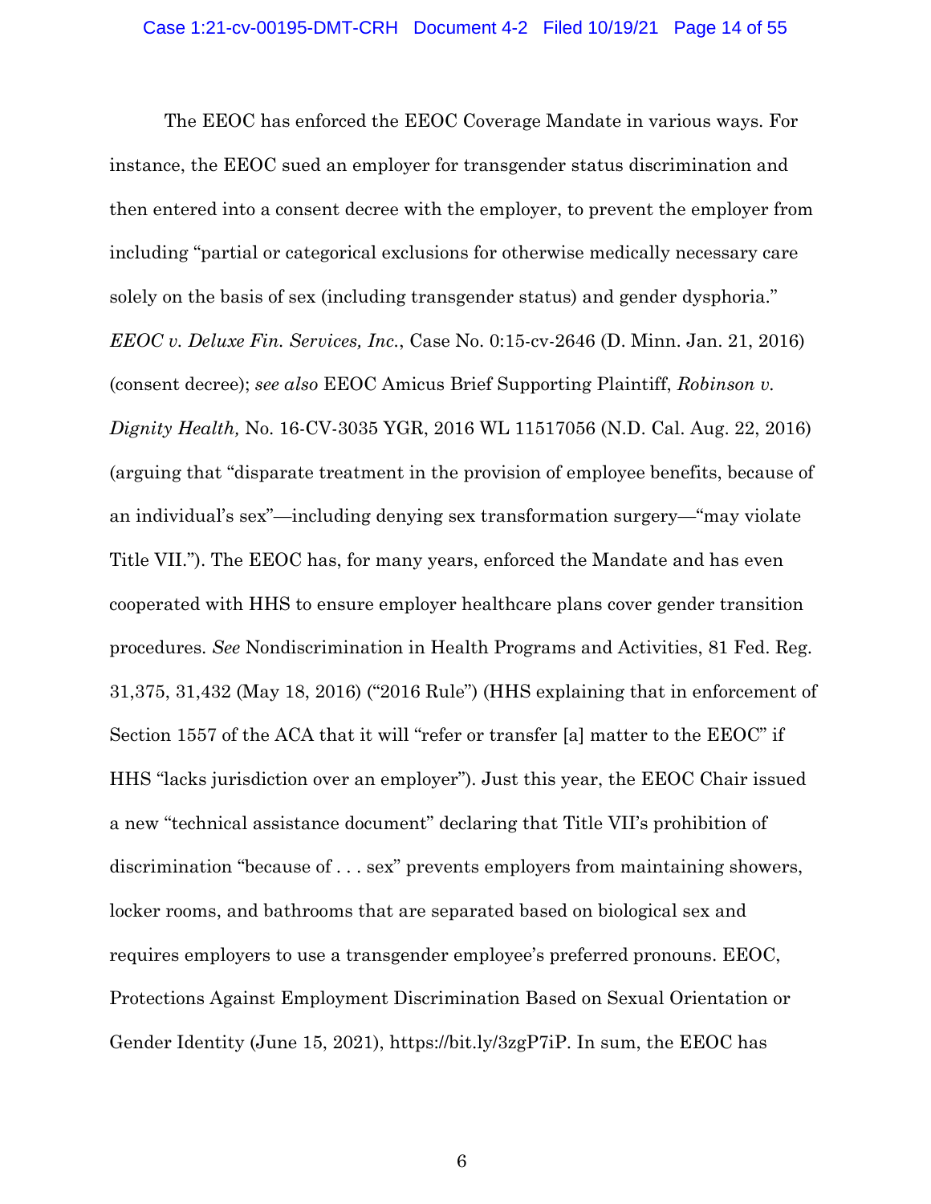The EEOC has enforced the EEOC Coverage Mandate in various ways. For instance, the EEOC sued an employer for transgender status discrimination and then entered into a consent decree with the employer, to prevent the employer from including "partial or categorical exclusions for otherwise medically necessary care solely on the basis of sex (including transgender status) and gender dysphoria." *EEOC v. Deluxe Fin. Services, Inc.*, Case No. 0:15-cv-2646 (D. Minn. Jan. 21, 2016) (consent decree); *see also* EEOC Amicus Brief Supporting Plaintiff, *Robinson v. Dignity Health,* No. 16-CV-3035 YGR, 2016 WL 11517056 (N.D. Cal. Aug. 22, 2016) (arguing that "disparate treatment in the provision of employee benefits, because of an individual's sex"—including denying sex transformation surgery—"may violate Title VII."). The EEOC has, for many years, enforced the Mandate and has even cooperated with HHS to ensure employer healthcare plans cover gender transition procedures. *See* Nondiscrimination in Health Programs and Activities, 81 Fed. Reg. 31,375, 31,432 (May 18, 2016) ("2016 Rule") (HHS explaining that in enforcement of Section 1557 of the ACA that it will "refer or transfer [a] matter to the EEOC" if HHS "lacks jurisdiction over an employer"). Just this year, the EEOC Chair issued a new "technical assistance document" declaring that Title VII's prohibition of discrimination "because of . . . sex" prevents employers from maintaining showers, locker rooms, and bathrooms that are separated based on biological sex and requires employers to use a transgender employee's preferred pronouns. EEOC, Protections Against Employment Discrimination Based on Sexual Orientation or Gender Identity (June 15, 2021), https://bit.ly/3zgP7iP. In sum, the EEOC has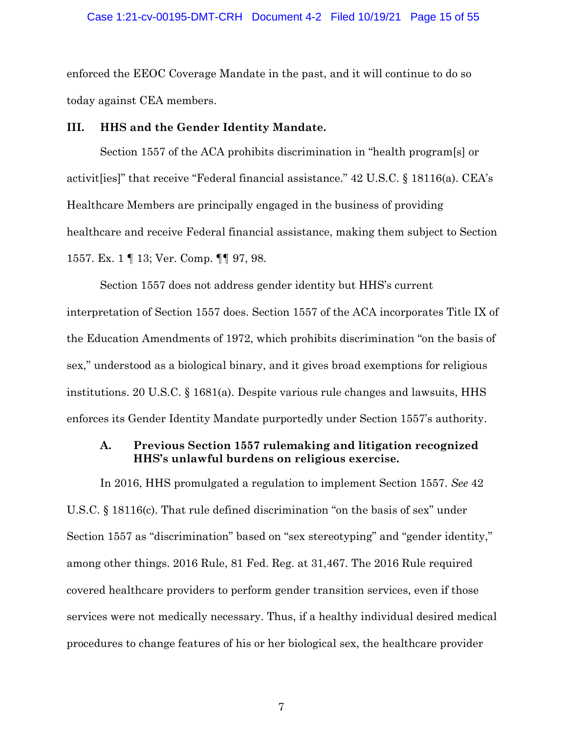enforced the EEOC Coverage Mandate in the past, and it will continue to do so today against CEA members.

## III. HHS and the Gender Identity Mandate.

Section 1557 of the ACA prohibits discrimination in "health program[s] or activit[ies]" that receive "Federal financial assistance." 42 U.S.C. § 18116(a). CEA's Healthcare Members are principally engaged in the business of providing healthcare and receive Federal financial assistance, making them subject to Section 1557. Ex. 1 ¶ 13; Ver. Comp. ¶¶ 97, 98.

Section 1557 does not address gender identity but HHS's current interpretation of Section 1557 does. Section 1557 of the ACA incorporates Title IX of the Education Amendments of 1972, which prohibits discrimination "on the basis of sex," understood as a biological binary, and it gives broad exemptions for religious institutions. 20 U.S.C. § 1681(a). Despite various rule changes and lawsuits, HHS enforces its Gender Identity Mandate purportedly under Section 1557's authority.

### A. Previous Section 1557 rulemaking and litigation recognized HHS's unlawful burdens on religious exercise.

In 2016, HHS promulgated a regulation to implement Section 1557. *See* 42 U.S.C. § 18116(c). That rule defined discrimination "on the basis of sex" under Section 1557 as "discrimination" based on "sex stereotyping" and "gender identity," among other things. 2016 Rule, 81 Fed. Reg. at 31,467. The 2016 Rule required covered healthcare providers to perform gender transition services, even if those services were not medically necessary. Thus, if a healthy individual desired medical procedures to change features of his or her biological sex, the healthcare provider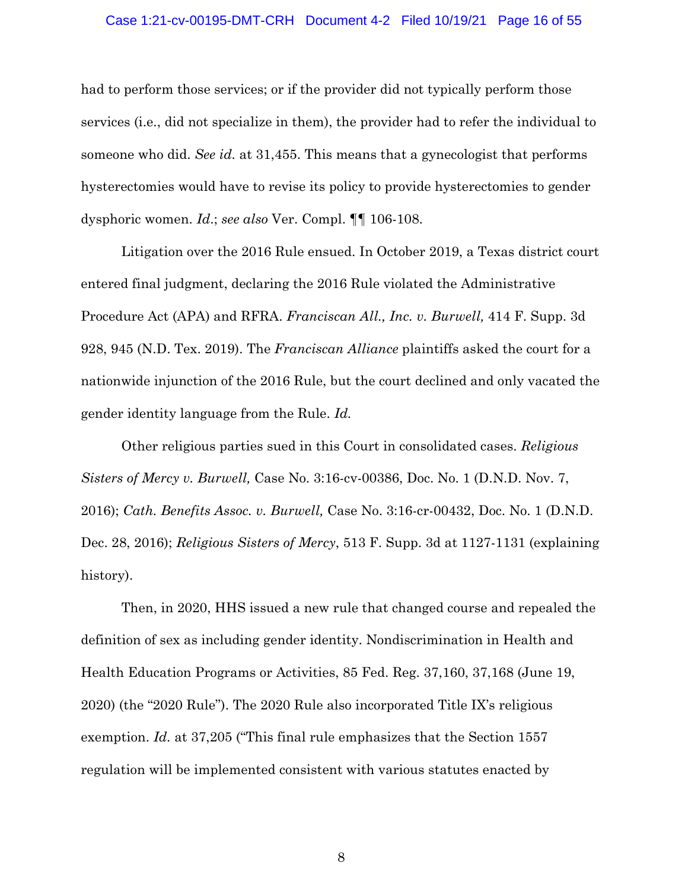had to perform those services; or if the provider did not typically perform those services (i.e., did not specialize in them), the provider had to refer the individual to someone who did. *See id.* at 31,455. This means that a gynecologist that performs hysterectomies would have to revise its policy to provide hysterectomies to gender dysphoric women. *Id.*; *see also* Ver. Compl. ¶¶ 106-108.

Litigation over the 2016 Rule ensued. In October 2019, a Texas district court entered final judgment, declaring the 2016 Rule violated the Administrative Procedure Act (APA) and RFRA. *Franciscan All., Inc. v. Burwell,* 414 F. Supp. 3d 928, 945 (N.D. Tex. 2019). The *Franciscan Alliance* plaintiffs asked the court for a nationwide injunction of the 2016 Rule, but the court declined and only vacated the gender identity language from the Rule. *Id.*

Other religious parties sued in this Court in consolidated cases. *Religious Sisters of Mercy v. Burwell,* Case No. 3:16-cv-00386, Doc. No. 1 (D.N.D. Nov. 7, 2016); *Cath. Benefits Assoc. v. Burwell,* Case No. 3:16-cr-00432, Doc. No. 1 (D.N.D. Dec. 28, 2016); *Religious Sisters of Mercy*, 513 F. Supp. 3d at 1127-1131 (explaining history).

Then, in 2020, HHS issued a new rule that changed course and repealed the definition of sex as including gender identity. Nondiscrimination in Health and Health Education Programs or Activities, 85 Fed. Reg. 37,160, 37,168 (June 19, 2020) (the "2020 Rule"). The 2020 Rule also incorporated Title IX's religious exemption. *Id.* at 37,205 ("This final rule emphasizes that the Section 1557 regulation will be implemented consistent with various statutes enacted by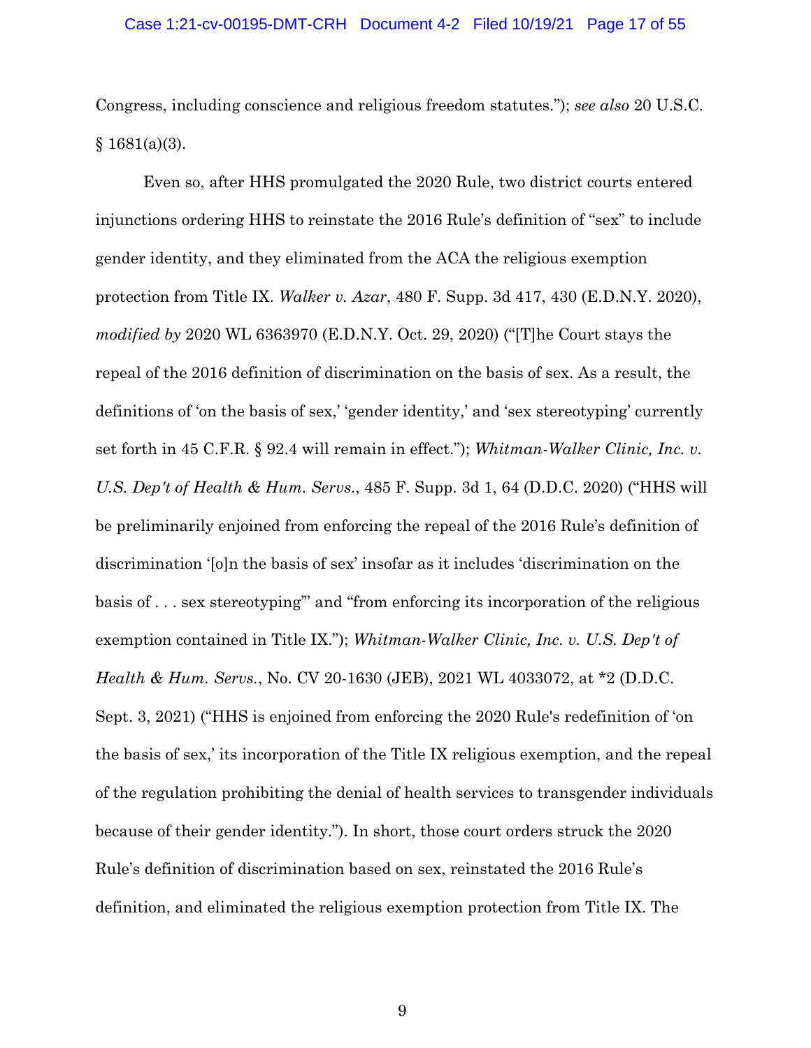Congress, including conscience and religious freedom statutes."); *see also* 20 U.S.C. § 1681(a)(3).

Even so, after HHS promulgated the 2020 Rule, two district courts entered injunctions ordering HHS to reinstate the 2016 Rule's definition of "sex" to include gender identity, and they eliminated from the ACA the religious exemption protection from Title IX. *Walker v. Azar*, 480 F. Supp. 3d 417, 430 (E.D.N.Y. 2020), *modified by* 2020 WL 6363970 (E.D.N.Y. Oct. 29, 2020) ("[T]he Court stays the repeal of the 2016 definition of discrimination on the basis of sex. As a result, the definitions of 'on the basis of sex,' 'gender identity,' and 'sex stereotyping' currently set forth in 45 C.F.R. § 92.4 will remain in effect."); *Whitman-Walker Clinic, Inc. v. U.S. Dep't of Health & Hum. Servs.*, 485 F. Supp. 3d 1, 64 (D.D.C. 2020) ("HHS will be preliminarily enjoined from enforcing the repeal of the 2016 Rule's definition of discrimination '[o]n the basis of sex' insofar as it includes 'discrimination on the basis of . . . sex stereotyping'" and "from enforcing its incorporation of the religious exemption contained in Title IX."); *Whitman-Walker Clinic, Inc. v. U.S. Dep't of Health & Hum. Servs.*, No. CV 20-1630 (JEB), 2021 WL 4033072, at *2 (D.D.C. Sept. 3, 2021) ("HHS is enjoined from enforcing the 2020 Rule's redefinition of 'on the basis of sex,' its incorporation of the Title IX religious exemption, and the repeal of the regulation prohibiting the denial of health services to transgender individuals because of their gender identity."). In short, those court orders struck the 2020 Rule's definition of discrimination based on sex, reinstated the 2016 Rule's definition, and eliminated the religious exemption protection from Title IX. The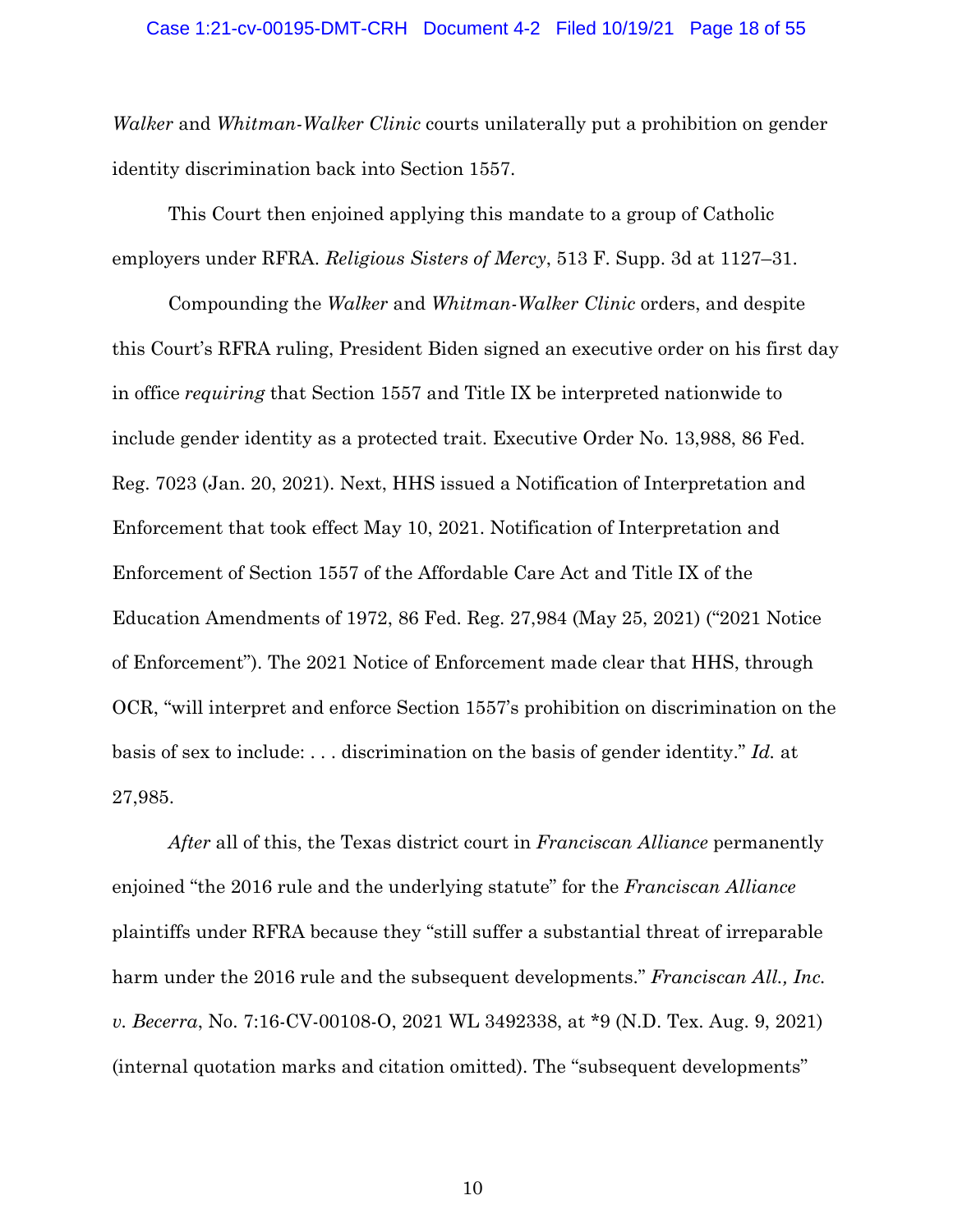*Walker* and *Whitman-Walker Clinic* courts unilaterally put a prohibition on gender identity discrimination back into Section 1557.

This Court then enjoined applying this mandate to a group of Catholic employers under RFRA. *Religious Sisters of Mercy*, 513 F. Supp. 3d at 1127–31.

Compounding the *Walker* and *Whitman-Walker Clinic* orders, and despite this Court's RFRA ruling, President Biden signed an executive order on his first day in office *requiring* that Section 1557 and Title IX be interpreted nationwide to include gender identity as a protected trait. Executive Order No. 13,988, 86 Fed. Reg. 7023 (Jan. 20, 2021). Next, HHS issued a Notification of Interpretation and Enforcement that took effect May 10, 2021. Notification of Interpretation and Enforcement of Section 1557 of the Affordable Care Act and Title IX of the Education Amendments of 1972, 86 Fed. Reg. 27,984 (May 25, 2021) ("2021 Notice of Enforcement"). The 2021 Notice of Enforcement made clear that HHS, through OCR, "will interpret and enforce Section 1557's prohibition on discrimination on the basis of sex to include: . . . discrimination on the basis of gender identity." *Id.* at 27,985.

*After* all of this, the Texas district court in *Franciscan Alliance* permanently enjoined "the 2016 rule and the underlying statute" for the *Franciscan Alliance* plaintiffs under RFRA because they "still suffer a substantial threat of irreparable harm under the 2016 rule and the subsequent developments." *Franciscan All., Inc. v. Becerra*, No. 7:16-CV-00108-O, 2021 WL 3492338, at *9 (N.D. Tex. Aug. 9, 2021) (internal quotation marks and citation omitted). The "subsequent developments"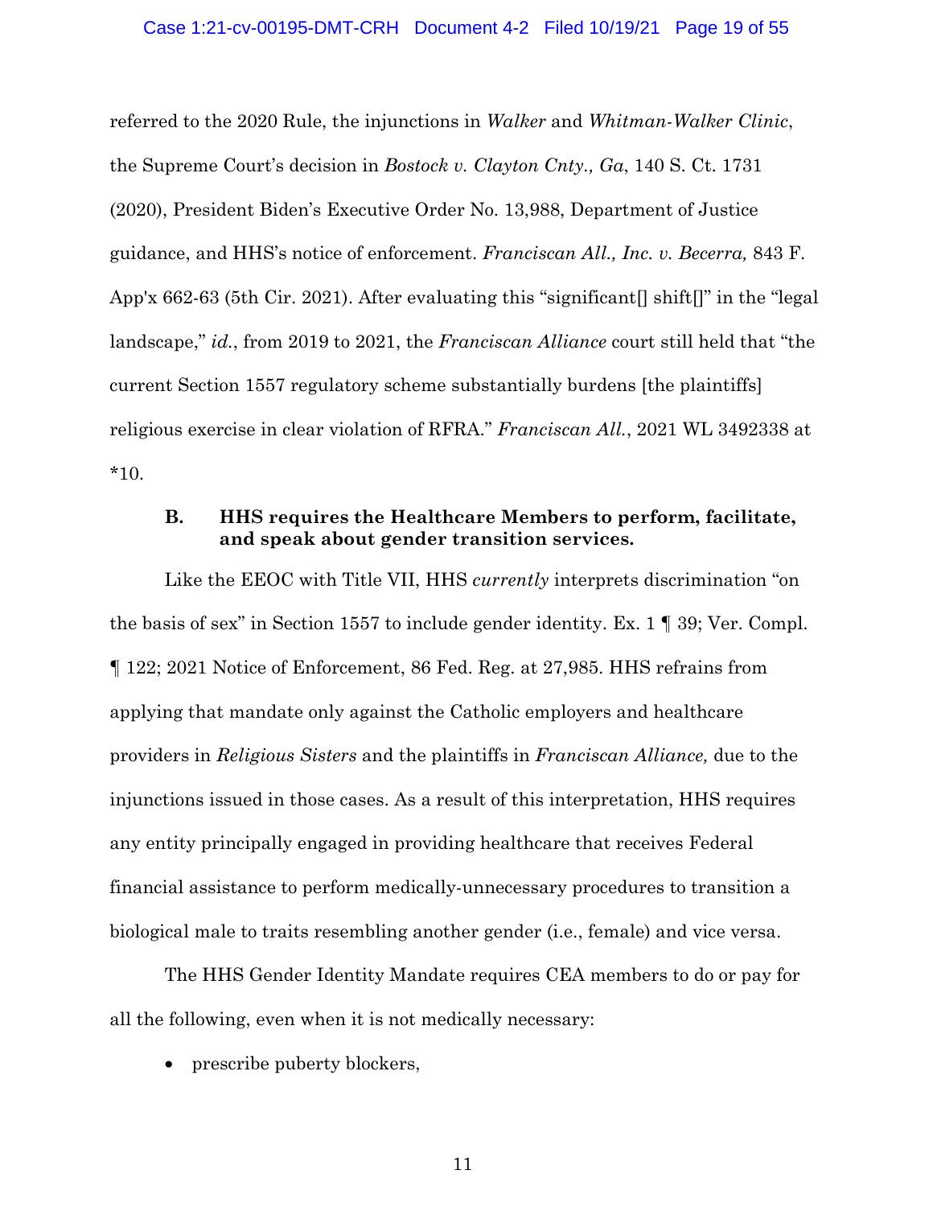referred to the 2020 Rule, the injunctions in *Walker* and *Whitman-Walker Clinic*, the Supreme Court's decision in *Bostock v. Clayton Cnty., Ga*, 140 S. Ct. 1731 (2020), President Biden's Executive Order No. 13,988, Department of Justice guidance, and HHS's notice of enforcement. *Franciscan All., Inc. v. Becerra,* 843 F. App'x 662-63 (5th Cir. 2021). After evaluating this "significant[] shift[]" in the "legal landscape," *id.*, from 2019 to 2021, the *Franciscan Alliance* court still held that "the current Section 1557 regulatory scheme substantially burdens [the plaintiffs] religious exercise in clear violation of RFRA." *Franciscan All.*, 2021 WL 3492338 at *10.

### B. HHS requires the Healthcare Members to perform, facilitate, and speak about gender transition services.

Like the EEOC with Title VII, HHS *currently* interprets discrimination "on the basis of sex" in Section 1557 to include gender identity. Ex. 1 ¶ 39; Ver. Compl. ¶ 122; 2021 Notice of Enforcement, 86 Fed. Reg. at 27,985. HHS refrains from applying that mandate only against the Catholic employers and healthcare providers in *Religious Sisters* and the plaintiffs in *Franciscan Alliance,* due to the injunctions issued in those cases. As a result of this interpretation, HHS requires any entity principally engaged in providing healthcare that receives Federal financial assistance to perform medically-unnecessary procedures to transition a biological male to traits resembling another gender (i.e., female) and vice versa.

The HHS Gender Identity Mandate requires CEA members to do or pay for all the following, even when it is not medically necessary:

- prescribe puberty blockers,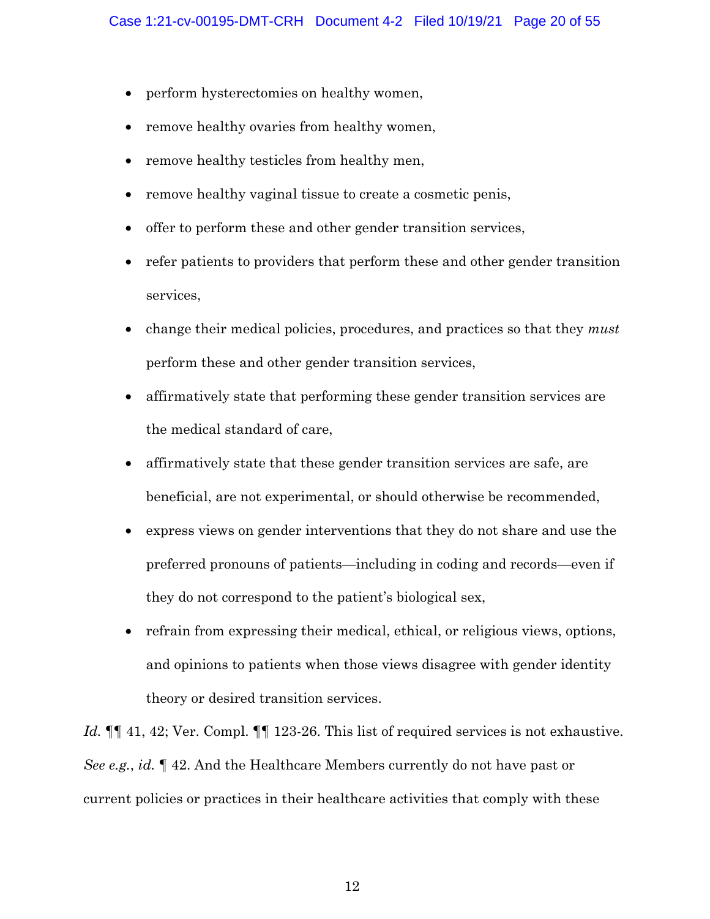- perform hysterectomies on healthy women,
- remove healthy ovaries from healthy women,
- remove healthy testicles from healthy men,
- remove healthy vaginal tissue to create a cosmetic penis,
- offer to perform these and other gender transition services,
- refer patients to providers that perform these and other gender transition services,
- change their medical policies, procedures, and practices so that they *must* perform these and other gender transition services,
- affirmatively state that performing these gender transition services are the medical standard of care,
- affirmatively state that these gender transition services are safe, are beneficial, are not experimental, or should otherwise be recommended,
- express views on gender interventions that they do not share and use the preferred pronouns of patients—including in coding and records—even if they do not correspond to the patient's biological sex,
- refrain from expressing their medical, ethical, or religious views, options, and opinions to patients when those views disagree with gender identity theory or desired transition services.

*Id.* ¶¶ 41, 42; Ver. Compl. ¶¶ 123-26. This list of required services is not exhaustive. *See e.g.*, *id.* ¶ 42. And the Healthcare Members currently do not have past or current policies or practices in their healthcare activities that comply with these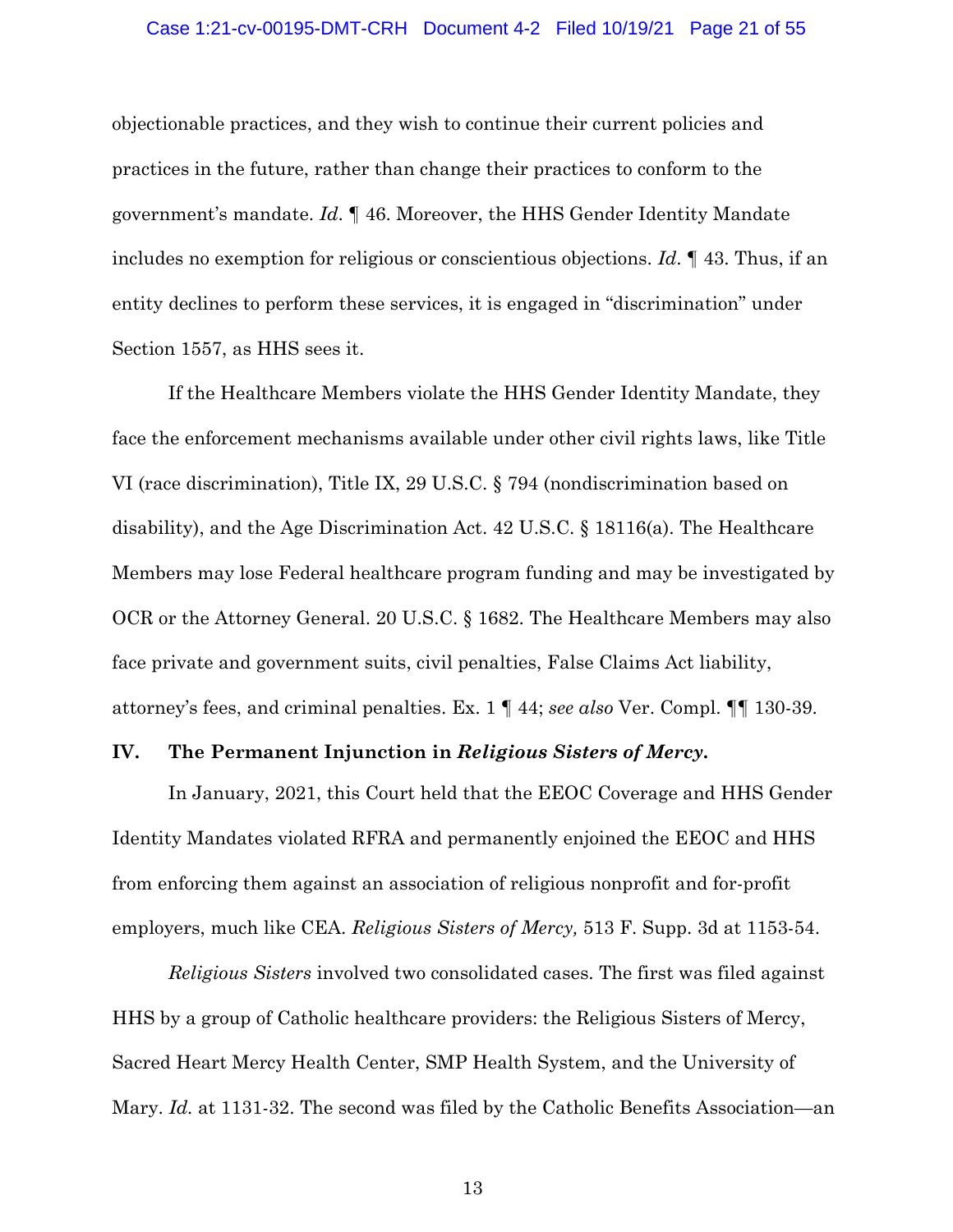objectionable practices, and they wish to continue their current policies and practices in the future, rather than change their practices to conform to the government's mandate. *Id.* ¶ 46. Moreover, the HHS Gender Identity Mandate includes no exemption for religious or conscientious objections. *Id*. ¶ 43. Thus, if an entity declines to perform these services, it is engaged in "discrimination" under Section 1557, as HHS sees it.

If the Healthcare Members violate the HHS Gender Identity Mandate, they face the enforcement mechanisms available under other civil rights laws, like Title VI (race discrimination), Title IX, 29 U.S.C. § 794 (nondiscrimination based on disability), and the Age Discrimination Act. 42 U.S.C. § 18116(a). The Healthcare Members may lose Federal healthcare program funding and may be investigated by OCR or the Attorney General. 20 U.S.C. § 1682. The Healthcare Members may also face private and government suits, civil penalties, False Claims Act liability, attorney's fees, and criminal penalties. Ex. 1 ¶ 44; *see also* Ver. Compl. ¶¶ 130-39.

## IV. The Permanent Injunction in *Religious Sisters of Mercy.*

In January, 2021, this Court held that the EEOC Coverage and HHS Gender Identity Mandates violated RFRA and permanently enjoined the EEOC and HHS from enforcing them against an association of religious nonprofit and for-profit employers, much like CEA. *Religious Sisters of Mercy,* 513 F. Supp. 3d at 1153-54.

*Religious Sisters* involved two consolidated cases. The first was filed against HHS by a group of Catholic healthcare providers: the Religious Sisters of Mercy, Sacred Heart Mercy Health Center, SMP Health System, and the University of Mary. *Id.* at 1131-32. The second was filed by the Catholic Benefits Association—an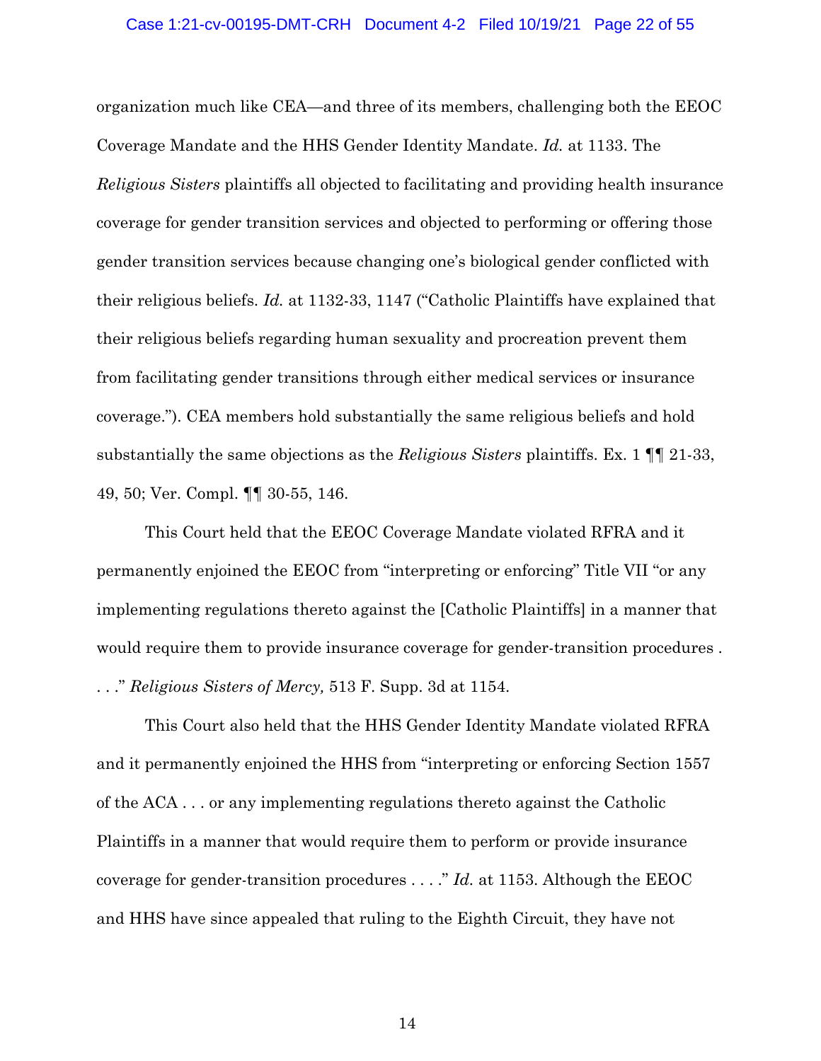organization much like CEA—and three of its members, challenging both the EEOC Coverage Mandate and the HHS Gender Identity Mandate. *Id.* at 1133. The *Religious Sisters* plaintiffs all objected to facilitating and providing health insurance coverage for gender transition services and objected to performing or offering those gender transition services because changing one's biological gender conflicted with their religious beliefs. *Id.* at 1132-33, 1147 ("Catholic Plaintiffs have explained that their religious beliefs regarding human sexuality and procreation prevent them from facilitating gender transitions through either medical services or insurance coverage."). CEA members hold substantially the same religious beliefs and hold substantially the same objections as the *Religious Sisters* plaintiffs. Ex. 1 ¶¶ 21-33, 49, 50; Ver. Compl. ¶¶ 30-55, 146.

This Court held that the EEOC Coverage Mandate violated RFRA and it permanently enjoined the EEOC from "interpreting or enforcing" Title VII "or any implementing regulations thereto against the [Catholic Plaintiffs] in a manner that would require them to provide insurance coverage for gender-transition procedures . . . ." *Religious Sisters of Mercy,* 513 F. Supp. 3d at 1154.

This Court also held that the HHS Gender Identity Mandate violated RFRA and it permanently enjoined the HHS from "interpreting or enforcing Section 1557 of the ACA . . . or any implementing regulations thereto against the Catholic Plaintiffs in a manner that would require them to perform or provide insurance coverage for gender-transition procedures . . . ." *Id.* at 1153. Although the EEOC and HHS have since appealed that ruling to the Eighth Circuit, they have not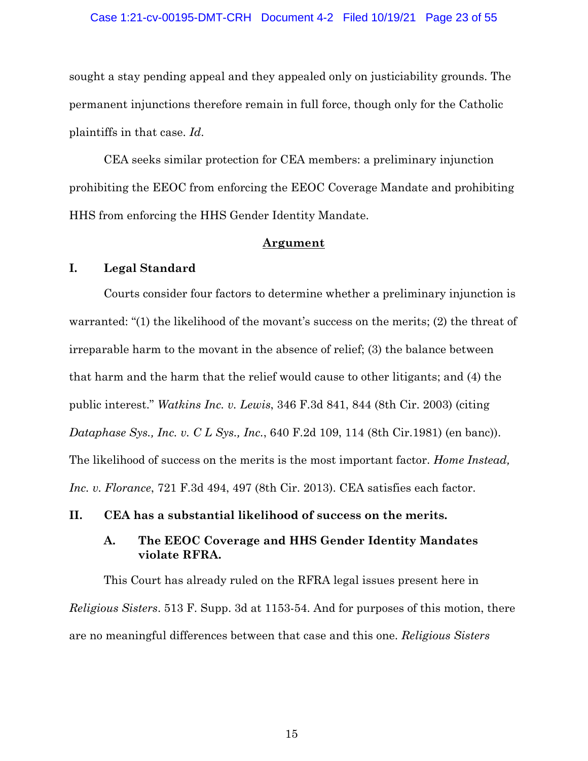sought a stay pending appeal and they appealed only on justiciability grounds. The permanent injunctions therefore remain in full force, though only for the Catholic plaintiffs in that case. *Id*.

CEA seeks similar protection for CEA members: a preliminary injunction prohibiting the EEOC from enforcing the EEOC Coverage Mandate and prohibiting HHS from enforcing the HHS Gender Identity Mandate.

## Argument

### I. Legal Standard

Courts consider four factors to determine whether a preliminary injunction is warranted: "(1) the likelihood of the movant's success on the merits; (2) the threat of irreparable harm to the movant in the absence of relief; (3) the balance between that harm and the harm that the relief would cause to other litigants; and (4) the public interest." *Watkins Inc. v. Lewis*, 346 F.3d 841, 844 (8th Cir. 2003) (citing *Dataphase Sys., Inc. v. C L Sys., Inc.*, 640 F.2d 109, 114 (8th Cir.1981) (en banc)). The likelihood of success on the merits is the most important factor. *Home Instead, Inc. v. Florance*, 721 F.3d 494, 497 (8th Cir. 2013). CEA satisfies each factor.

### II. CEA has a substantial likelihood of success on the merits.

#### A. The EEOC Coverage and HHS Gender Identity Mandates violate RFRA.

This Court has already ruled on the RFRA legal issues present here in *Religious Sisters*. 513 F. Supp. 3d at 1153-54. And for purposes of this motion, there are no meaningful differences between that case and this one. *Religious Sisters*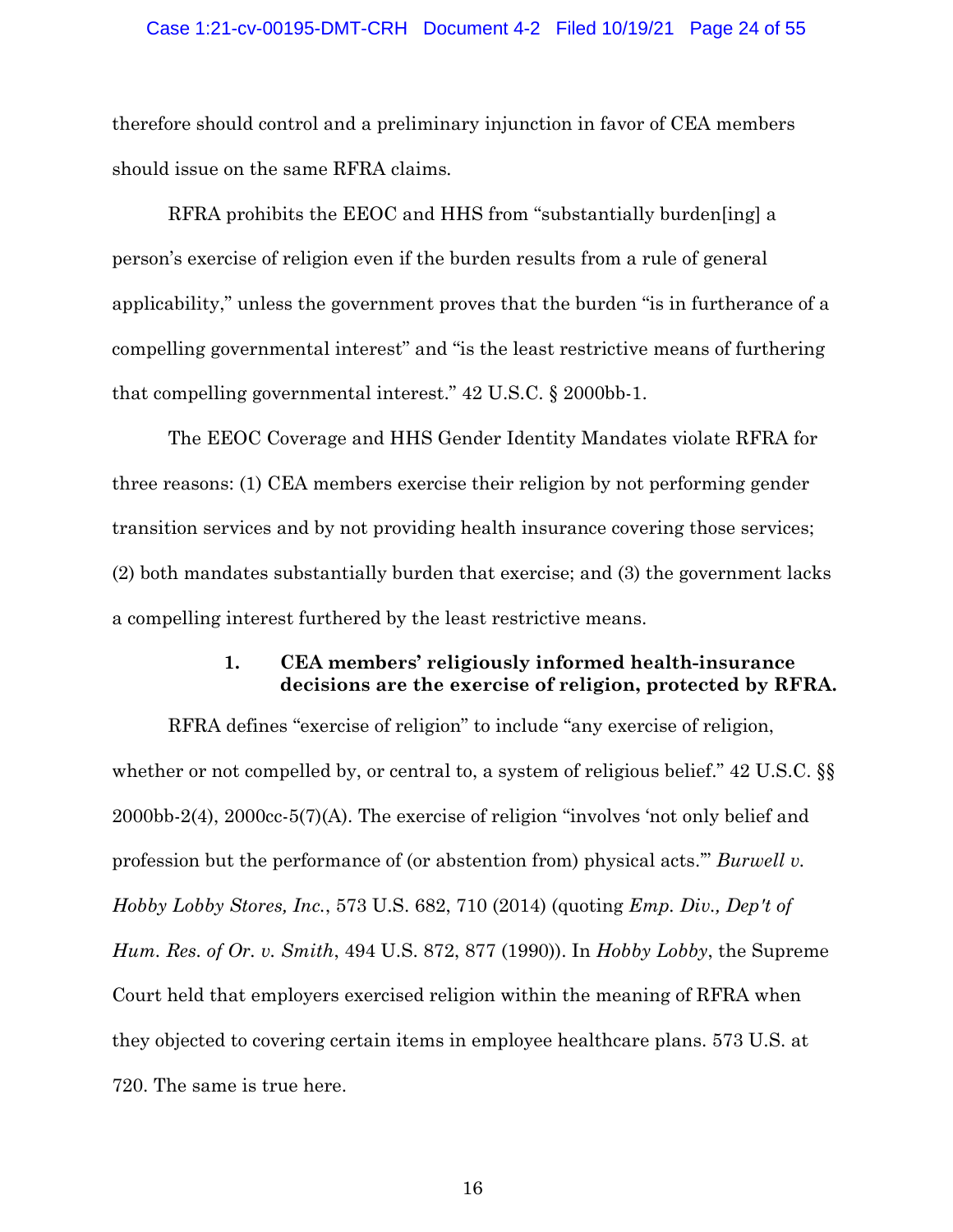therefore should control and a preliminary injunction in favor of CEA members should issue on the same RFRA claims.

RFRA prohibits the EEOC and HHS from "substantially burden[ing] a person's exercise of religion even if the burden results from a rule of general applicability," unless the government proves that the burden "is in furtherance of a compelling governmental interest" and "is the least restrictive means of furthering that compelling governmental interest." 42 U.S.C. § 2000bb-1.

The EEOC Coverage and HHS Gender Identity Mandates violate RFRA for three reasons: (1) CEA members exercise their religion by not performing gender transition services and by not providing health insurance covering those services; (2) both mandates substantially burden that exercise; and (3) the government lacks a compelling interest furthered by the least restrictive means.

### 1. CEA members' religiously informed health-insurance decisions are the exercise of religion, protected by RFRA.

RFRA defines "exercise of religion" to include "any exercise of religion, whether or not compelled by, or central to, a system of religious belief." 42 U.S.C. §§ 2000bb-2(4), 2000cc-5(7)(A). The exercise of religion "involves 'not only belief and profession but the performance of (or abstention from) physical acts.'" *Burwell v. Hobby Lobby Stores, Inc.*, 573 U.S. 682, 710 (2014) (quoting *Emp. Div., Dep't of Hum. Res. of Or. v. Smith*, 494 U.S. 872, 877 (1990)). In *Hobby Lobby*, the Supreme Court held that employers exercised religion within the meaning of RFRA when they objected to covering certain items in employee healthcare plans. 573 U.S. at 720. The same is true here.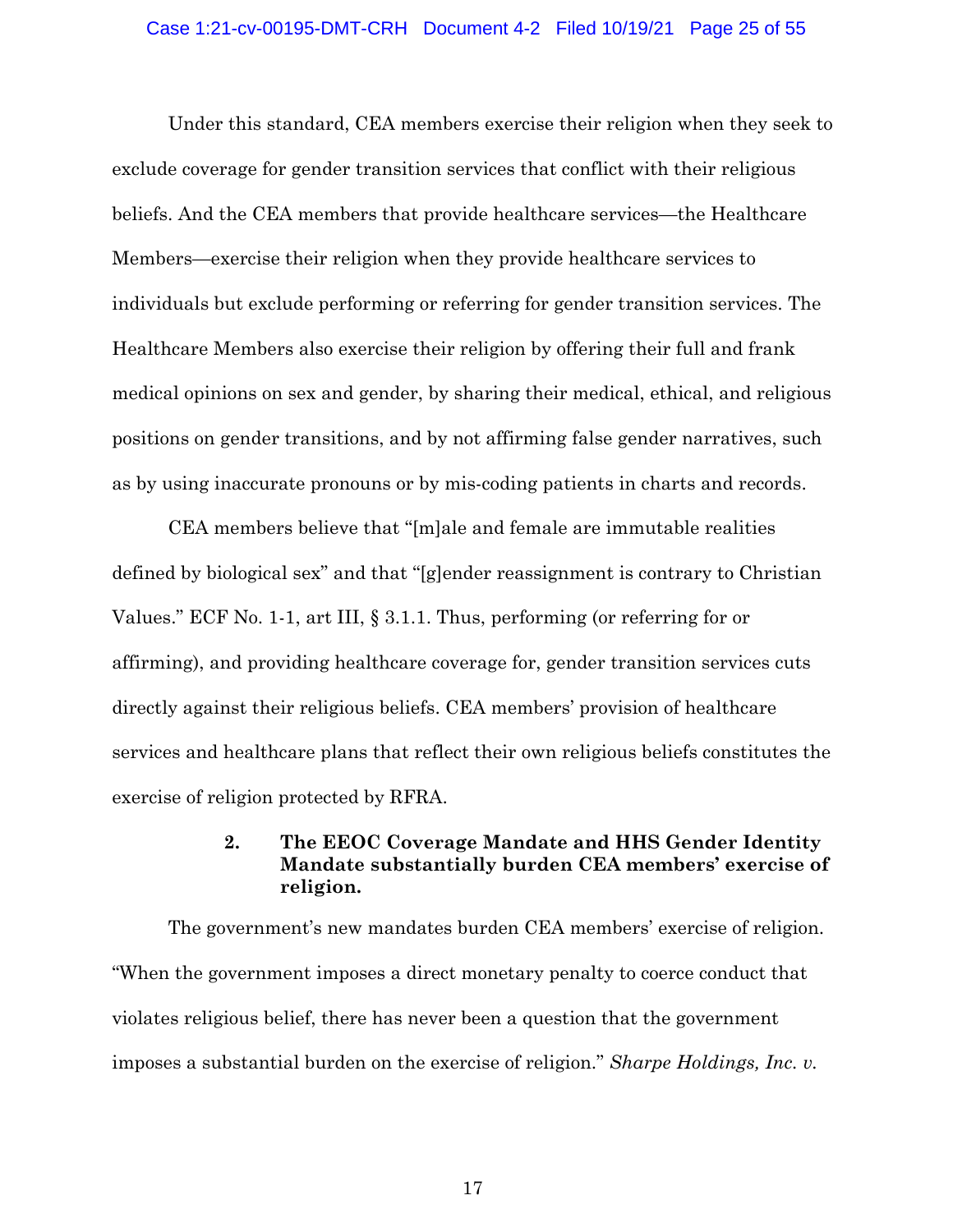Under this standard, CEA members exercise their religion when they seek to exclude coverage for gender transition services that conflict with their religious beliefs. And the CEA members that provide healthcare services—the Healthcare Members—exercise their religion when they provide healthcare services to individuals but exclude performing or referring for gender transition services. The Healthcare Members also exercise their religion by offering their full and frank medical opinions on sex and gender, by sharing their medical, ethical, and religious positions on gender transitions, and by not affirming false gender narratives, such as by using inaccurate pronouns or by mis-coding patients in charts and records.

CEA members believe that "[m]ale and female are immutable realities defined by biological sex" and that "[g]ender reassignment is contrary to Christian Values." ECF No. 1-1, art III, § 3.1.1. Thus, performing (or referring for or affirming), and providing healthcare coverage for, gender transition services cuts directly against their religious beliefs. CEA members' provision of healthcare services and healthcare plans that reflect their own religious beliefs constitutes the exercise of religion protected by RFRA.

#### 2. The EEOC Coverage Mandate and HHS Gender Identity Mandate substantially burden CEA members' exercise of religion.

The government's new mandates burden CEA members' exercise of religion. "When the government imposes a direct monetary penalty to coerce conduct that violates religious belief, there has never been a question that the government imposes a substantial burden on the exercise of religion." *Sharpe Holdings, Inc. v.*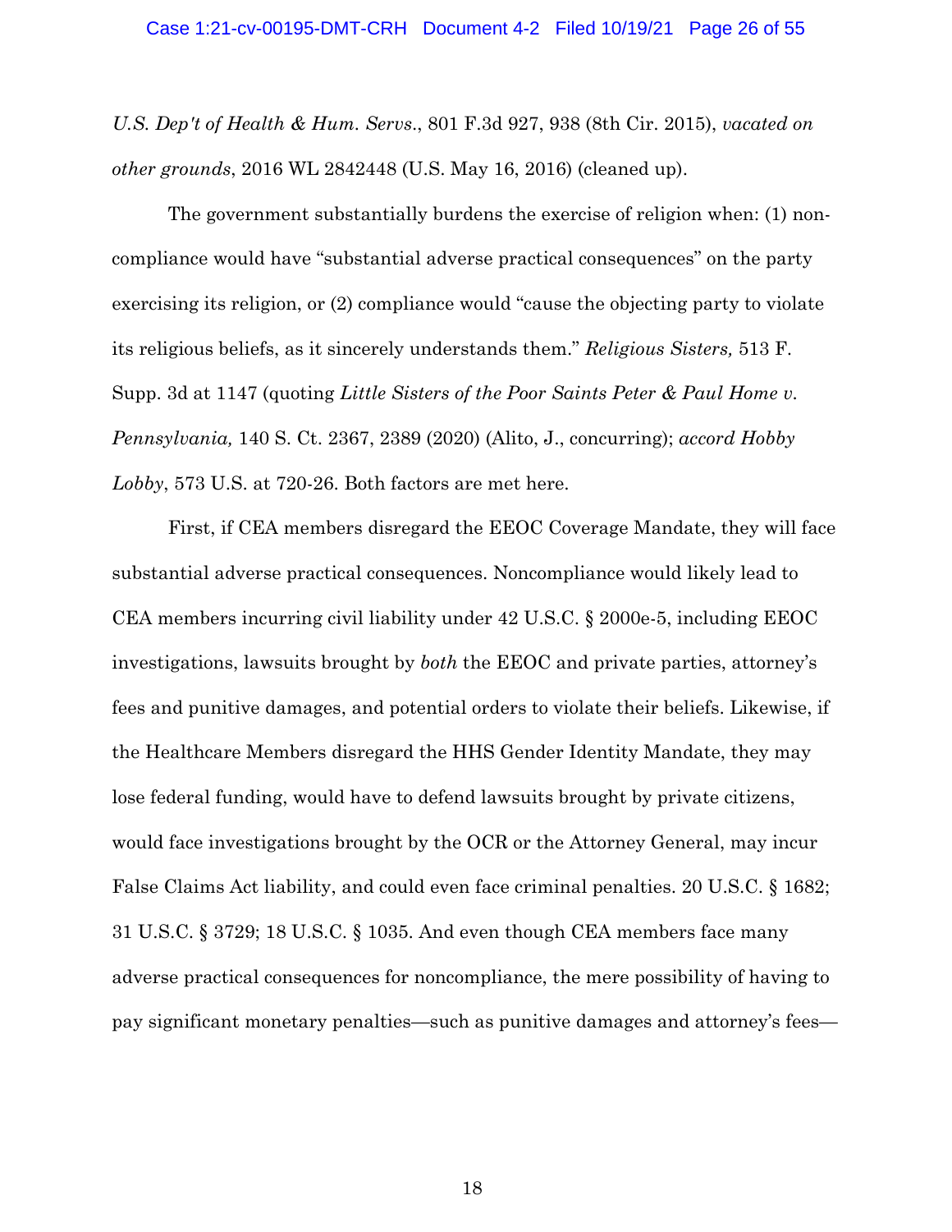*U.S. Dep't of Health & Hum. Servs.*, 801 F.3d 927, 938 (8th Cir. 2015), *vacated on other grounds*, 2016 WL 2842448 (U.S. May 16, 2016) (cleaned up).

The government substantially burdens the exercise of religion when: (1) non-compliance would have "substantial adverse practical consequences" on the party exercising its religion, or (2) compliance would "cause the objecting party to violate its religious beliefs, as it sincerely understands them." *Religious Sisters,* 513 F. Supp. 3d at 1147 (quoting *Little Sisters of the Poor Saints Peter & Paul Home v. Pennsylvania,* 140 S. Ct. 2367, 2389 (2020) (Alito, J., concurring); *accord Hobby Lobby*, 573 U.S. at 720-26. Both factors are met here.

First, if CEA members disregard the EEOC Coverage Mandate, they will face substantial adverse practical consequences. Noncompliance would likely lead to CEA members incurring civil liability under 42 U.S.C. § 2000e-5, including EEOC investigations, lawsuits brought by *both* the EEOC and private parties, attorney's fees and punitive damages, and potential orders to violate their beliefs. Likewise, if the Healthcare Members disregard the HHS Gender Identity Mandate, they may lose federal funding, would have to defend lawsuits brought by private citizens, would face investigations brought by the OCR or the Attorney General, may incur False Claims Act liability, and could even face criminal penalties. 20 U.S.C. § 1682; 31 U.S.C. § 3729; 18 U.S.C. § 1035. And even though CEA members face many adverse practical consequences for noncompliance, the mere possibility of having to pay significant monetary penalties—such as punitive damages and attorney's fees—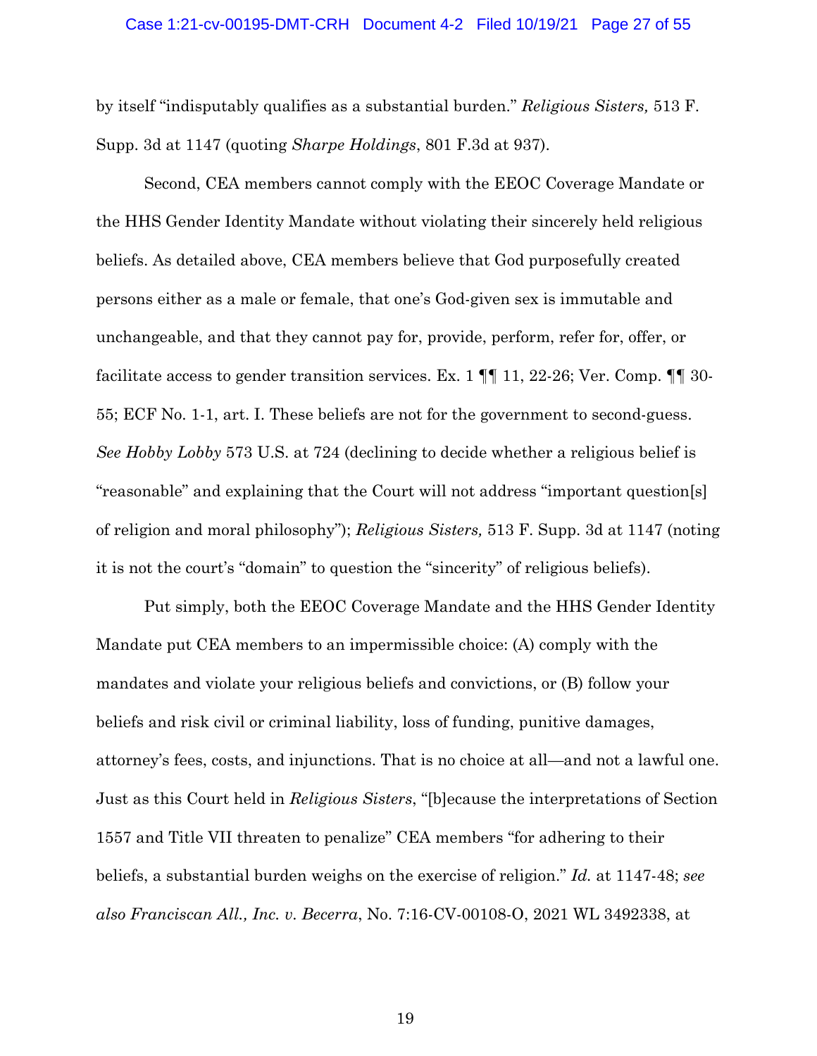by itself "indisputably qualifies as a substantial burden." *Religious Sisters,* 513 F. Supp. 3d at 1147 (quoting *Sharpe Holdings*, 801 F.3d at 937).

Second, CEA members cannot comply with the EEOC Coverage Mandate or the HHS Gender Identity Mandate without violating their sincerely held religious beliefs. As detailed above, CEA members believe that God purposefully created persons either as a male or female, that one's God-given sex is immutable and unchangeable, and that they cannot pay for, provide, perform, refer for, offer, or facilitate access to gender transition services. Ex. 1 ¶¶ 11, 22-26; Ver. Comp. ¶¶ 30-55; ECF No. 1-1, art. I. These beliefs are not for the government to second-guess. *See Hobby Lobby* 573 U.S. at 724 (declining to decide whether a religious belief is "reasonable" and explaining that the Court will not address "important question[s] of religion and moral philosophy"); *Religious Sisters,* 513 F. Supp. 3d at 1147 (noting it is not the court's "domain" to question the "sincerity" of religious beliefs).

Put simply, both the EEOC Coverage Mandate and the HHS Gender Identity Mandate put CEA members to an impermissible choice: (A) comply with the mandates and violate your religious beliefs and convictions, or (B) follow your beliefs and risk civil or criminal liability, loss of funding, punitive damages, attorney's fees, costs, and injunctions. That is no choice at all—and not a lawful one. Just as this Court held in *Religious Sisters*, "[b]ecause the interpretations of Section 1557 and Title VII threaten to penalize" CEA members "for adhering to their beliefs, a substantial burden weighs on the exercise of religion." *Id.* at 1147-48; *see also Franciscan All., Inc. v. Becerra*, No. 7:16-CV-00108-O, 2021 WL 3492338, at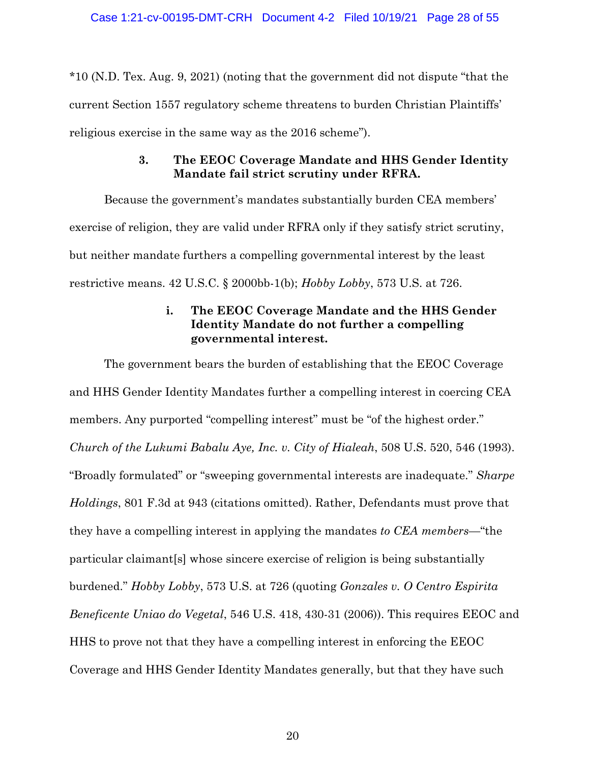*10 (N.D. Tex. Aug. 9, 2021) (noting that the government did not dispute "that the current Section 1557 regulatory scheme threatens to burden Christian Plaintiffs' religious exercise in the same way as the 2016 scheme").

#### 3. The EEOC Coverage Mandate and HHS Gender Identity Mandate fail strict scrutiny under RFRA.

Because the government's mandates substantially burden CEA members' exercise of religion, they are valid under RFRA only if they satisfy strict scrutiny, but neither mandate furthers a compelling governmental interest by the least restrictive means. 42 U.S.C. § 2000bb-1(b); *Hobby Lobby*, 573 U.S. at 726.

##### i. The EEOC Coverage Mandate and the HHS Gender Identity Mandate do not further a compelling governmental interest.

The government bears the burden of establishing that the EEOC Coverage and HHS Gender Identity Mandates further a compelling interest in coercing CEA members. Any purported "compelling interest" must be "of the highest order." *Church of the Lukumi Babalu Aye, Inc. v. City of Hialeah*, 508 U.S. 520, 546 (1993). "Broadly formulated" or "sweeping governmental interests are inadequate." *Sharpe Holdings*, 801 F.3d at 943 (citations omitted). Rather, Defendants must prove that they have a compelling interest in applying the mandates *to CEA members*—"the particular claimant[s] whose sincere exercise of religion is being substantially burdened." *Hobby Lobby*, 573 U.S. at 726 (quoting *Gonzales v. O Centro Espirita Beneficente Uniao do Vegetal*, 546 U.S. 418, 430-31 (2006)). This requires EEOC and HHS to prove not that they have a compelling interest in enforcing the EEOC Coverage and HHS Gender Identity Mandates generally, but that they have such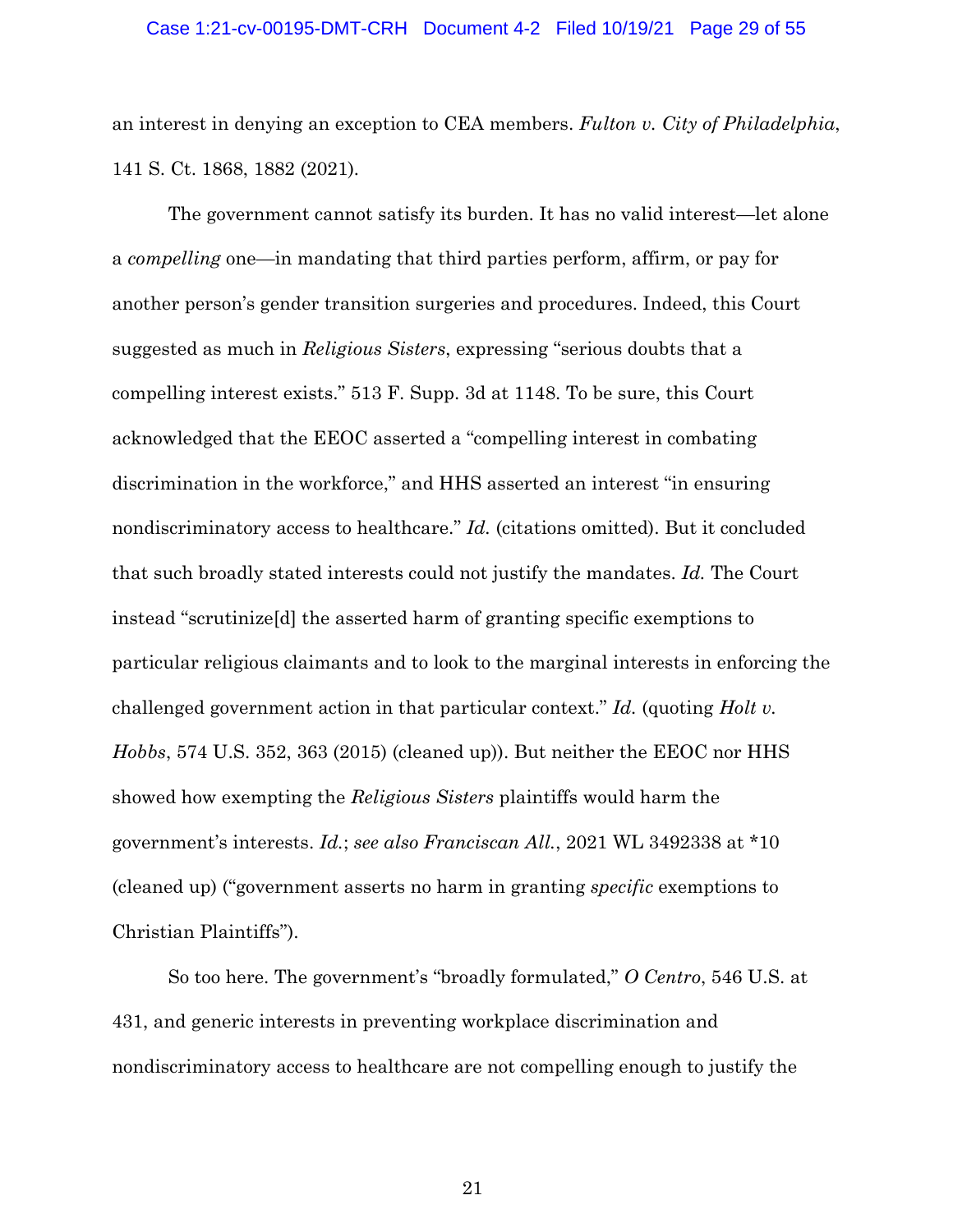an interest in denying an exception to CEA members. *Fulton v. City of Philadelphia*, 141 S. Ct. 1868, 1882 (2021).

The government cannot satisfy its burden. It has no valid interest—let alone a *compelling* one—in mandating that third parties perform, affirm, or pay for another person's gender transition surgeries and procedures. Indeed, this Court suggested as much in *Religious Sisters*, expressing "serious doubts that a compelling interest exists." 513 F. Supp. 3d at 1148. To be sure, this Court acknowledged that the EEOC asserted a "compelling interest in combating discrimination in the workforce," and HHS asserted an interest "in ensuring nondiscriminatory access to healthcare." *Id.* (citations omitted). But it concluded that such broadly stated interests could not justify the mandates. *Id.* The Court instead "scrutinize[d] the asserted harm of granting specific exemptions to particular religious claimants and to look to the marginal interests in enforcing the challenged government action in that particular context." *Id.* (quoting *Holt v. Hobbs*, 574 U.S. 352, 363 (2015) (cleaned up)). But neither the EEOC nor HHS showed how exempting the *Religious Sisters* plaintiffs would harm the government's interests. *Id.*; *see also Franciscan All.*, 2021 WL 3492338 at *10 (cleaned up) ("government asserts no harm in granting *specific* exemptions to Christian Plaintiffs").

So too here. The government's "broadly formulated," *O Centro*, 546 U.S. at 431, and generic interests in preventing workplace discrimination and nondiscriminatory access to healthcare are not compelling enough to justify the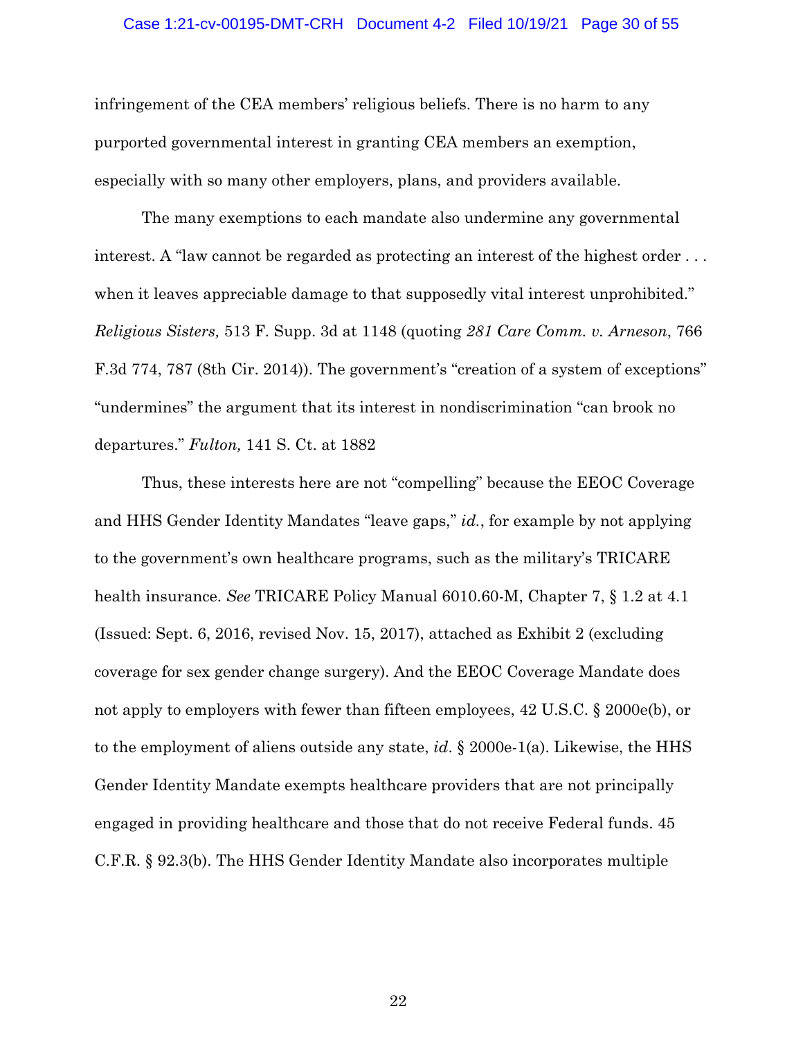infringement of the CEA members' religious beliefs. There is no harm to any purported governmental interest in granting CEA members an exemption, especially with so many other employers, plans, and providers available.

The many exemptions to each mandate also undermine any governmental interest. A "law cannot be regarded as protecting an interest of the highest order . . . when it leaves appreciable damage to that supposedly vital interest unprohibited." *Religious Sisters,* 513 F. Supp. 3d at 1148 (quoting *281 Care Comm. v. Arneson*, 766 F.3d 774, 787 (8th Cir. 2014)). The government's "creation of a system of exceptions" "undermines" the argument that its interest in nondiscrimination "can brook no departures." *Fulton,* 141 S. Ct. at 1882

Thus, these interests here are not "compelling" because the EEOC Coverage and HHS Gender Identity Mandates "leave gaps," *id.*, for example by not applying to the government's own healthcare programs, such as the military's TRICARE health insurance. *See* TRICARE Policy Manual 6010.60-M, Chapter 7, § 1.2 at 4.1 (Issued: Sept. 6, 2016, revised Nov. 15, 2017), attached as Exhibit 2 (excluding coverage for sex gender change surgery). And the EEOC Coverage Mandate does not apply to employers with fewer than fifteen employees, 42 U.S.C. § 2000e(b), or to the employment of aliens outside any state, *id*. § 2000e-1(a). Likewise, the HHS Gender Identity Mandate exempts healthcare providers that are not principally engaged in providing healthcare and those that do not receive Federal funds. 45 C.F.R. § 92.3(b). The HHS Gender Identity Mandate also incorporates multiple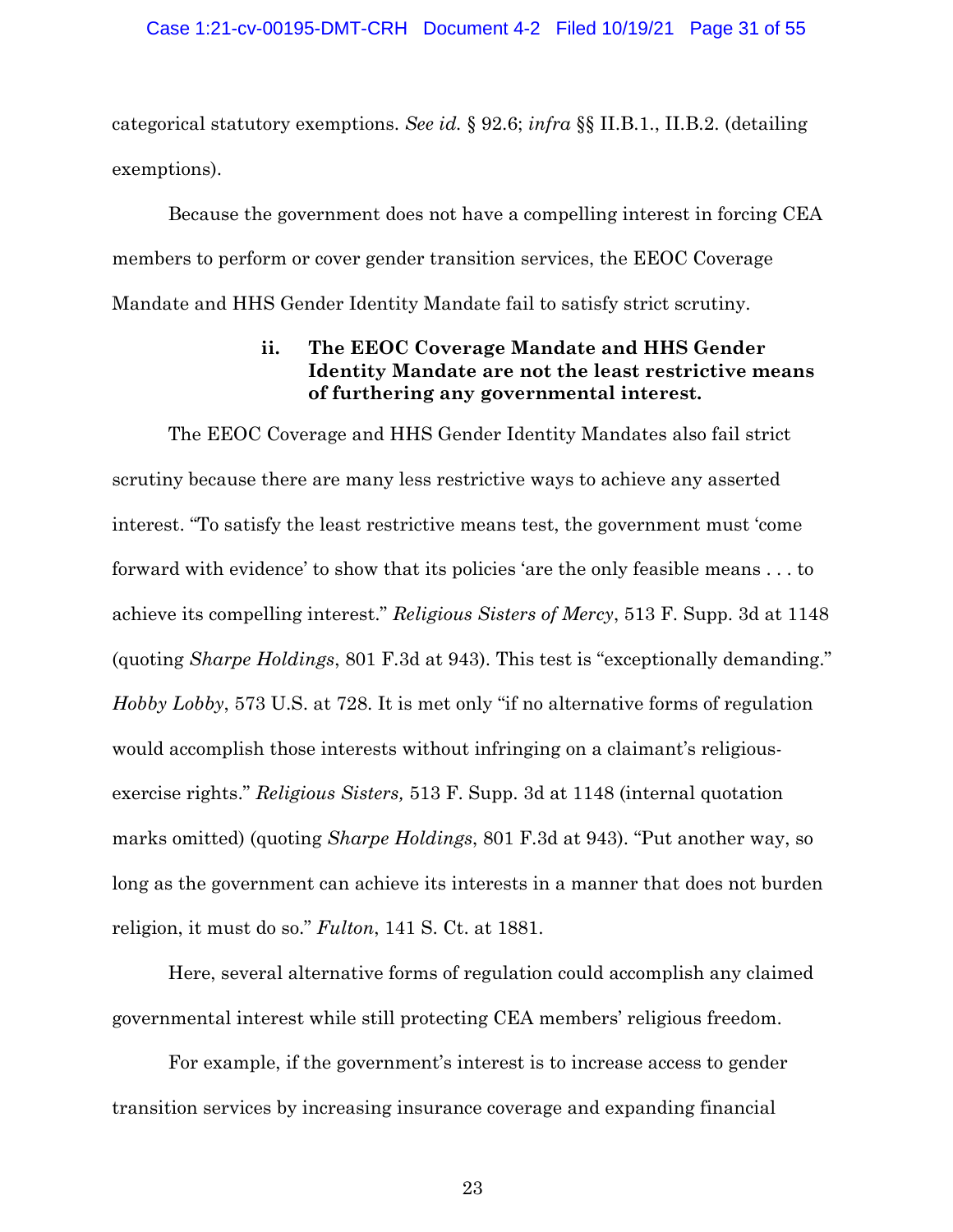categorical statutory exemptions. *See id.* § 92.6; *infra* §§ II.B.1., II.B.2. (detailing exemptions).

Because the government does not have a compelling interest in forcing CEA members to perform or cover gender transition services, the EEOC Coverage Mandate and HHS Gender Identity Mandate fail to satisfy strict scrutiny.

#### ii. The EEOC Coverage Mandate and HHS Gender Identity Mandate are not the least restrictive means of furthering any governmental interest.

The EEOC Coverage and HHS Gender Identity Mandates also fail strict scrutiny because there are many less restrictive ways to achieve any asserted interest. "To satisfy the least restrictive means test, the government must 'come forward with evidence' to show that its policies 'are the only feasible means . . . to achieve its compelling interest." *Religious Sisters of Mercy*, 513 F. Supp. 3d at 1148 (quoting *Sharpe Holdings*, 801 F.3d at 943). This test is "exceptionally demanding." *Hobby Lobby*, 573 U.S. at 728. It is met only "if no alternative forms of regulation would accomplish those interests without infringing on a claimant's religious-exercise rights." *Religious Sisters,* 513 F. Supp. 3d at 1148 (internal quotation marks omitted) (quoting *Sharpe Holdings*, 801 F.3d at 943). "Put another way, so long as the government can achieve its interests in a manner that does not burden religion, it must do so." *Fulton*, 141 S. Ct. at 1881.

Here, several alternative forms of regulation could accomplish any claimed governmental interest while still protecting CEA members' religious freedom.

For example, if the government's interest is to increase access to gender transition services by increasing insurance coverage and expanding financial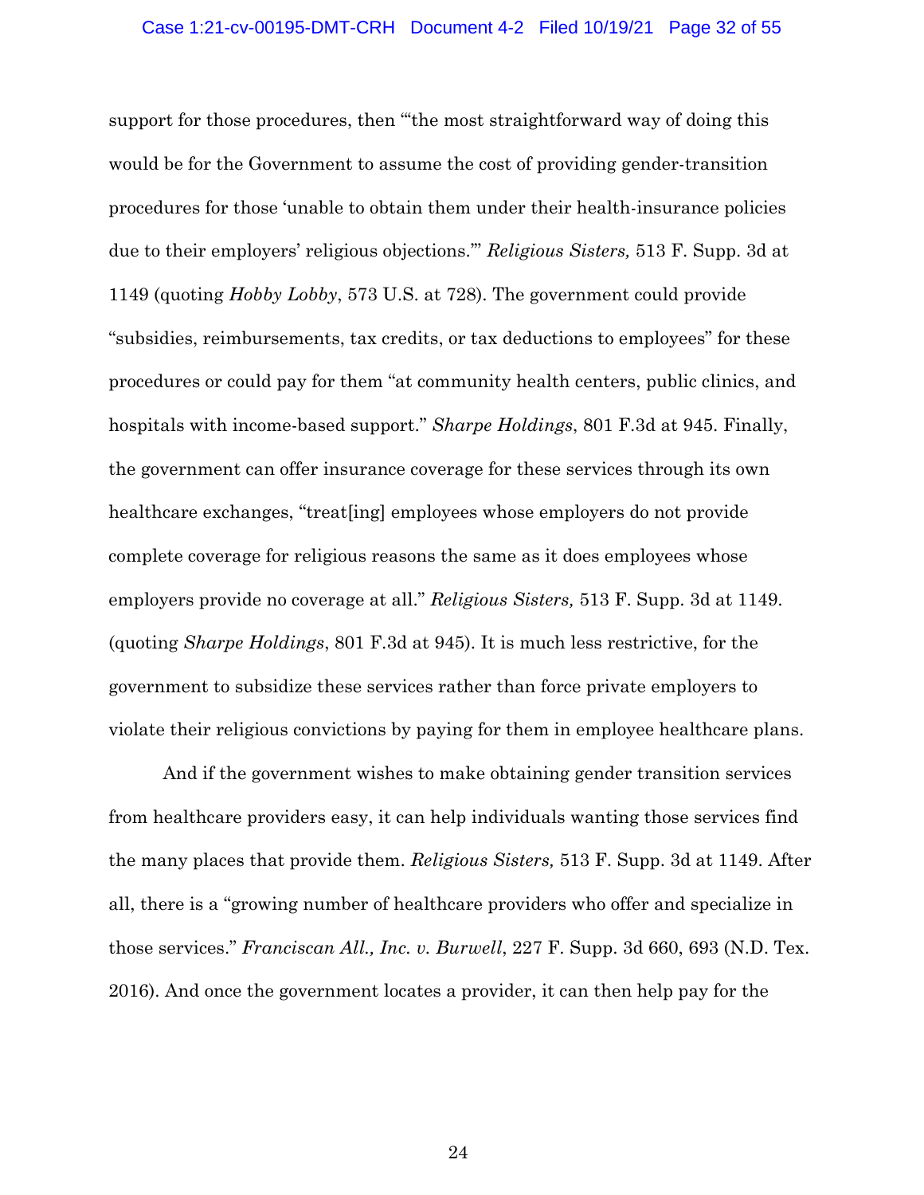support for those procedures, then "'the most straightforward way of doing this would be for the Government to assume the cost of providing gender-transition procedures for those 'unable to obtain them under their health-insurance policies due to their employers' religious objections.'" *Religious Sisters,* 513 F. Supp. 3d at 1149 (quoting *Hobby Lobby*, 573 U.S. at 728). The government could provide "subsidies, reimbursements, tax credits, or tax deductions to employees" for these procedures or could pay for them "at community health centers, public clinics, and hospitals with income-based support." *Sharpe Holdings*, 801 F.3d at 945. Finally, the government can offer insurance coverage for these services through its own healthcare exchanges, "treat[ing] employees whose employers do not provide complete coverage for religious reasons the same as it does employees whose employers provide no coverage at all." *Religious Sisters,* 513 F. Supp. 3d at 1149. (quoting *Sharpe Holdings*, 801 F.3d at 945). It is much less restrictive, for the government to subsidize these services rather than force private employers to violate their religious convictions by paying for them in employee healthcare plans.

And if the government wishes to make obtaining gender transition services from healthcare providers easy, it can help individuals wanting those services find the many places that provide them. *Religious Sisters,* 513 F. Supp. 3d at 1149. After all, there is a "growing number of healthcare providers who offer and specialize in those services." *Franciscan All., Inc. v. Burwell*, 227 F. Supp. 3d 660, 693 (N.D. Tex. 2016). And once the government locates a provider, it can then help pay for the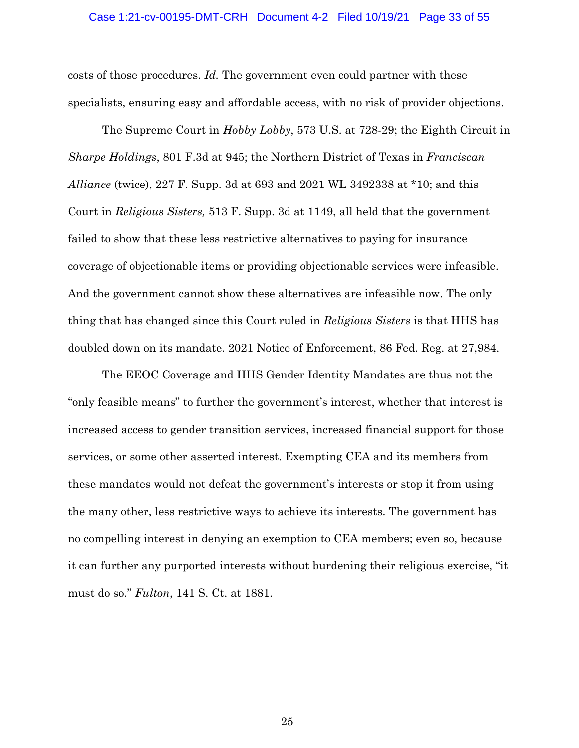costs of those procedures. *Id.* The government even could partner with these specialists, ensuring easy and affordable access, with no risk of provider objections.

The Supreme Court in *Hobby Lobby*, 573 U.S. at 728-29; the Eighth Circuit in *Sharpe Holdings*, 801 F.3d at 945; the Northern District of Texas in *Franciscan Alliance* (twice), 227 F. Supp. 3d at 693 and 2021 WL 3492338 at *10; and this Court in *Religious Sisters,* 513 F. Supp. 3d at 1149, all held that the government failed to show that these less restrictive alternatives to paying for insurance coverage of objectionable items or providing objectionable services were infeasible. And the government cannot show these alternatives are infeasible now. The only thing that has changed since this Court ruled in *Religious Sisters* is that HHS has doubled down on its mandate. 2021 Notice of Enforcement, 86 Fed. Reg. at 27,984.

The EEOC Coverage and HHS Gender Identity Mandates are thus not the "only feasible means" to further the government's interest, whether that interest is increased access to gender transition services, increased financial support for those services, or some other asserted interest. Exempting CEA and its members from these mandates would not defeat the government's interests or stop it from using the many other, less restrictive ways to achieve its interests. The government has no compelling interest in denying an exemption to CEA members; even so, because it can further any purported interests without burdening their religious exercise, "it must do so." *Fulton*, 141 S. Ct. at 1881.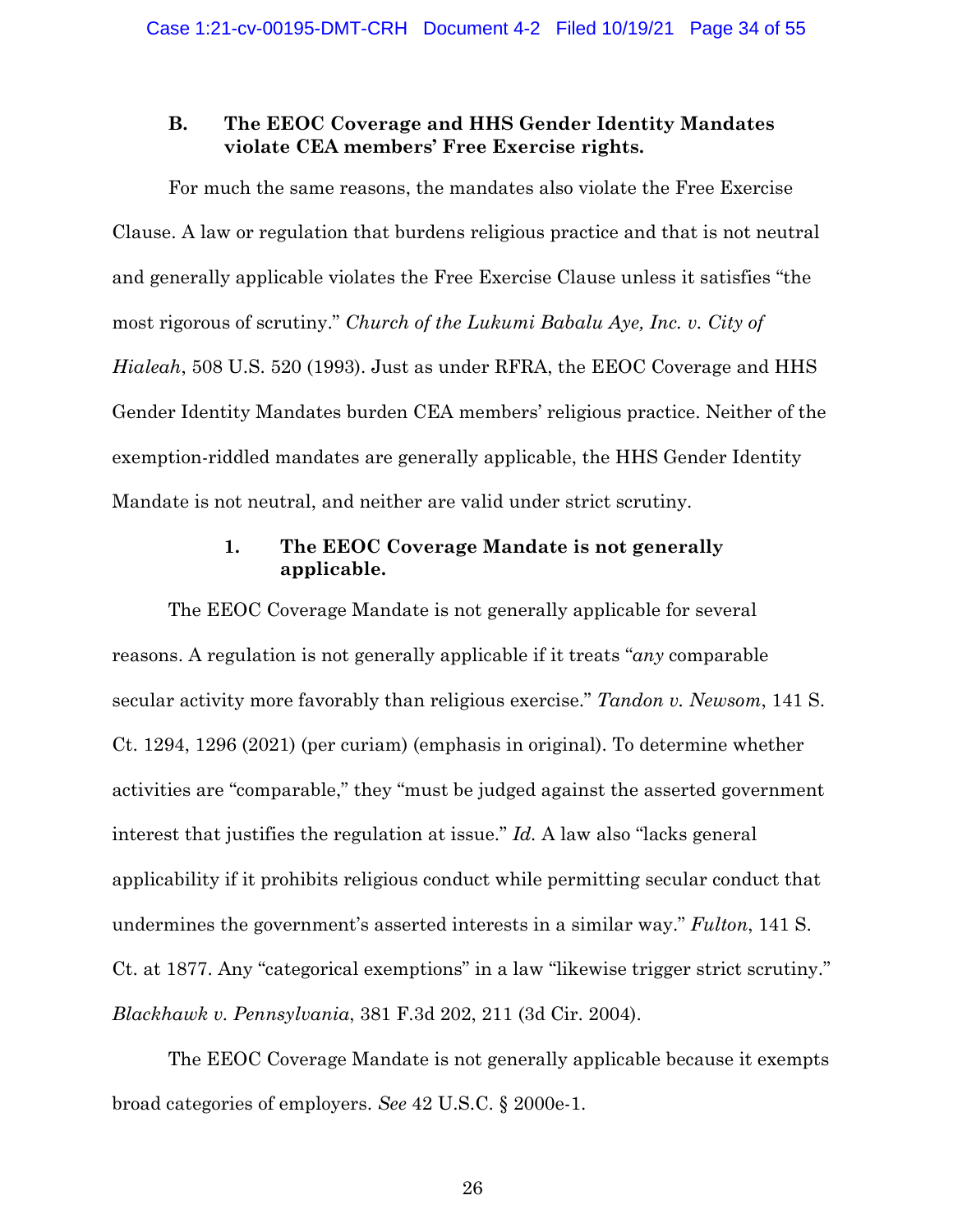### B. The EEOC Coverage and HHS Gender Identity Mandates violate CEA members' Free Exercise rights.

For much the same reasons, the mandates also violate the Free Exercise Clause. A law or regulation that burdens religious practice and that is not neutral and generally applicable violates the Free Exercise Clause unless it satisfies "the most rigorous of scrutiny." *Church of the Lukumi Babalu Aye, Inc. v. City of Hialeah*, 508 U.S. 520 (1993). Just as under RFRA, the EEOC Coverage and HHS Gender Identity Mandates burden CEA members' religious practice. Neither of the exemption-riddled mandates are generally applicable, the HHS Gender Identity Mandate is not neutral, and neither are valid under strict scrutiny.

#### 1. The EEOC Coverage Mandate is not generally applicable.

The EEOC Coverage Mandate is not generally applicable for several reasons. A regulation is not generally applicable if it treats "*any* comparable secular activity more favorably than religious exercise." *Tandon v. Newsom*, 141 S. Ct. 1294, 1296 (2021) (per curiam) (emphasis in original). To determine whether activities are "comparable," they "must be judged against the asserted government interest that justifies the regulation at issue." *Id.* A law also "lacks general applicability if it prohibits religious conduct while permitting secular conduct that undermines the government's asserted interests in a similar way." *Fulton*, 141 S. Ct. at 1877. Any "categorical exemptions" in a law "likewise trigger strict scrutiny." *Blackhawk v. Pennsylvania*, 381 F.3d 202, 211 (3d Cir. 2004).

The EEOC Coverage Mandate is not generally applicable because it exempts broad categories of employers. *See* 42 U.S.C. § 2000e-1.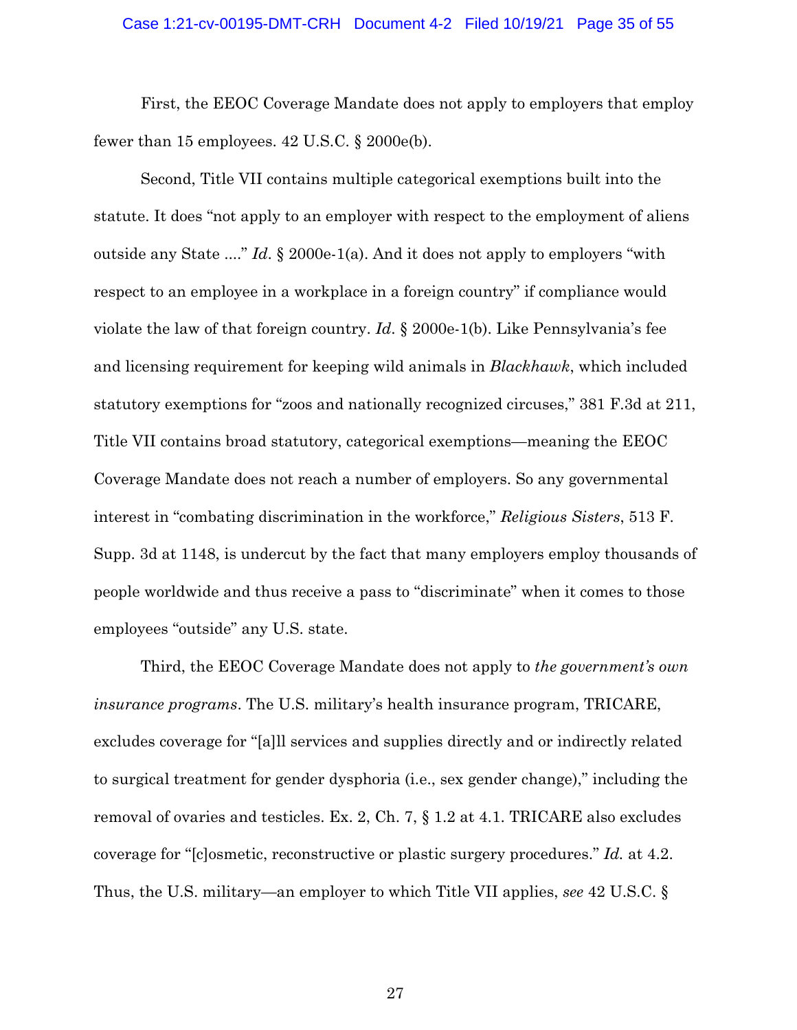First, the EEOC Coverage Mandate does not apply to employers that employ fewer than 15 employees. 42 U.S.C. § 2000e(b).

Second, Title VII contains multiple categorical exemptions built into the statute. It does "not apply to an employer with respect to the employment of aliens outside any State ...." *Id.* § 2000e-1(a). And it does not apply to employers "with respect to an employee in a workplace in a foreign country" if compliance would violate the law of that foreign country. *Id.* § 2000e-1(b). Like Pennsylvania's fee and licensing requirement for keeping wild animals in *Blackhawk*, which included statutory exemptions for "zoos and nationally recognized circuses," 381 F.3d at 211, Title VII contains broad statutory, categorical exemptions—meaning the EEOC Coverage Mandate does not reach a number of employers. So any governmental interest in "combating discrimination in the workforce," *Religious Sisters*, 513 F. Supp. 3d at 1148, is undercut by the fact that many employers employ thousands of people worldwide and thus receive a pass to "discriminate" when it comes to those employees "outside" any U.S. state.

Third, the EEOC Coverage Mandate does not apply to *the government's own insurance programs*. The U.S. military's health insurance program, TRICARE, excludes coverage for "[a]ll services and supplies directly and or indirectly related to surgical treatment for gender dysphoria (i.e., sex gender change)," including the removal of ovaries and testicles. Ex. 2, Ch. 7, § 1.2 at 4.1. TRICARE also excludes coverage for "[c]osmetic, reconstructive or plastic surgery procedures." *Id.* at 4.2. Thus, the U.S. military—an employer to which Title VII applies, *see* 42 U.S.C. §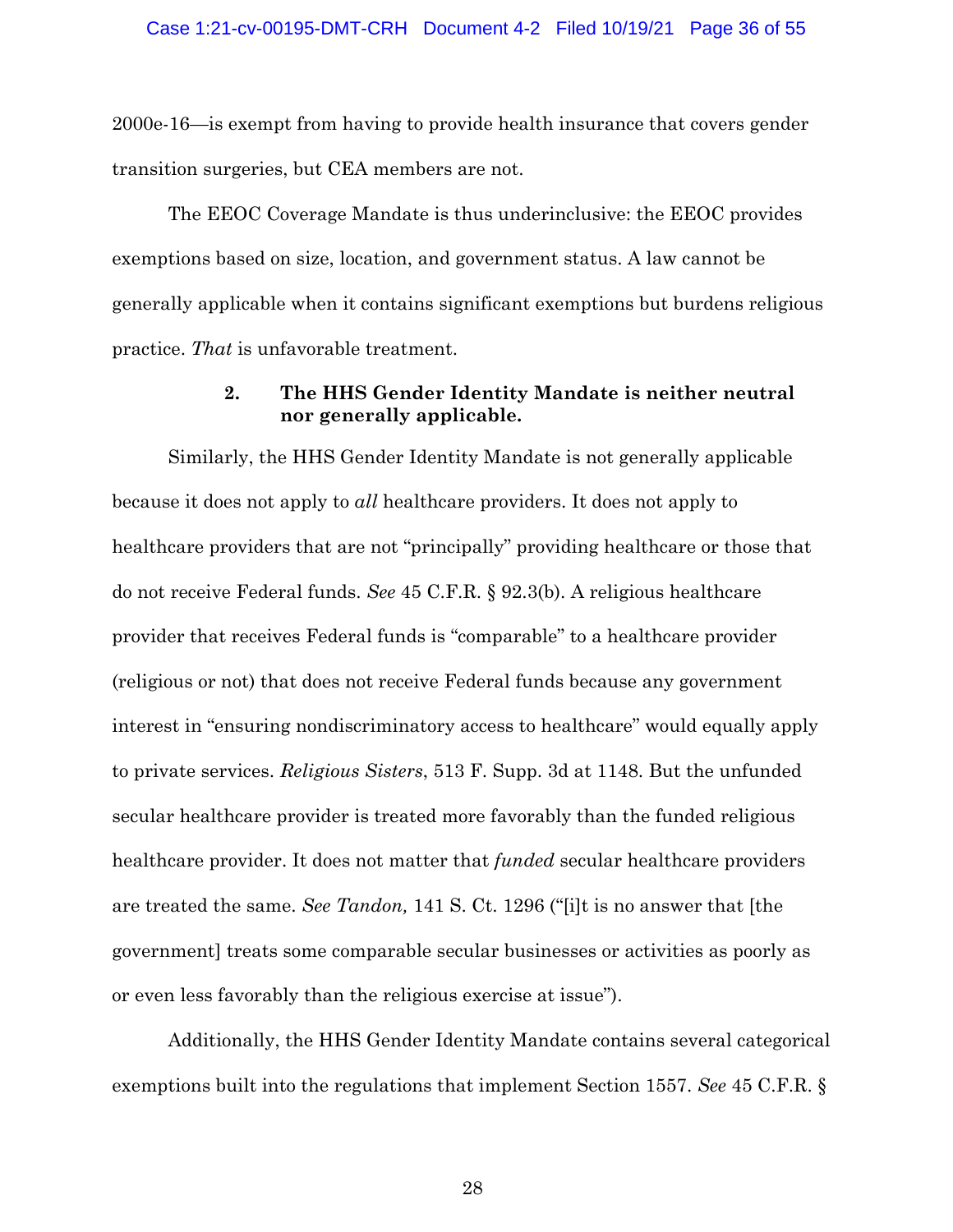2000e-16—is exempt from having to provide health insurance that covers gender transition surgeries, but CEA members are not.

The EEOC Coverage Mandate is thus underinclusive: the EEOC provides exemptions based on size, location, and government status. A law cannot be generally applicable when it contains significant exemptions but burdens religious practice. *That* is unfavorable treatment.

#### 2. The HHS Gender Identity Mandate is neither neutral nor generally applicable.

Similarly, the HHS Gender Identity Mandate is not generally applicable because it does not apply to *all* healthcare providers. It does not apply to healthcare providers that are not "principally" providing healthcare or those that do not receive Federal funds. *See* 45 C.F.R. § 92.3(b). A religious healthcare provider that receives Federal funds is "comparable" to a healthcare provider (religious or not) that does not receive Federal funds because any government interest in "ensuring nondiscriminatory access to healthcare" would equally apply to private services. *Religious Sisters*, 513 F. Supp. 3d at 1148. But the unfunded secular healthcare provider is treated more favorably than the funded religious healthcare provider. It does not matter that *funded* secular healthcare providers are treated the same. *See Tandon,* 141 S. Ct. 1296 ("[i]t is no answer that [the government] treats some comparable secular businesses or activities as poorly as or even less favorably than the religious exercise at issue").

Additionally, the HHS Gender Identity Mandate contains several categorical exemptions built into the regulations that implement Section 1557. *See* 45 C.F.R. §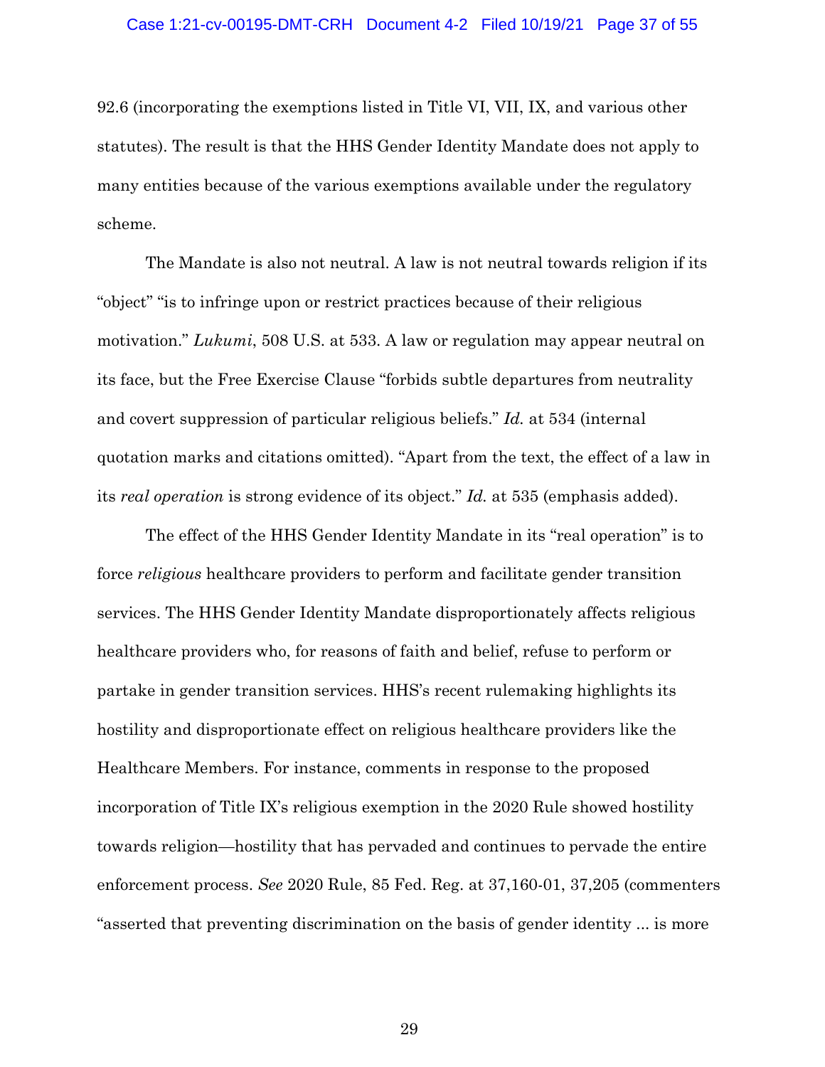92.6 (incorporating the exemptions listed in Title VI, VII, IX, and various other statutes). The result is that the HHS Gender Identity Mandate does not apply to many entities because of the various exemptions available under the regulatory scheme.

The Mandate is also not neutral. A law is not neutral towards religion if its "object" "is to infringe upon or restrict practices because of their religious motivation." *Lukumi*, 508 U.S. at 533. A law or regulation may appear neutral on its face, but the Free Exercise Clause "forbids subtle departures from neutrality and covert suppression of particular religious beliefs." *Id.* at 534 (internal quotation marks and citations omitted). "Apart from the text, the effect of a law in its *real operation* is strong evidence of its object." *Id.* at 535 (emphasis added).

The effect of the HHS Gender Identity Mandate in its "real operation" is to force *religious* healthcare providers to perform and facilitate gender transition services. The HHS Gender Identity Mandate disproportionately affects religious healthcare providers who, for reasons of faith and belief, refuse to perform or partake in gender transition services. HHS's recent rulemaking highlights its hostility and disproportionate effect on religious healthcare providers like the Healthcare Members. For instance, comments in response to the proposed incorporation of Title IX's religious exemption in the 2020 Rule showed hostility towards religion—hostility that has pervaded and continues to pervade the entire enforcement process. *See* 2020 Rule, 85 Fed. Reg. at 37,160-01, 37,205 (commenters "asserted that preventing discrimination on the basis of gender identity ... is more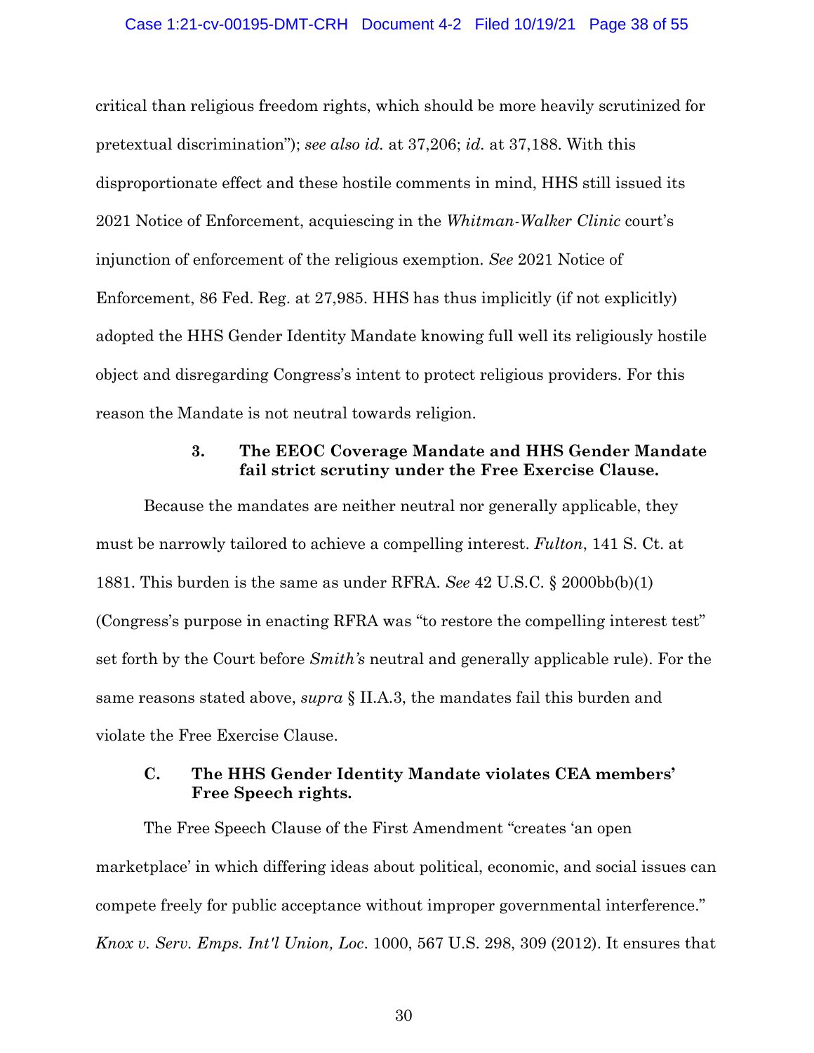critical than religious freedom rights, which should be more heavily scrutinized for pretextual discrimination"); *see also id.* at 37,206; *id.* at 37,188. With this disproportionate effect and these hostile comments in mind, HHS still issued its 2021 Notice of Enforcement, acquiescing in the *Whitman-Walker Clinic* court's injunction of enforcement of the religious exemption. *See* 2021 Notice of Enforcement, 86 Fed. Reg. at 27,985. HHS has thus implicitly (if not explicitly) adopted the HHS Gender Identity Mandate knowing full well its religiously hostile object and disregarding Congress's intent to protect religious providers. For this reason the Mandate is not neutral towards religion.

#### 3. The EEOC Coverage Mandate and HHS Gender Mandate fail strict scrutiny under the Free Exercise Clause.

Because the mandates are neither neutral nor generally applicable, they must be narrowly tailored to achieve a compelling interest. *Fulton*, 141 S. Ct. at 1881. This burden is the same as under RFRA. *See* 42 U.S.C. § 2000bb(b)(1) (Congress's purpose in enacting RFRA was "to restore the compelling interest test" set forth by the Court before *Smith's* neutral and generally applicable rule). For the same reasons stated above, *supra* § II.A.3, the mandates fail this burden and violate the Free Exercise Clause.

### C. The HHS Gender Identity Mandate violates CEA members' Free Speech rights.

The Free Speech Clause of the First Amendment "creates 'an open marketplace' in which differing ideas about political, economic, and social issues can compete freely for public acceptance without improper governmental interference." *Knox v. Serv. Emps. Int'l Union, Loc*. 1000, 567 U.S. 298, 309 (2012). It ensures that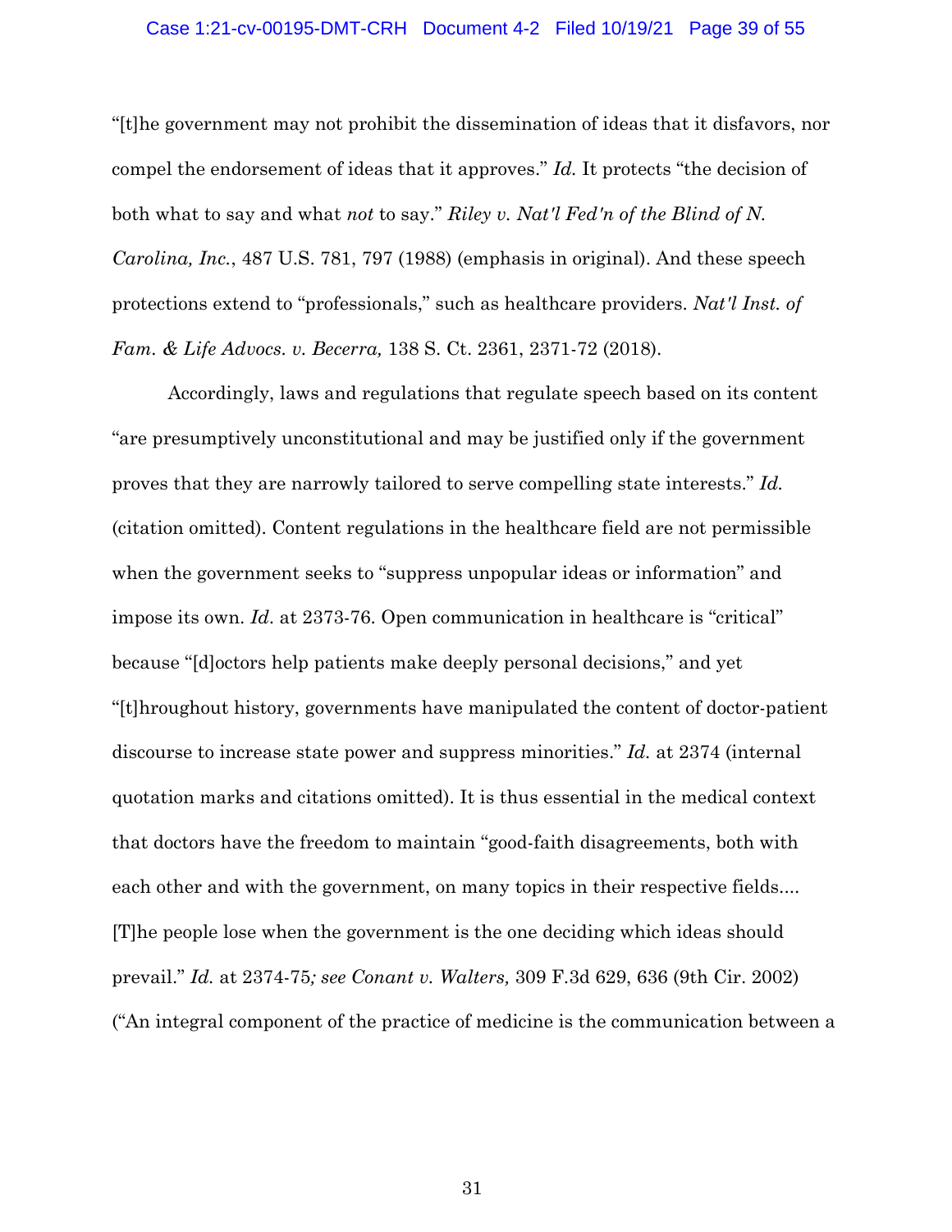"[t]he government may not prohibit the dissemination of ideas that it disfavors, nor compel the endorsement of ideas that it approves." *Id.* It protects "the decision of both what to say and what *not* to say." *Riley v. Nat'l Fed'n of the Blind of N. Carolina, Inc.*, 487 U.S. 781, 797 (1988) (emphasis in original). And these speech protections extend to "professionals," such as healthcare providers. *Nat'l Inst. of Fam. & Life Advocs. v. Becerra,* 138 S. Ct. 2361, 2371-72 (2018).

Accordingly, laws and regulations that regulate speech based on its content "are presumptively unconstitutional and may be justified only if the government proves that they are narrowly tailored to serve compelling state interests." *Id.* (citation omitted). Content regulations in the healthcare field are not permissible when the government seeks to "suppress unpopular ideas or information" and impose its own. *Id*. at 2373-76. Open communication in healthcare is "critical" because "[d]octors help patients make deeply personal decisions," and yet "[t]hroughout history, governments have manipulated the content of doctor-patient discourse to increase state power and suppress minorities." *Id.* at 2374 (internal quotation marks and citations omitted). It is thus essential in the medical context that doctors have the freedom to maintain "good-faith disagreements, both with each other and with the government, on many topics in their respective fields.... [T]he people lose when the government is the one deciding which ideas should prevail." *Id.* at 2374-75*; see Conant v. Walters,* 309 F.3d 629, 636 (9th Cir. 2002) ("An integral component of the practice of medicine is the communication between a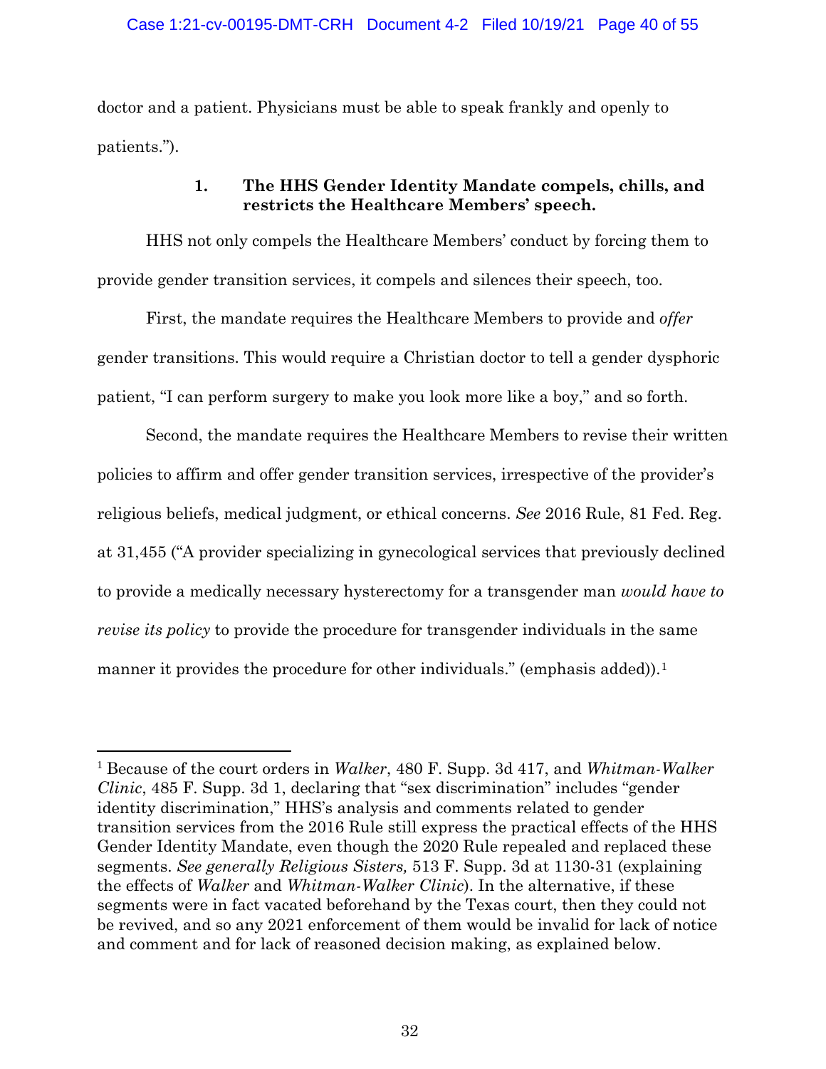doctor and a patient. Physicians must be able to speak frankly and openly to patients.").

### 1. The HHS Gender Identity Mandate compels, chills, and restricts the Healthcare Members' speech.

HHS not only compels the Healthcare Members' conduct by forcing them to provide gender transition services, it compels and silences their speech, too.

First, the mandate requires the Healthcare Members to provide and *offer* gender transitions. This would require a Christian doctor to tell a gender dysphoric patient, "I can perform surgery to make you look more like a boy," and so forth.

Second, the mandate requires the Healthcare Members to revise their written policies to affirm and offer gender transition services, irrespective of the provider's religious beliefs, medical judgment, or ethical concerns. *See* 2016 Rule, 81 Fed. Reg. at 31,455 ("A provider specializing in gynecological services that previously declined to provide a medically necessary hysterectomy for a transgender man *would have to revise its policy* to provide the procedure for transgender individuals in the same manner it provides the procedure for other individuals." (emphasis added)).[1]

---

[1] Because of the court orders in *Walker*, 480 F. Supp. 3d 417, and *Whitman-Walker Clinic*, 485 F. Supp. 3d 1, declaring that "sex discrimination" includes "gender identity discrimination," HHS's analysis and comments related to gender transition services from the 2016 Rule still express the practical effects of the HHS Gender Identity Mandate, even though the 2020 Rule repealed and replaced these segments. *See generally Religious Sisters,* 513 F. Supp. 3d at 1130-31 (explaining the effects of *Walker* and *Whitman-Walker Clinic*). In the alternative, if these segments were in fact vacated beforehand by the Texas court, then they could not be revived, and so any 2021 enforcement of them would be invalid for lack of notice and comment and for lack of reasoned decision making, as explained below.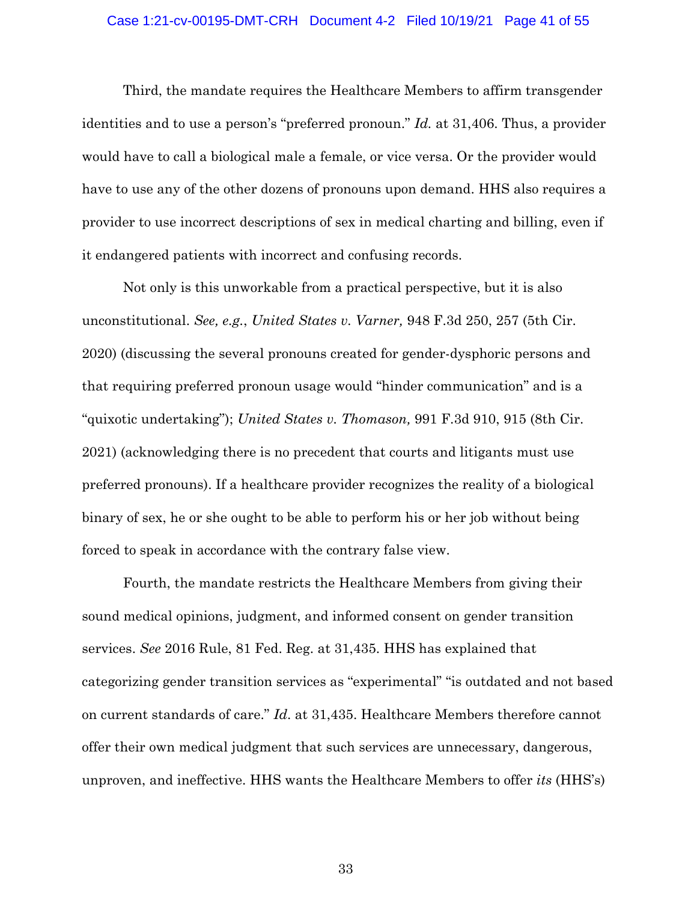Third, the mandate requires the Healthcare Members to affirm transgender identities and to use a person's "preferred pronoun." *Id.* at 31,406. Thus, a provider would have to call a biological male a female, or vice versa. Or the provider would have to use any of the other dozens of pronouns upon demand. HHS also requires a provider to use incorrect descriptions of sex in medical charting and billing, even if it endangered patients with incorrect and confusing records.

Not only is this unworkable from a practical perspective, but it is also unconstitutional. *See, e.g.*, *United States v. Varner,* 948 F.3d 250, 257 (5th Cir. 2020) (discussing the several pronouns created for gender-dysphoric persons and that requiring preferred pronoun usage would "hinder communication" and is a "quixotic undertaking"); *United States v. Thomason,* 991 F.3d 910, 915 (8th Cir. 2021) (acknowledging there is no precedent that courts and litigants must use preferred pronouns). If a healthcare provider recognizes the reality of a biological binary of sex, he or she ought to be able to perform his or her job without being forced to speak in accordance with the contrary false view.

Fourth, the mandate restricts the Healthcare Members from giving their sound medical opinions, judgment, and informed consent on gender transition services. *See* 2016 Rule, 81 Fed. Reg. at 31,435. HHS has explained that categorizing gender transition services as "experimental" "is outdated and not based on current standards of care." *Id.* at 31,435. Healthcare Members therefore cannot offer their own medical judgment that such services are unnecessary, dangerous, unproven, and ineffective. HHS wants the Healthcare Members to offer *its* (HHS's)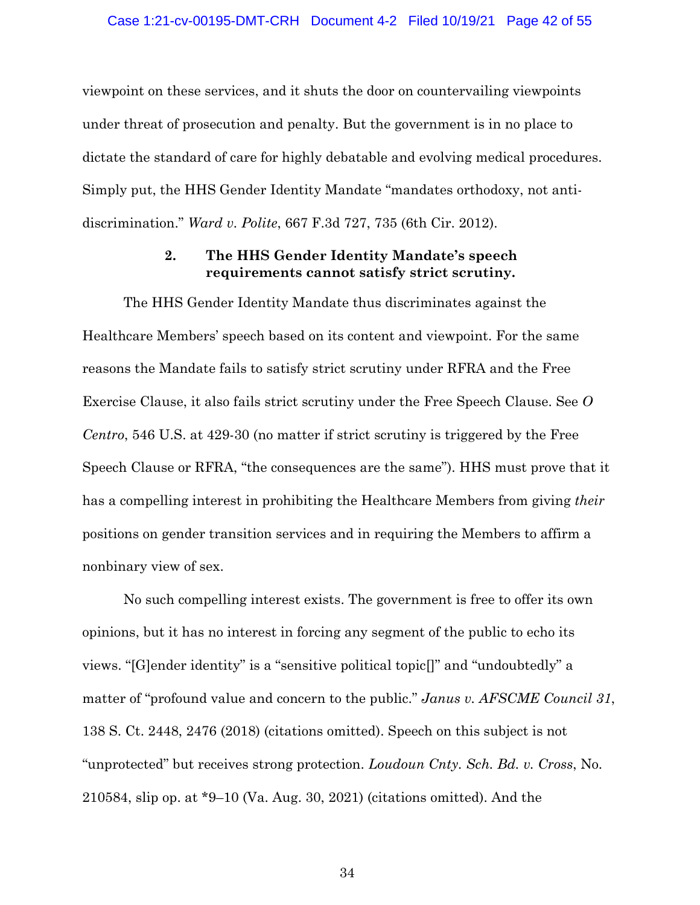viewpoint on these services, and it shuts the door on countervailing viewpoints under threat of prosecution and penalty. But the government is in no place to dictate the standard of care for highly debatable and evolving medical procedures. Simply put, the HHS Gender Identity Mandate "mandates orthodoxy, not anti-discrimination." *Ward v. Polite*, 667 F.3d 727, 735 (6th Cir. 2012).

### 2. The HHS Gender Identity Mandate's speech requirements cannot satisfy strict scrutiny.

The HHS Gender Identity Mandate thus discriminates against the Healthcare Members' speech based on its content and viewpoint. For the same reasons the Mandate fails to satisfy strict scrutiny under RFRA and the Free Exercise Clause, it also fails strict scrutiny under the Free Speech Clause. See *O Centro*, 546 U.S. at 429-30 (no matter if strict scrutiny is triggered by the Free Speech Clause or RFRA, "the consequences are the same"). HHS must prove that it has a compelling interest in prohibiting the Healthcare Members from giving *their* positions on gender transition services and in requiring the Members to affirm a nonbinary view of sex.

No such compelling interest exists. The government is free to offer its own opinions, but it has no interest in forcing any segment of the public to echo its views. "[G]ender identity" is a "sensitive political topic[]" and "undoubtedly" a matter of "profound value and concern to the public." *Janus v. AFSCME Council 31*, 138 S. Ct. 2448, 2476 (2018) (citations omitted). Speech on this subject is not "unprotected" but receives strong protection. *Loudoun Cnty. Sch. Bd. v. Cross*, No. 210584, slip op. at *9–10 (Va. Aug. 30, 2021) (citations omitted). And the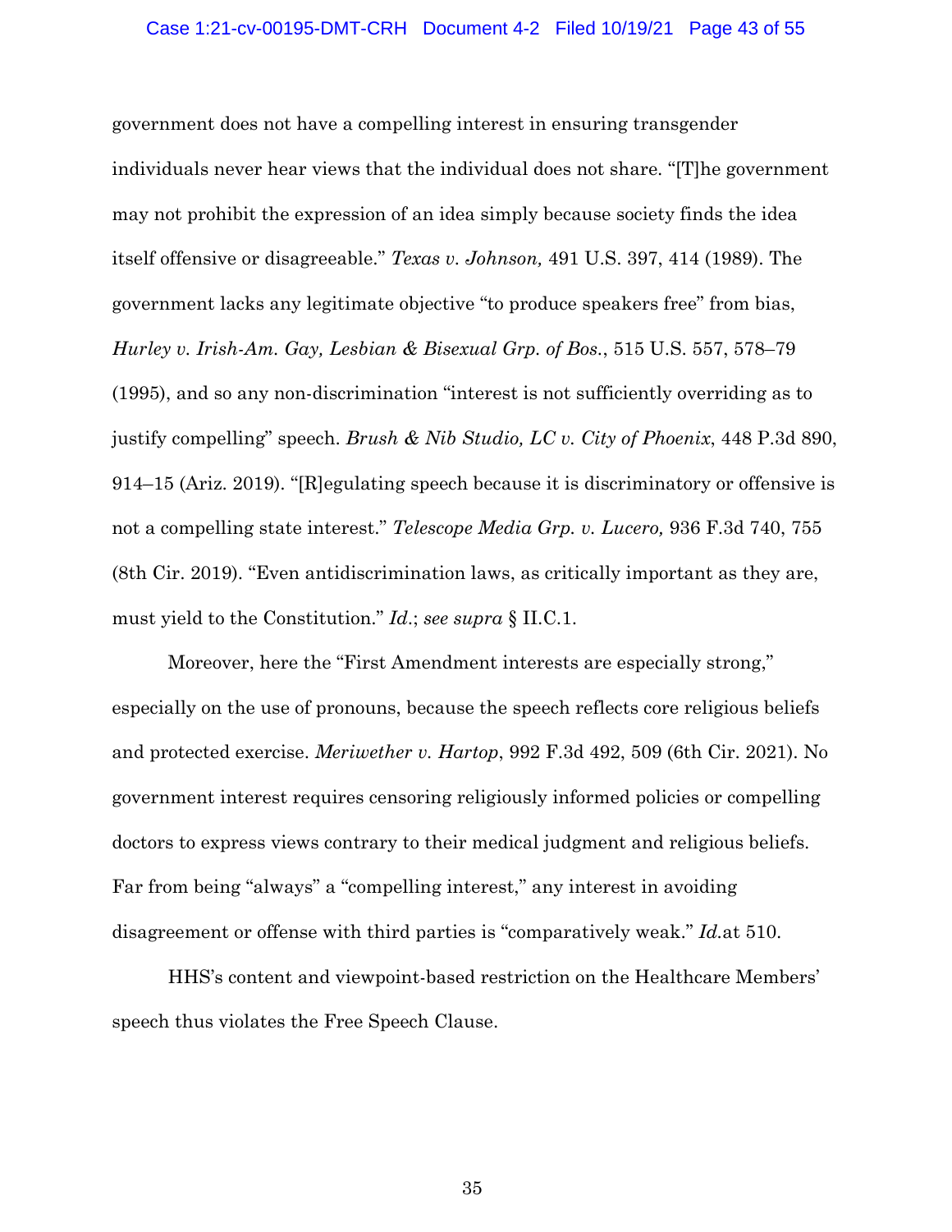government does not have a compelling interest in ensuring transgender individuals never hear views that the individual does not share. "[T]he government may not prohibit the expression of an idea simply because society finds the idea itself offensive or disagreeable." *Texas v. Johnson,* 491 U.S. 397, 414 (1989). The government lacks any legitimate objective "to produce speakers free" from bias, *Hurley v. Irish-Am. Gay, Lesbian & Bisexual Grp. of Bos.*, 515 U.S. 557, 578–79 (1995), and so any non-discrimination "interest is not sufficiently overriding as to justify compelling" speech. *Brush & Nib Studio, LC v. City of Phoenix*, 448 P.3d 890, 914–15 (Ariz. 2019). "[R]egulating speech because it is discriminatory or offensive is not a compelling state interest." *Telescope Media Grp. v. Lucero,* 936 F.3d 740, 755 (8th Cir. 2019). "Even antidiscrimination laws, as critically important as they are, must yield to the Constitution." *Id.*; *see supra* § II.C.1.

Moreover, here the "First Amendment interests are especially strong," especially on the use of pronouns, because the speech reflects core religious beliefs and protected exercise. *Meriwether v. Hartop*, 992 F.3d 492, 509 (6th Cir. 2021). No government interest requires censoring religiously informed policies or compelling doctors to express views contrary to their medical judgment and religious beliefs. Far from being "always" a "compelling interest," any interest in avoiding disagreement or offense with third parties is "comparatively weak." *Id.*at 510.

HHS's content and viewpoint-based restriction on the Healthcare Members' speech thus violates the Free Speech Clause.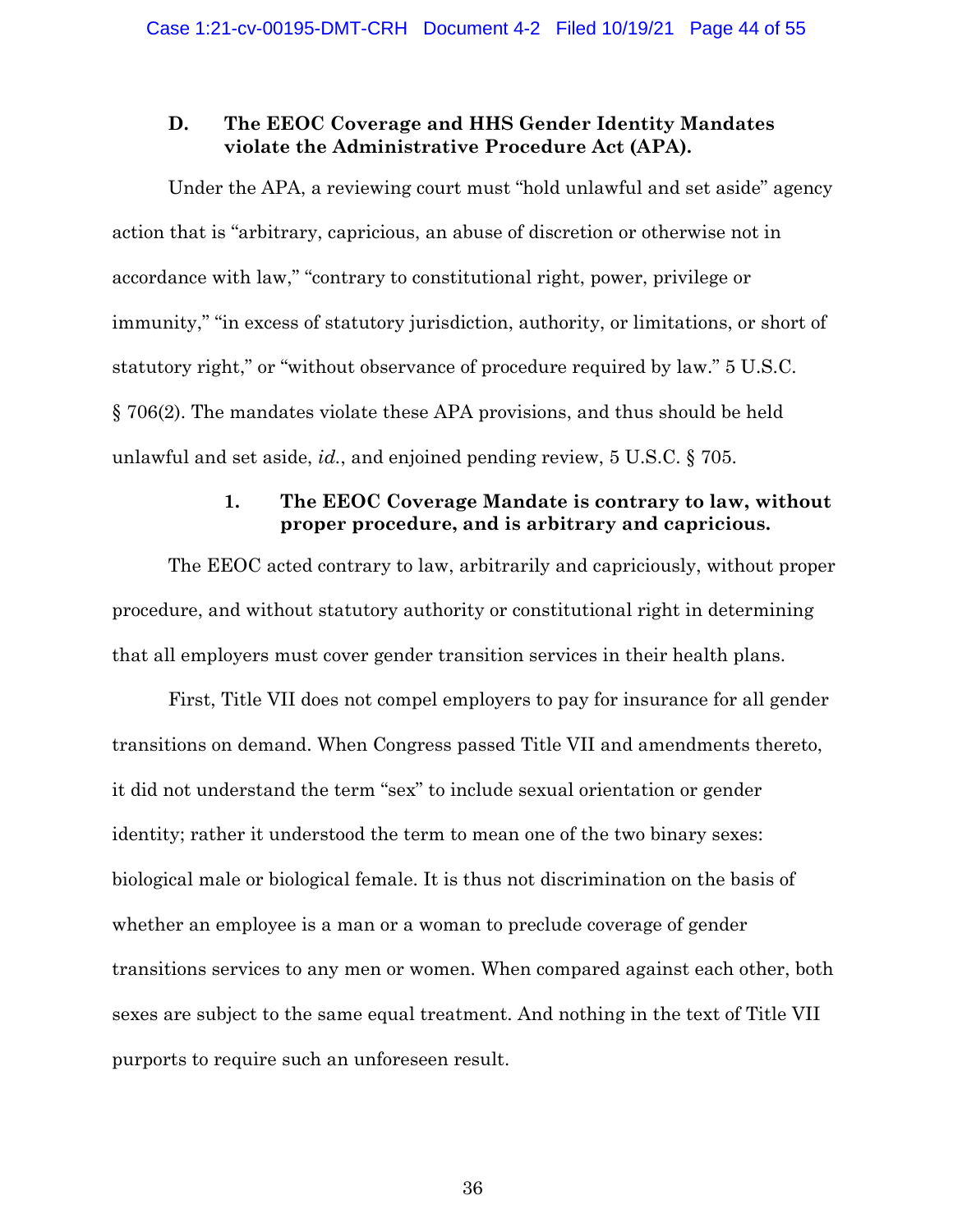### D. The EEOC Coverage and HHS Gender Identity Mandates violate the Administrative Procedure Act (APA).

Under the APA, a reviewing court must "hold unlawful and set aside" agency action that is "arbitrary, capricious, an abuse of discretion or otherwise not in accordance with law," "contrary to constitutional right, power, privilege or immunity," "in excess of statutory jurisdiction, authority, or limitations, or short of statutory right," or "without observance of procedure required by law." 5 U.S.C. § 706(2). The mandates violate these APA provisions, and thus should be held unlawful and set aside, *id.*, and enjoined pending review, 5 U.S.C. § 705.

#### 1. The EEOC Coverage Mandate is contrary to law, without proper procedure, and is arbitrary and capricious.

The EEOC acted contrary to law, arbitrarily and capriciously, without proper procedure, and without statutory authority or constitutional right in determining that all employers must cover gender transition services in their health plans.

First, Title VII does not compel employers to pay for insurance for all gender transitions on demand. When Congress passed Title VII and amendments thereto, it did not understand the term "sex" to include sexual orientation or gender identity; rather it understood the term to mean one of the two binary sexes: biological male or biological female. It is thus not discrimination on the basis of whether an employee is a man or a woman to preclude coverage of gender transitions services to any men or women. When compared against each other, both sexes are subject to the same equal treatment. And nothing in the text of Title VII purports to require such an unforeseen result.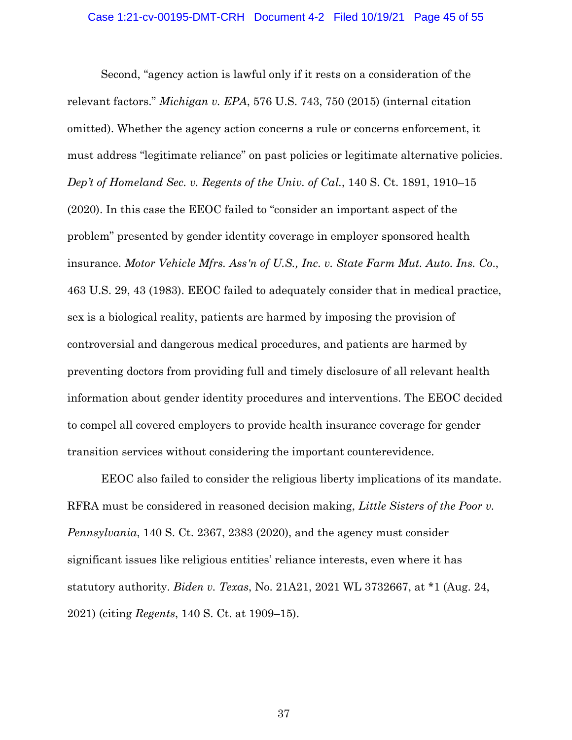Second, "agency action is lawful only if it rests on a consideration of the relevant factors." *Michigan v. EPA*, 576 U.S. 743, 750 (2015) (internal citation omitted). Whether the agency action concerns a rule or concerns enforcement, it must address "legitimate reliance" on past policies or legitimate alternative policies. *Dep't of Homeland Sec. v. Regents of the Univ. of Cal.*, 140 S. Ct. 1891, 1910–15 (2020). In this case the EEOC failed to "consider an important aspect of the problem" presented by gender identity coverage in employer sponsored health insurance. *Motor Vehicle Mfrs. Ass'n of U.S., Inc. v. State Farm Mut. Auto. Ins. Co.*, 463 U.S. 29, 43 (1983). EEOC failed to adequately consider that in medical practice, sex is a biological reality, patients are harmed by imposing the provision of controversial and dangerous medical procedures, and patients are harmed by preventing doctors from providing full and timely disclosure of all relevant health information about gender identity procedures and interventions. The EEOC decided to compel all covered employers to provide health insurance coverage for gender transition services without considering the important counterevidence.

EEOC also failed to consider the religious liberty implications of its mandate. RFRA must be considered in reasoned decision making, *Little Sisters of the Poor v. Pennsylvania*, 140 S. Ct. 2367, 2383 (2020), and the agency must consider significant issues like religious entities' reliance interests, even where it has statutory authority. *Biden v. Texas*, No. 21A21, 2021 WL 3732667, at *1 (Aug. 24, 2021) (citing *Regents*, 140 S. Ct. at 1909–15).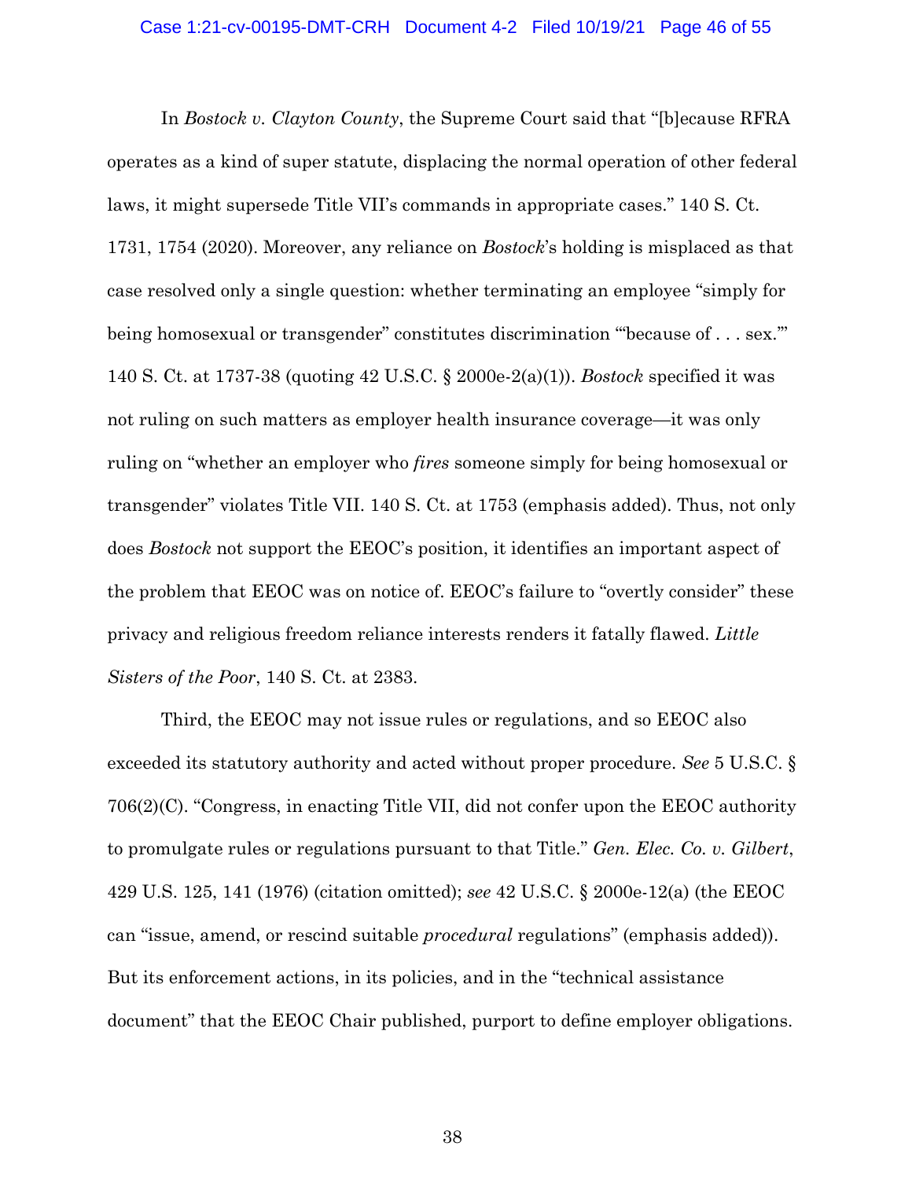In *Bostock v. Clayton County*, the Supreme Court said that "[b]ecause RFRA operates as a kind of super statute, displacing the normal operation of other federal laws, it might supersede Title VII's commands in appropriate cases." 140 S. Ct. 1731, 1754 (2020). Moreover, any reliance on *Bostock*'s holding is misplaced as that case resolved only a single question: whether terminating an employee "simply for being homosexual or transgender" constitutes discrimination "'because of . . . sex.'" 140 S. Ct. at 1737-38 (quoting 42 U.S.C. § 2000e-2(a)(1)). *Bostock* specified it was not ruling on such matters as employer health insurance coverage—it was only ruling on "whether an employer who *fires* someone simply for being homosexual or transgender" violates Title VII. 140 S. Ct. at 1753 (emphasis added). Thus, not only does *Bostock* not support the EEOC's position, it identifies an important aspect of the problem that EEOC was on notice of. EEOC's failure to "overtly consider" these privacy and religious freedom reliance interests renders it fatally flawed. *Little Sisters of the Poor*, 140 S. Ct. at 2383.

Third, the EEOC may not issue rules or regulations, and so EEOC also exceeded its statutory authority and acted without proper procedure. *See* 5 U.S.C. § 706(2)(C). "Congress, in enacting Title VII, did not confer upon the EEOC authority to promulgate rules or regulations pursuant to that Title." *Gen. Elec. Co. v. Gilbert*, 429 U.S. 125, 141 (1976) (citation omitted); *see* 42 U.S.C. § 2000e-12(a) (the EEOC can "issue, amend, or rescind suitable *procedural* regulations" (emphasis added)). But its enforcement actions, in its policies, and in the "technical assistance document" that the EEOC Chair published, purport to define employer obligations.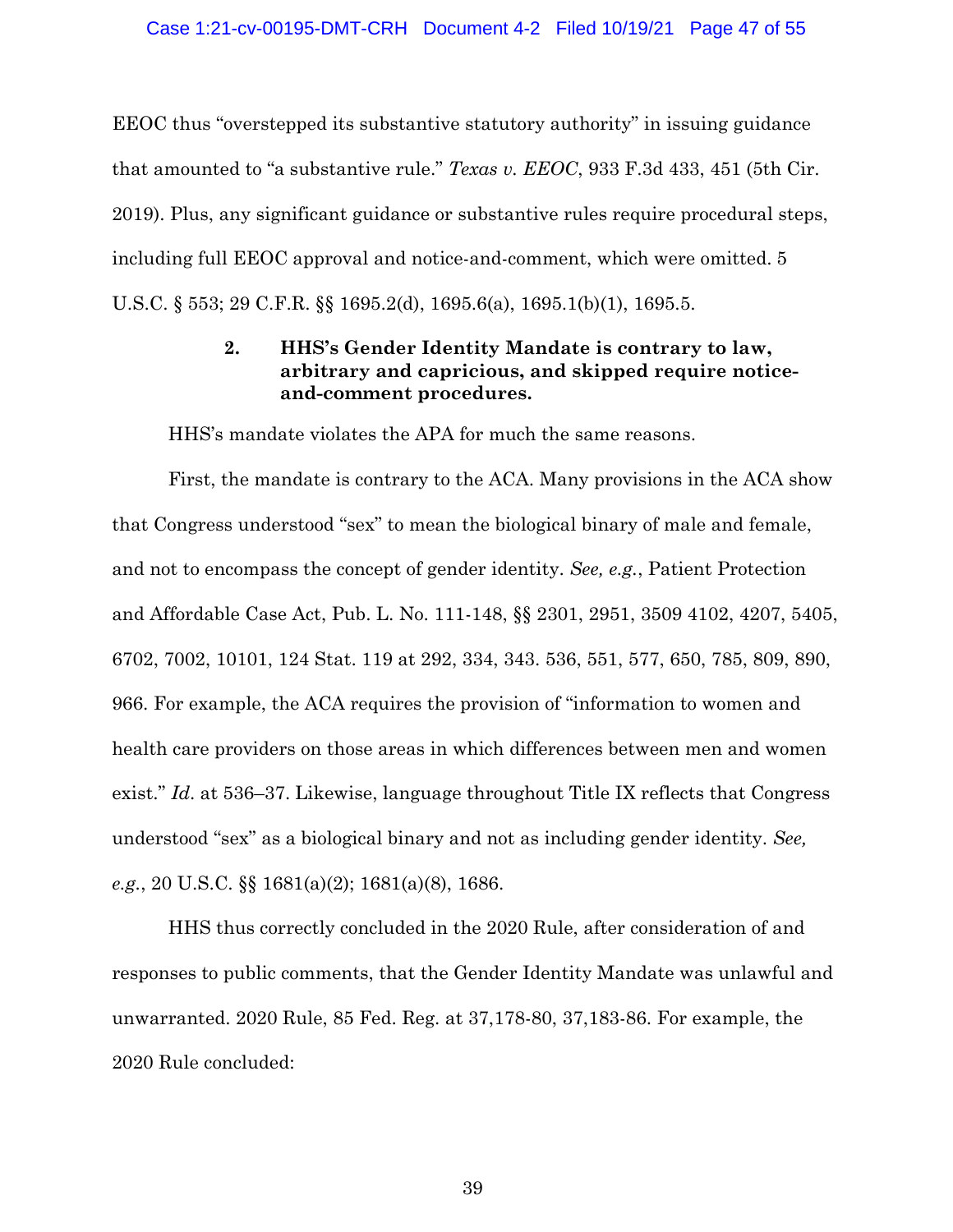EEOC thus "overstepped its substantive statutory authority" in issuing guidance that amounted to "a substantive rule." *Texas v. EEOC*, 933 F.3d 433, 451 (5th Cir. 2019). Plus, any significant guidance or substantive rules require procedural steps, including full EEOC approval and notice-and-comment, which were omitted. 5 U.S.C. § 553; 29 C.F.R. §§ 1695.2(d), 1695.6(a), 1695.1(b)(1), 1695.5.

### 2. HHS's Gender Identity Mandate is contrary to law, arbitrary and capricious, and skipped require notice-and-comment procedures.

HHS's mandate violates the APA for much the same reasons.

First, the mandate is contrary to the ACA. Many provisions in the ACA show that Congress understood "sex" to mean the biological binary of male and female, and not to encompass the concept of gender identity. *See, e.g.*, Patient Protection and Affordable Case Act, Pub. L. No. 111-148, §§ 2301, 2951, 3509 4102, 4207, 5405, 6702, 7002, 10101, 124 Stat. 119 at 292, 334, 343. 536, 551, 577, 650, 785, 809, 890, 966. For example, the ACA requires the provision of "information to women and health care providers on those areas in which differences between men and women exist." *Id*. at 536–37. Likewise, language throughout Title IX reflects that Congress understood "sex" as a biological binary and not as including gender identity. *See, e.g.*, 20 U.S.C. §§ 1681(a)(2); 1681(a)(8), 1686.

HHS thus correctly concluded in the 2020 Rule, after consideration of and responses to public comments, that the Gender Identity Mandate was unlawful and unwarranted. 2020 Rule, 85 Fed. Reg. at 37,178-80, 37,183-86. For example, the 2020 Rule concluded: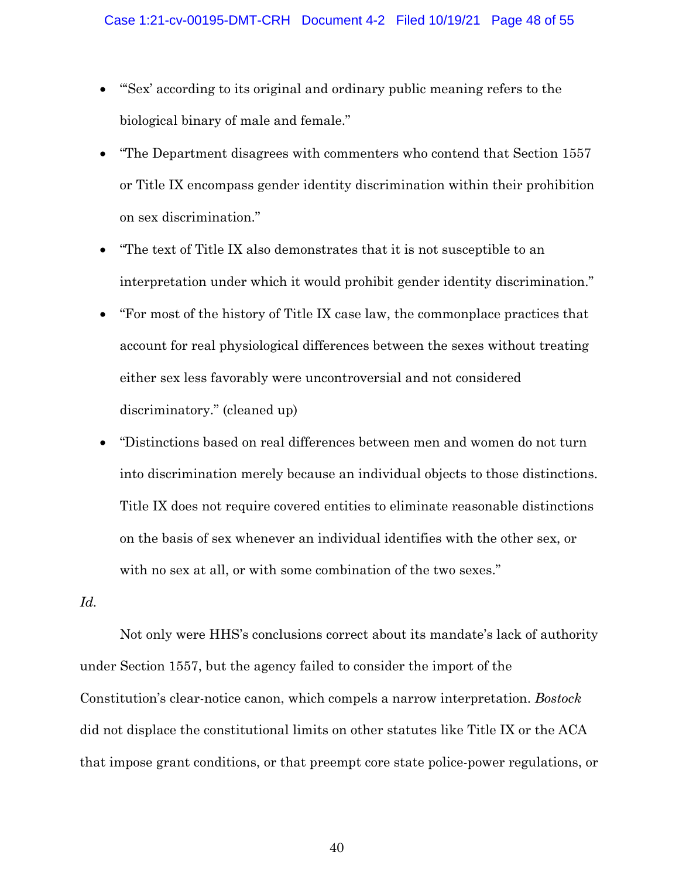- "'Sex' according to its original and ordinary public meaning refers to the biological binary of male and female."
- "The Department disagrees with commenters who contend that Section 1557 or Title IX encompass gender identity discrimination within their prohibition on sex discrimination."
- "The text of Title IX also demonstrates that it is not susceptible to an interpretation under which it would prohibit gender identity discrimination."
- "For most of the history of Title IX case law, the commonplace practices that account for real physiological differences between the sexes without treating either sex less favorably were uncontroversial and not considered discriminatory." (cleaned up)
- "Distinctions based on real differences between men and women do not turn into discrimination merely because an individual objects to those distinctions. Title IX does not require covered entities to eliminate reasonable distinctions on the basis of sex whenever an individual identifies with the other sex, or with no sex at all, or with some combination of the two sexes."

*Id.*

Not only were HHS's conclusions correct about its mandate's lack of authority under Section 1557, but the agency failed to consider the import of the Constitution's clear-notice canon, which compels a narrow interpretation. *Bostock* did not displace the constitutional limits on other statutes like Title IX or the ACA that impose grant conditions, or that preempt core state police-power regulations, or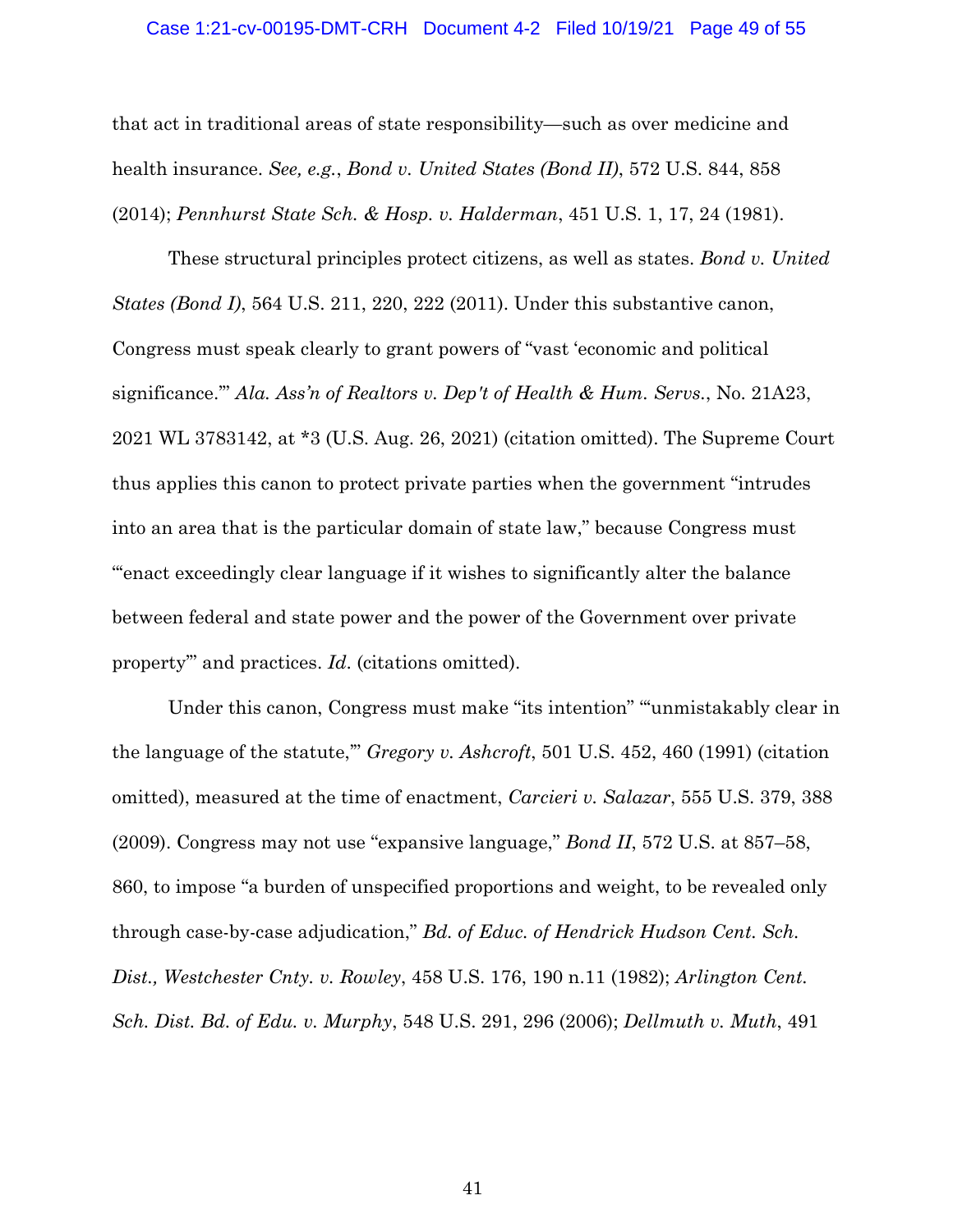that act in traditional areas of state responsibility—such as over medicine and health insurance. *See, e.g.*, *Bond v. United States (Bond II)*, 572 U.S. 844, 858 (2014); *Pennhurst State Sch. & Hosp. v. Halderman*, 451 U.S. 1, 17, 24 (1981).

These structural principles protect citizens, as well as states. *Bond v. United States (Bond I)*, 564 U.S. 211, 220, 222 (2011). Under this substantive canon, Congress must speak clearly to grant powers of "vast 'economic and political significance.'" *Ala. Ass'n of Realtors v. Dep't of Health & Hum. Servs.*, No. 21A23, 2021 WL 3783142, at *3 (U.S. Aug. 26, 2021) (citation omitted). The Supreme Court thus applies this canon to protect private parties when the government "intrudes into an area that is the particular domain of state law," because Congress must "'enact exceedingly clear language if it wishes to significantly alter the balance between federal and state power and the power of the Government over private property'" and practices. *Id.* (citations omitted).

Under this canon, Congress must make "its intention" "'unmistakably clear in the language of the statute,'" *Gregory v. Ashcroft*, 501 U.S. 452, 460 (1991) (citation omitted), measured at the time of enactment, *Carcieri v. Salazar*, 555 U.S. 379, 388 (2009). Congress may not use "expansive language," *Bond II*, 572 U.S. at 857–58, 860, to impose "a burden of unspecified proportions and weight, to be revealed only through case-by-case adjudication," *Bd. of Educ. of Hendrick Hudson Cent. Sch. Dist., Westchester Cnty. v. Rowley*, 458 U.S. 176, 190 n.11 (1982); *Arlington Cent. Sch. Dist. Bd. of Edu. v. Murphy*, 548 U.S. 291, 296 (2006); *Dellmuth v. Muth*, 491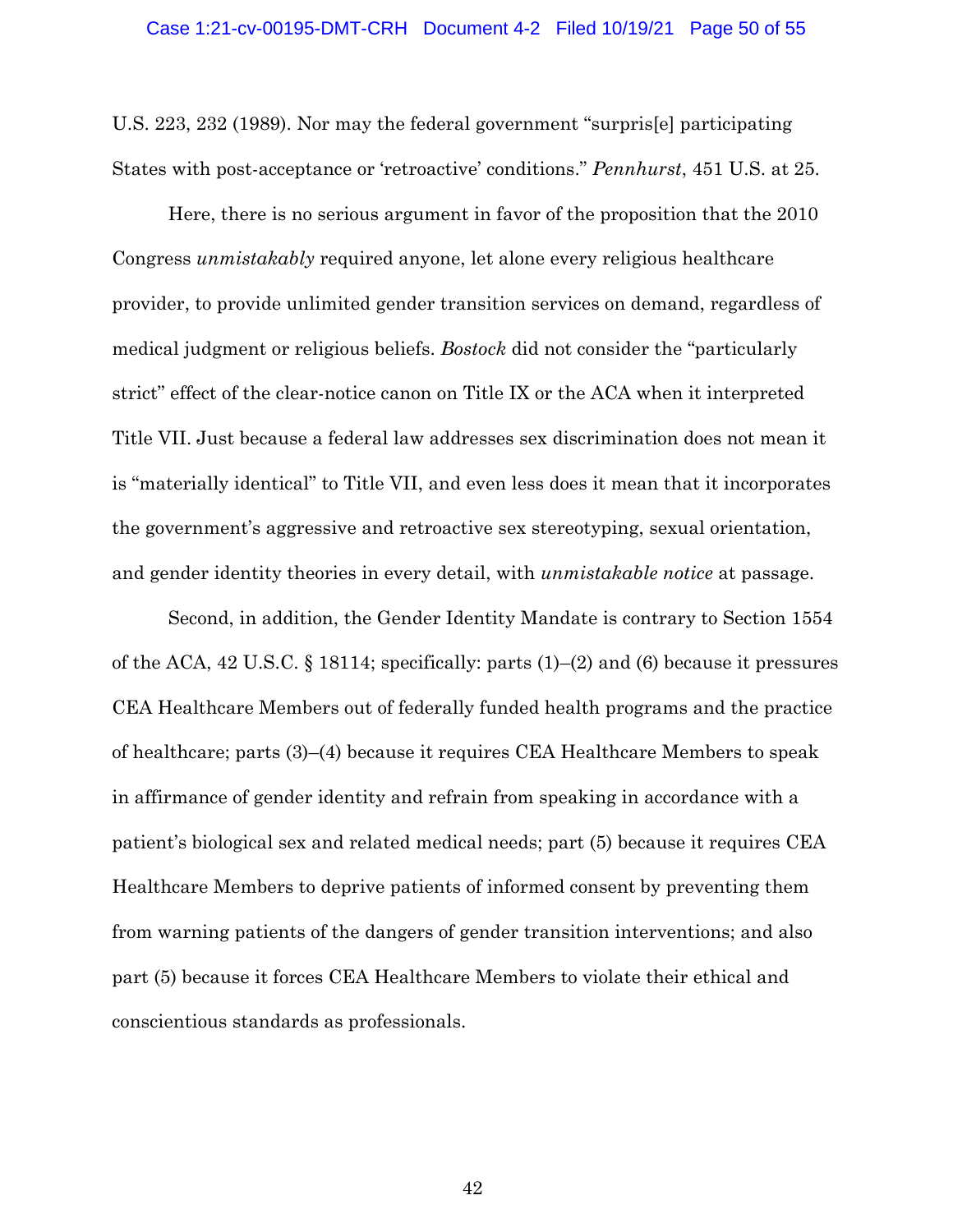U.S. 223, 232 (1989). Nor may the federal government "surpris[e] participating States with post-acceptance or 'retroactive' conditions." *Pennhurst*, 451 U.S. at 25.

Here, there is no serious argument in favor of the proposition that the 2010 Congress *unmistakably* required anyone, let alone every religious healthcare provider, to provide unlimited gender transition services on demand, regardless of medical judgment or religious beliefs. *Bostock* did not consider the "particularly strict" effect of the clear-notice canon on Title IX or the ACA when it interpreted Title VII. Just because a federal law addresses sex discrimination does not mean it is "materially identical" to Title VII, and even less does it mean that it incorporates the government's aggressive and retroactive sex stereotyping, sexual orientation, and gender identity theories in every detail, with *unmistakable notice* at passage.

Second, in addition, the Gender Identity Mandate is contrary to Section 1554 of the ACA, 42 U.S.C. § 18114; specifically: parts (1)–(2) and (6) because it pressures CEA Healthcare Members out of federally funded health programs and the practice of healthcare; parts (3)–(4) because it requires CEA Healthcare Members to speak in affirmance of gender identity and refrain from speaking in accordance with a patient's biological sex and related medical needs; part (5) because it requires CEA Healthcare Members to deprive patients of informed consent by preventing them from warning patients of the dangers of gender transition interventions; and also part (5) because it forces CEA Healthcare Members to violate their ethical and conscientious standards as professionals.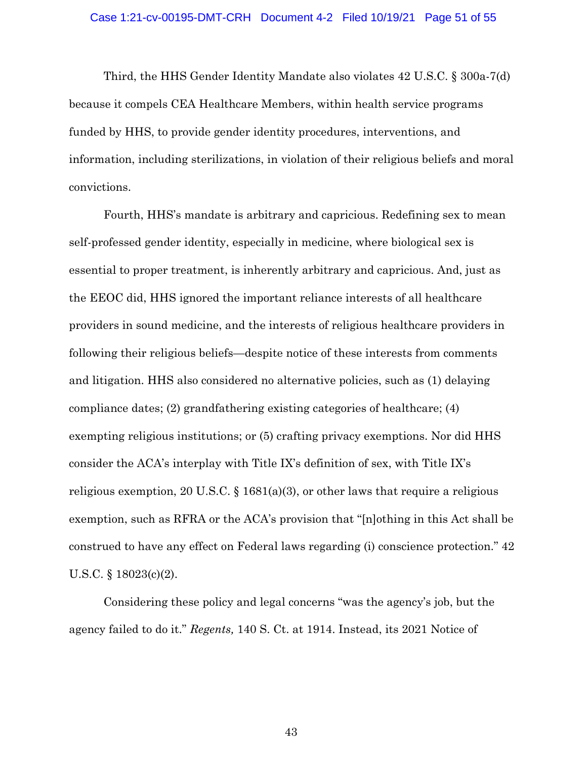Third, the HHS Gender Identity Mandate also violates 42 U.S.C. § 300a-7(d) because it compels CEA Healthcare Members, within health service programs funded by HHS, to provide gender identity procedures, interventions, and information, including sterilizations, in violation of their religious beliefs and moral convictions.

Fourth, HHS's mandate is arbitrary and capricious. Redefining sex to mean self-professed gender identity, especially in medicine, where biological sex is essential to proper treatment, is inherently arbitrary and capricious. And, just as the EEOC did, HHS ignored the important reliance interests of all healthcare providers in sound medicine, and the interests of religious healthcare providers in following their religious beliefs—despite notice of these interests from comments and litigation. HHS also considered no alternative policies, such as (1) delaying compliance dates; (2) grandfathering existing categories of healthcare; (4) exempting religious institutions; or (5) crafting privacy exemptions. Nor did HHS consider the ACA's interplay with Title IX's definition of sex, with Title IX's religious exemption, 20 U.S.C. § 1681(a)(3), or other laws that require a religious exemption, such as RFRA or the ACA's provision that "[n]othing in this Act shall be construed to have any effect on Federal laws regarding (i) conscience protection." 42 U.S.C. § 18023(c)(2).

Considering these policy and legal concerns "was the agency's job, but the agency failed to do it." *Regents,* 140 S. Ct. at 1914. Instead, its 2021 Notice of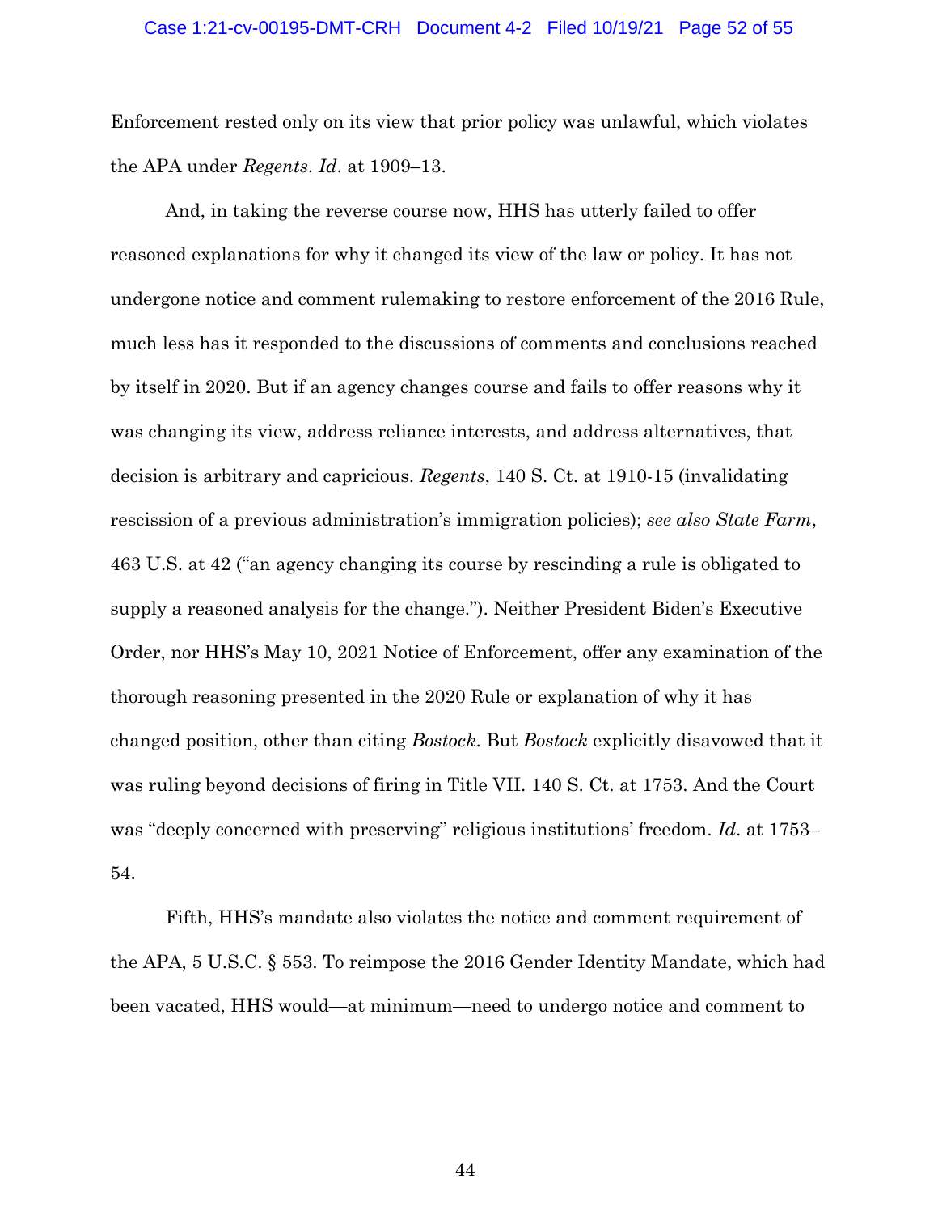Enforcement rested only on its view that prior policy was unlawful, which violates the APA under *Regents*. *Id*. at 1909–13.

And, in taking the reverse course now, HHS has utterly failed to offer reasoned explanations for why it changed its view of the law or policy. It has not undergone notice and comment rulemaking to restore enforcement of the 2016 Rule, much less has it responded to the discussions of comments and conclusions reached by itself in 2020. But if an agency changes course and fails to offer reasons why it was changing its view, address reliance interests, and address alternatives, that decision is arbitrary and capricious. *Regents*, 140 S. Ct. at 1910-15 (invalidating rescission of a previous administration's immigration policies); *see also State Farm*, 463 U.S. at 42 ("an agency changing its course by rescinding a rule is obligated to supply a reasoned analysis for the change."). Neither President Biden's Executive Order, nor HHS's May 10, 2021 Notice of Enforcement, offer any examination of the thorough reasoning presented in the 2020 Rule or explanation of why it has changed position, other than citing *Bostock*. But *Bostock* explicitly disavowed that it was ruling beyond decisions of firing in Title VII. 140 S. Ct. at 1753. And the Court was "deeply concerned with preserving" religious institutions' freedom. *Id*. at 1753–54.

Fifth, HHS's mandate also violates the notice and comment requirement of the APA, 5 U.S.C. § 553. To reimpose the 2016 Gender Identity Mandate, which had been vacated, HHS would—at minimum—need to undergo notice and comment to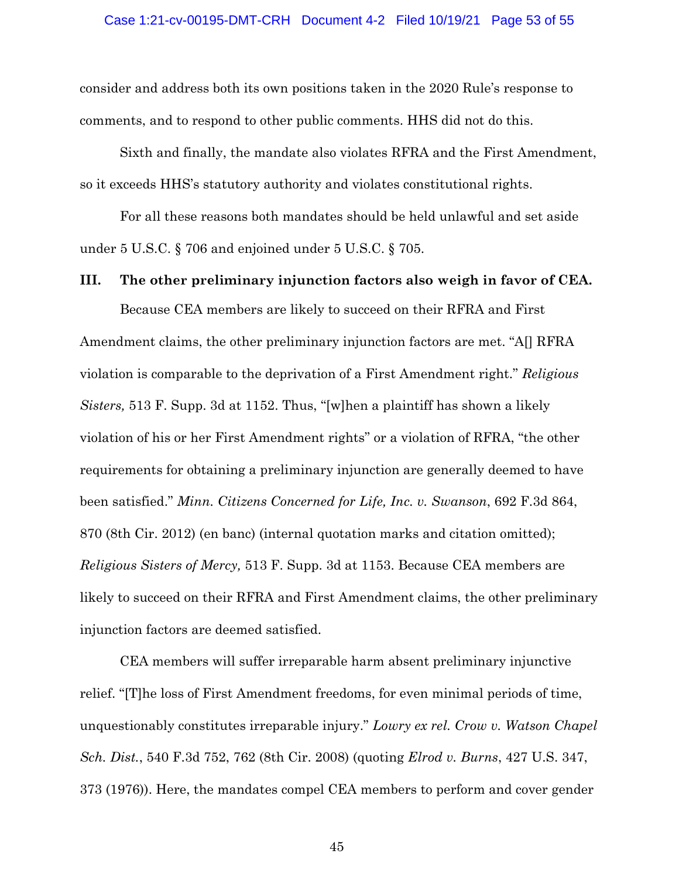consider and address both its own positions taken in the 2020 Rule's response to comments, and to respond to other public comments. HHS did not do this.

Sixth and finally, the mandate also violates RFRA and the First Amendment, so it exceeds HHS's statutory authority and violates constitutional rights.

For all these reasons both mandates should be held unlawful and set aside under 5 U.S.C. § 706 and enjoined under 5 U.S.C. § 705.

## III. The other preliminary injunction factors also weigh in favor of CEA.

Because CEA members are likely to succeed on their RFRA and First Amendment claims, the other preliminary injunction factors are met. "A[] RFRA violation is comparable to the deprivation of a First Amendment right." *Religious Sisters,* 513 F. Supp. 3d at 1152. Thus, "[w]hen a plaintiff has shown a likely violation of his or her First Amendment rights" or a violation of RFRA, "the other requirements for obtaining a preliminary injunction are generally deemed to have been satisfied." *Minn. Citizens Concerned for Life, Inc. v. Swanson*, 692 F.3d 864, 870 (8th Cir. 2012) (en banc) (internal quotation marks and citation omitted); *Religious Sisters of Mercy,* 513 F. Supp. 3d at 1153. Because CEA members are likely to succeed on their RFRA and First Amendment claims, the other preliminary injunction factors are deemed satisfied.

CEA members will suffer irreparable harm absent preliminary injunctive relief. "[T]he loss of First Amendment freedoms, for even minimal periods of time, unquestionably constitutes irreparable injury." *Lowry ex rel. Crow v. Watson Chapel Sch. Dist.*, 540 F.3d 752, 762 (8th Cir. 2008) (quoting *Elrod v. Burns*, 427 U.S. 347, 373 (1976)). Here, the mandates compel CEA members to perform and cover gender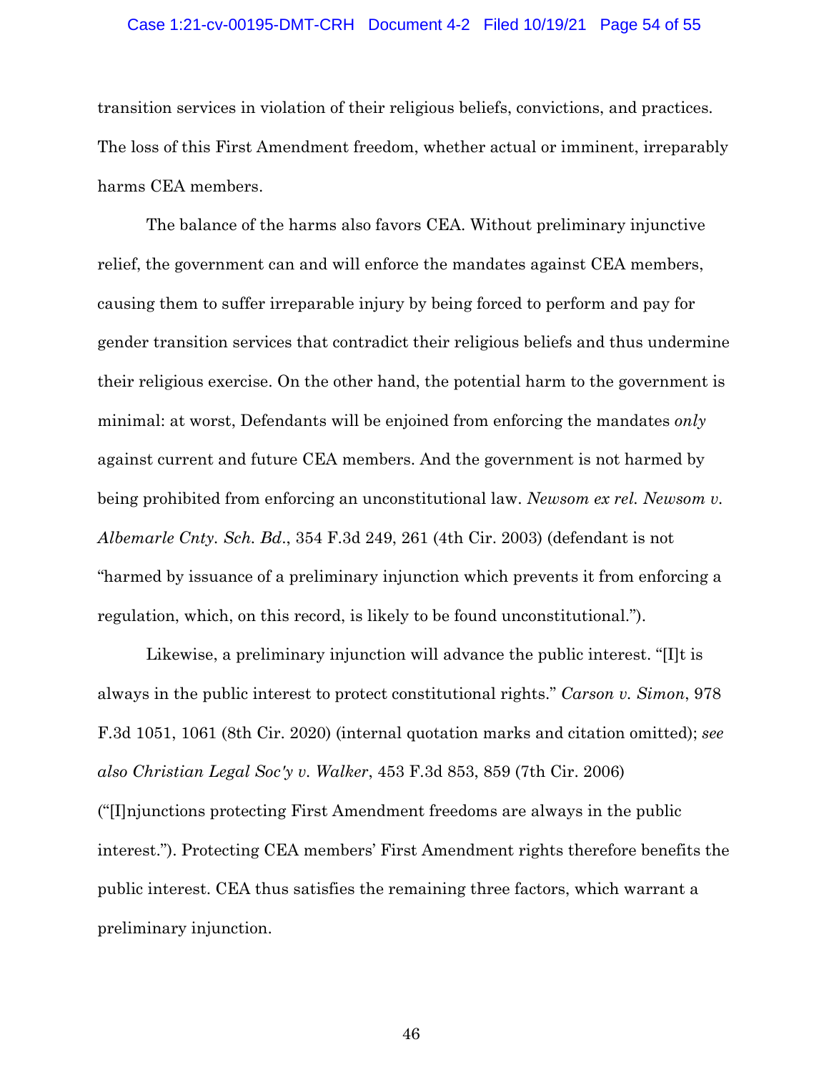transition services in violation of their religious beliefs, convictions, and practices. The loss of this First Amendment freedom, whether actual or imminent, irreparably harms CEA members.

The balance of the harms also favors CEA. Without preliminary injunctive relief, the government can and will enforce the mandates against CEA members, causing them to suffer irreparable injury by being forced to perform and pay for gender transition services that contradict their religious beliefs and thus undermine their religious exercise. On the other hand, the potential harm to the government is minimal: at worst, Defendants will be enjoined from enforcing the mandates *only* against current and future CEA members. And the government is not harmed by being prohibited from enforcing an unconstitutional law. *Newsom ex rel. Newsom v. Albemarle Cnty. Sch. Bd.*, 354 F.3d 249, 261 (4th Cir. 2003) (defendant is not "harmed by issuance of a preliminary injunction which prevents it from enforcing a regulation, which, on this record, is likely to be found unconstitutional.").

Likewise, a preliminary injunction will advance the public interest. "[I]t is always in the public interest to protect constitutional rights." *Carson v. Simon*, 978 F.3d 1051, 1061 (8th Cir. 2020) (internal quotation marks and citation omitted); *see also Christian Legal Soc'y v. Walker*, 453 F.3d 853, 859 (7th Cir. 2006) ("[I]njunctions protecting First Amendment freedoms are always in the public interest."). Protecting CEA members' First Amendment rights therefore benefits the public interest. CEA thus satisfies the remaining three factors, which warrant a preliminary injunction.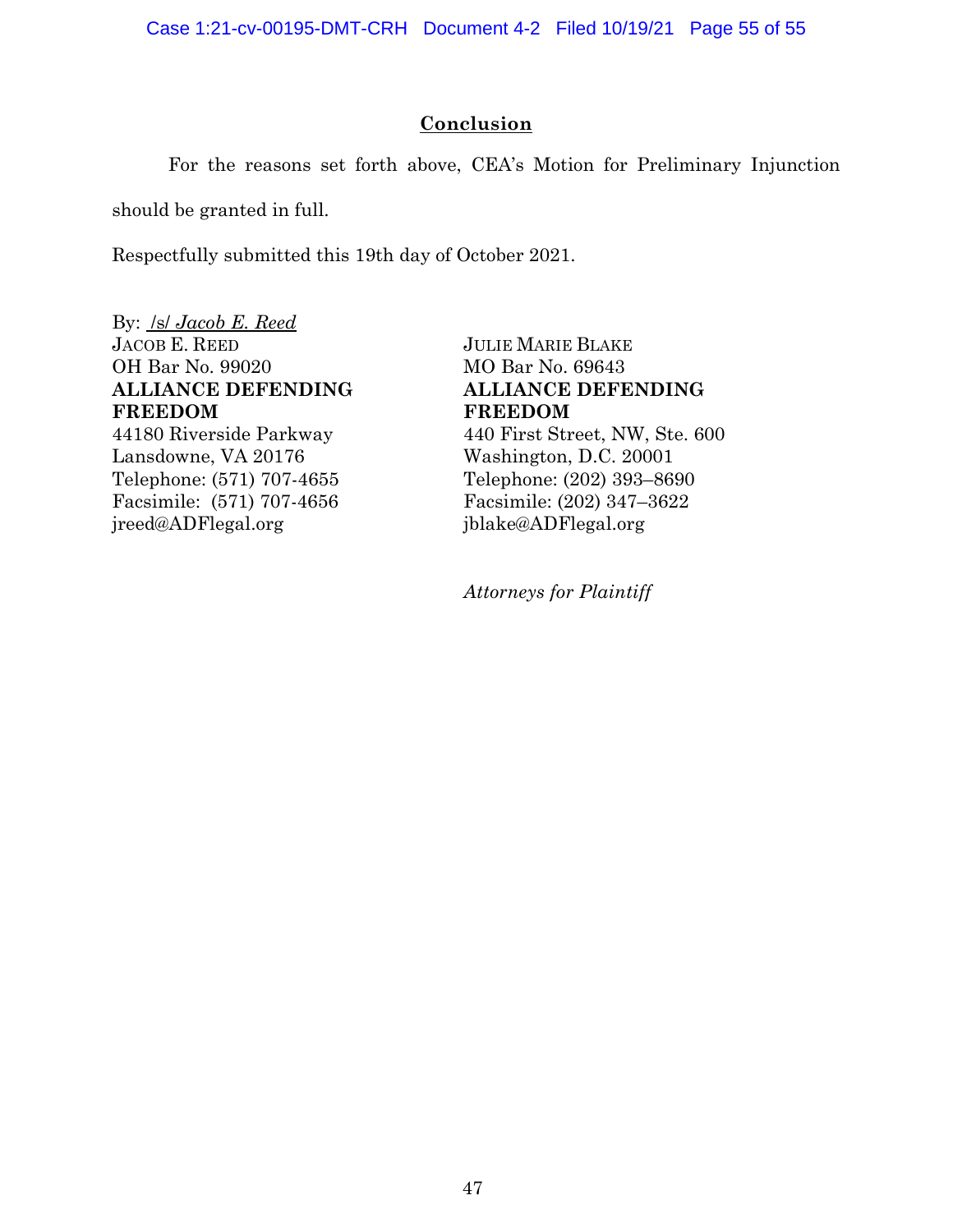## Conclusion

For the reasons set forth above, CEA's Motion for Preliminary Injunction should be granted in full.

Respectfully submitted this 19th day of October 2021.

By: /s/ *Jacob E. Reed*
JACOB E. REED
OH Bar No. 99020
**ALLIANCE DEFENDING FREEDOM**
44180 Riverside Parkway
Lansdowne, VA 20176
Telephone: (571) 707-4655
Facsimile: (571) 707-4656
jreed@ADFlegal.org

JULIE MARIE BLAKE
MO Bar No. 69643
**ALLIANCE DEFENDING FREEDOM**
440 First Street, NW, Ste. 600
Washington, D.C. 20001
Telephone: (202) 393–8690
Facsimile: (202) 347–3622
jblake@ADFlegal.org

*Attorneys for Plaintiff*